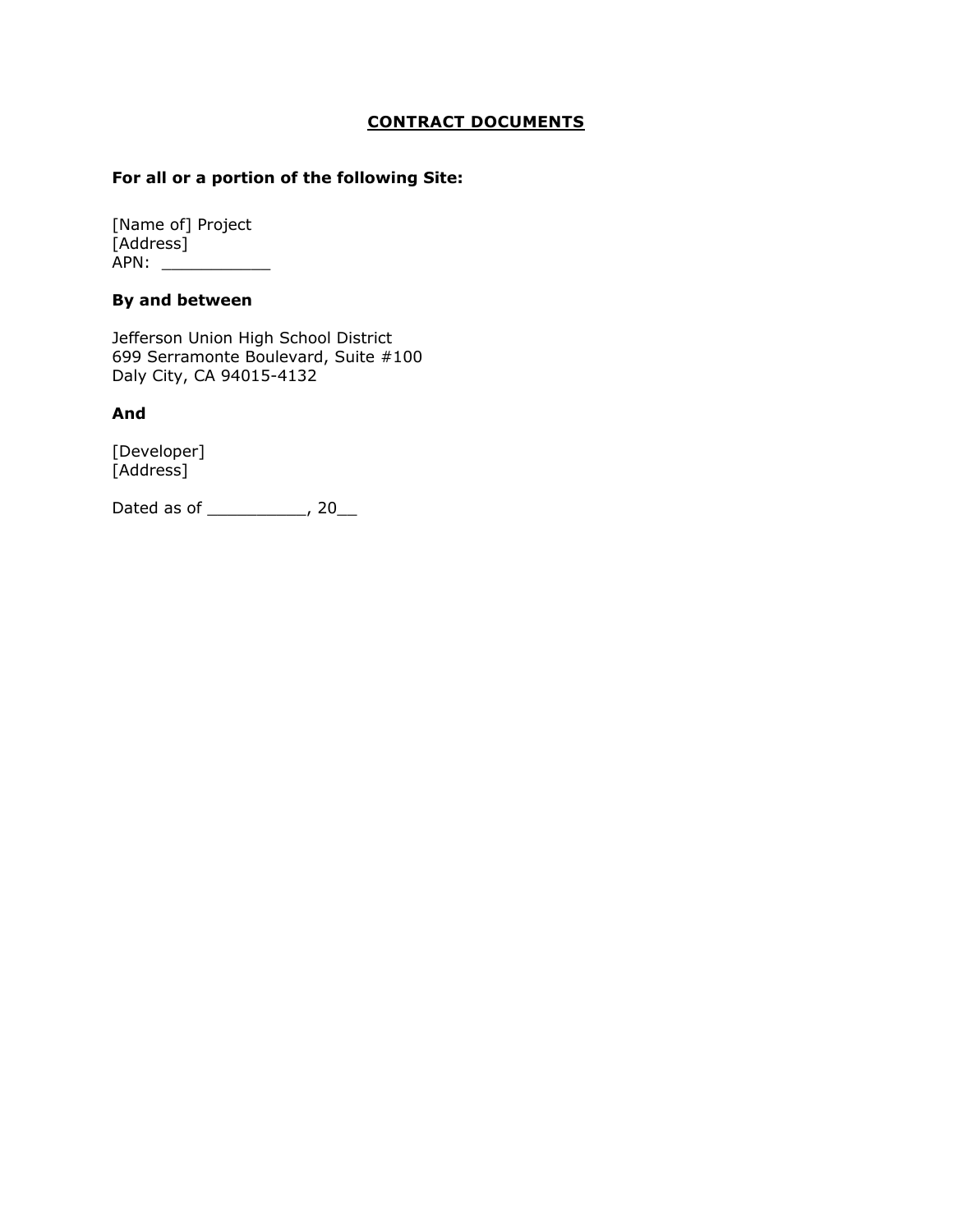# **CONTRACT DOCUMENTS**

**For all or a portion of the following Site:**

[Name of] Project
[Address]
APN: ___________

**By and between**

Jefferson Union High School District
699 Serramonte Boulevard, Suite #100
Daly City, CA 94015-4132

**And**

[Developer]
[Address]

Dated as of __________, 20__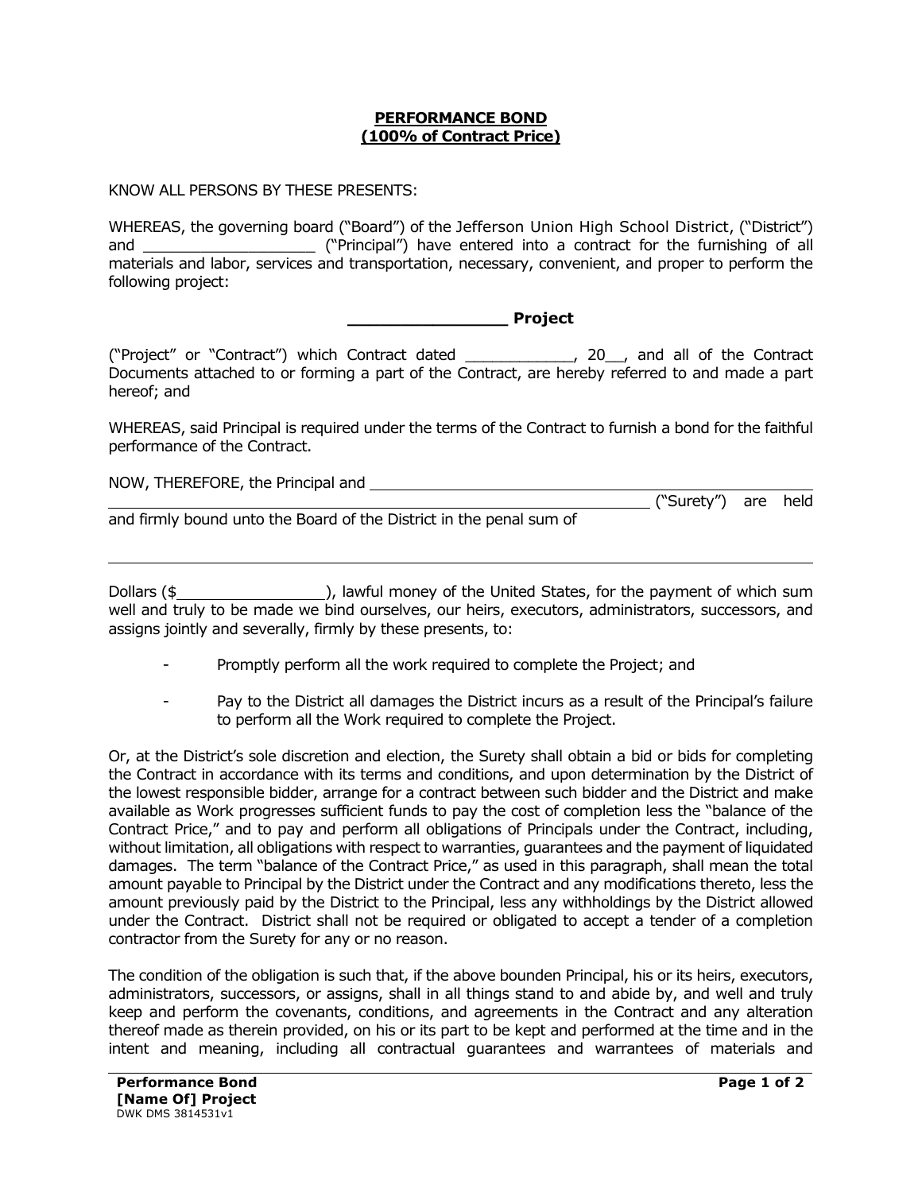**PERFORMANCE BOND**
**(100% of Contract Price)**

KNOW ALL PERSONS BY THESE PRESENTS:

WHEREAS, the governing board ("Board") of the Jefferson Union High School District, ("District") and ___________________ ("Principal") have entered into a contract for the furnishing of all materials and labor, services and transportation, necessary, convenient, and proper to perform the following project:

**_______________ Project**

("Project" or "Contract") which Contract dated ____________, 20__, and all of the Contract Documents attached to or forming a part of the Contract, are hereby referred to and made a part hereof; and

WHEREAS, said Principal is required under the terms of the Contract to furnish a bond for the faithful performance of the Contract.

NOW, THEREFORE, the Principal and ________________________________________
____________________________________________________________________ ("Surety") are held and firmly bound unto the Board of the District in the penal sum of

____________________________________________________________________

Dollars ($_________________), lawful money of the United States, for the payment of which sum well and truly to be made we bind ourselves, our heirs, executors, administrators, successors, and assigns jointly and severally, firmly by these presents, to:

- Promptly perform all the work required to complete the Project; and
- Pay to the District all damages the District incurs as a result of the Principal's failure to perform all the Work required to complete the Project.

Or, at the District's sole discretion and election, the Surety shall obtain a bid or bids for completing the Contract in accordance with its terms and conditions, and upon determination by the District of the lowest responsible bidder, arrange for a contract between such bidder and the District and make available as Work progresses sufficient funds to pay the cost of completion less the "balance of the Contract Price," and to pay and perform all obligations of Principals under the Contract, including, without limitation, all obligations with respect to warranties, guarantees and the payment of liquidated damages. The term "balance of the Contract Price," as used in this paragraph, shall mean the total amount payable to Principal by the District under the Contract and any modifications thereto, less the amount previously paid by the District to the Principal, less any withholdings by the District allowed under the Contract. District shall not be required or obligated to accept a tender of a completion contractor from the Surety for any or no reason.

The condition of the obligation is such that, if the above bounden Principal, his or its heirs, executors, administrators, successors, or assigns, shall in all things stand to and abide by, and well and truly keep and perform the covenants, conditions, and agreements in the Contract and any alteration thereof made as therein provided, on his or its part to be kept and performed at the time and in the intent and meaning, including all contractual guarantees and warrantees of materials and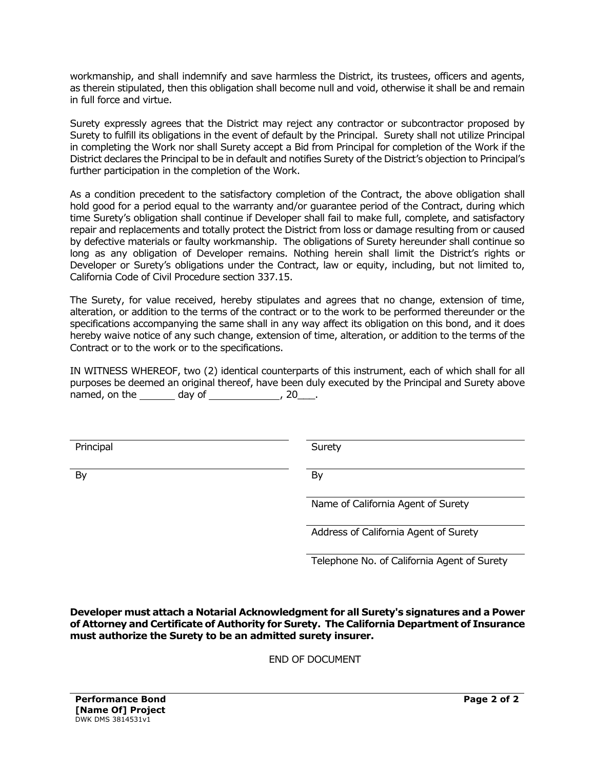workmanship, and shall indemnify and save harmless the District, its trustees, officers and agents, as therein stipulated, then this obligation shall become null and void, otherwise it shall be and remain in full force and virtue.

Surety expressly agrees that the District may reject any contractor or subcontractor proposed by Surety to fulfill its obligations in the event of default by the Principal. Surety shall not utilize Principal in completing the Work nor shall Surety accept a Bid from Principal for completion of the Work if the District declares the Principal to be in default and notifies Surety of the District's objection to Principal's further participation in the completion of the Work.

As a condition precedent to the satisfactory completion of the Contract, the above obligation shall hold good for a period equal to the warranty and/or guarantee period of the Contract, during which time Surety's obligation shall continue if Developer shall fail to make full, complete, and satisfactory repair and replacements and totally protect the District from loss or damage resulting from or caused by defective materials or faulty workmanship. The obligations of Surety hereunder shall continue so long as any obligation of Developer remains. Nothing herein shall limit the District's rights or Developer or Surety's obligations under the Contract, law or equity, including, but not limited to, California Code of Civil Procedure section 337.15.

The Surety, for value received, hereby stipulates and agrees that no change, extension of time, alteration, or addition to the terms of the contract or to the work to be performed thereunder or the specifications accompanying the same shall in any way affect its obligation on this bond, and it does hereby waive notice of any such change, extension of time, alteration, or addition to the terms of the Contract or to the work or to the specifications.

IN WITNESS WHEREOF, two (2) identical counterparts of this instrument, each of which shall for all purposes be deemed an original thereof, have been duly executed by the Principal and Surety above named, on the _______ day of _____________, 20___.

| | |
|---|---|
| Principal | Surety |
| By | By |
| | Name of California Agent of Surety |
| | Address of California Agent of Surety |
| | Telephone No. of California Agent of Surety |

**Developer must attach a Notarial Acknowledgment for all Surety's signatures and a Power of Attorney and Certificate of Authority for Surety. The California Department of Insurance must authorize the Surety to be an admitted surety insurer.**

END OF DOCUMENT

**Performance Bond**
**[Name Of] Project**
DWK DMS 3814531v1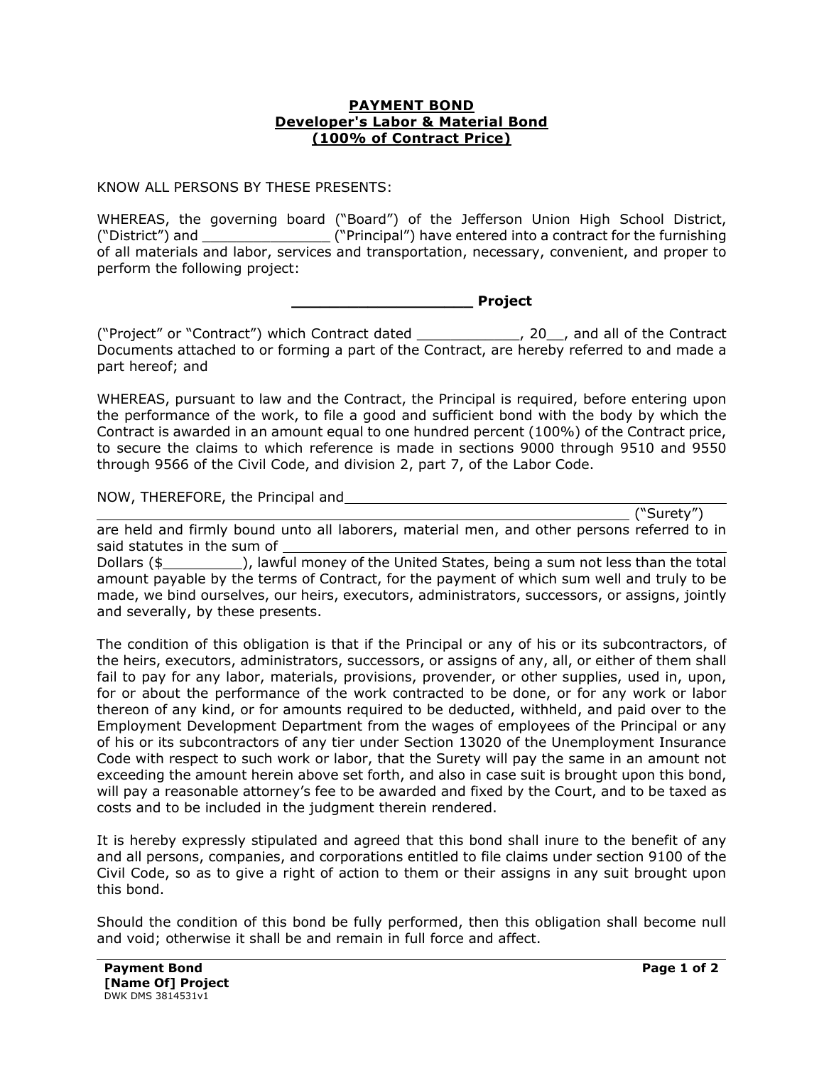**PAYMENT BOND**
**Developer's Labor & Material Bond**
**(100% of Contract Price)**

KNOW ALL PERSONS BY THESE PRESENTS:

WHEREAS, the governing board ("Board") of the Jefferson Union High School District, ("District") and _______________ ("Principal") have entered into a contract for the furnishing of all materials and labor, services and transportation, necessary, convenient, and proper to perform the following project:

**____________________ Project**

("Project" or "Contract") which Contract dated ____________, 20__, and all of the Contract Documents attached to or forming a part of the Contract, are hereby referred to and made a part hereof; and

WHEREAS, pursuant to law and the Contract, the Principal is required, before entering upon the performance of the work, to file a good and sufficient bond with the body by which the Contract is awarded in an amount equal to one hundred percent (100%) of the Contract price, to secure the claims to which reference is made in sections 9000 through 9510 and 9550 through 9566 of the Civil Code, and division 2, part 7, of the Labor Code.

NOW, THEREFORE, the Principal and ____________________________________________ ____________________________________________________________ ("Surety") are held and firmly bound unto all laborers, material men, and other persons referred to in said statutes in the sum of ____________________________________________ Dollars ($_________), lawful money of the United States, being a sum not less than the total amount payable by the terms of Contract, for the payment of which sum well and truly to be made, we bind ourselves, our heirs, executors, administrators, successors, or assigns, jointly and severally, by these presents.

The condition of this obligation is that if the Principal or any of his or its subcontractors, of the heirs, executors, administrators, successors, or assigns of any, all, or either of them shall fail to pay for any labor, materials, provisions, provender, or other supplies, used in, upon, for or about the performance of the work contracted to be done, or for any work or labor thereon of any kind, or for amounts required to be deducted, withheld, and paid over to the Employment Development Department from the wages of employees of the Principal or any of his or its subcontractors of any tier under Section 13020 of the Unemployment Insurance Code with respect to such work or labor, that the Surety will pay the same in an amount not exceeding the amount herein above set forth, and also in case suit is brought upon this bond, will pay a reasonable attorney's fee to be awarded and fixed by the Court, and to be taxed as costs and to be included in the judgment therein rendered.

It is hereby expressly stipulated and agreed that this bond shall inure to the benefit of any and all persons, companies, and corporations entitled to file claims under section 9100 of the Civil Code, so as to give a right of action to them or their assigns in any suit brought upon this bond.

Should the condition of this bond be fully performed, then this obligation shall become null and void; otherwise it shall be and remain in full force and affect.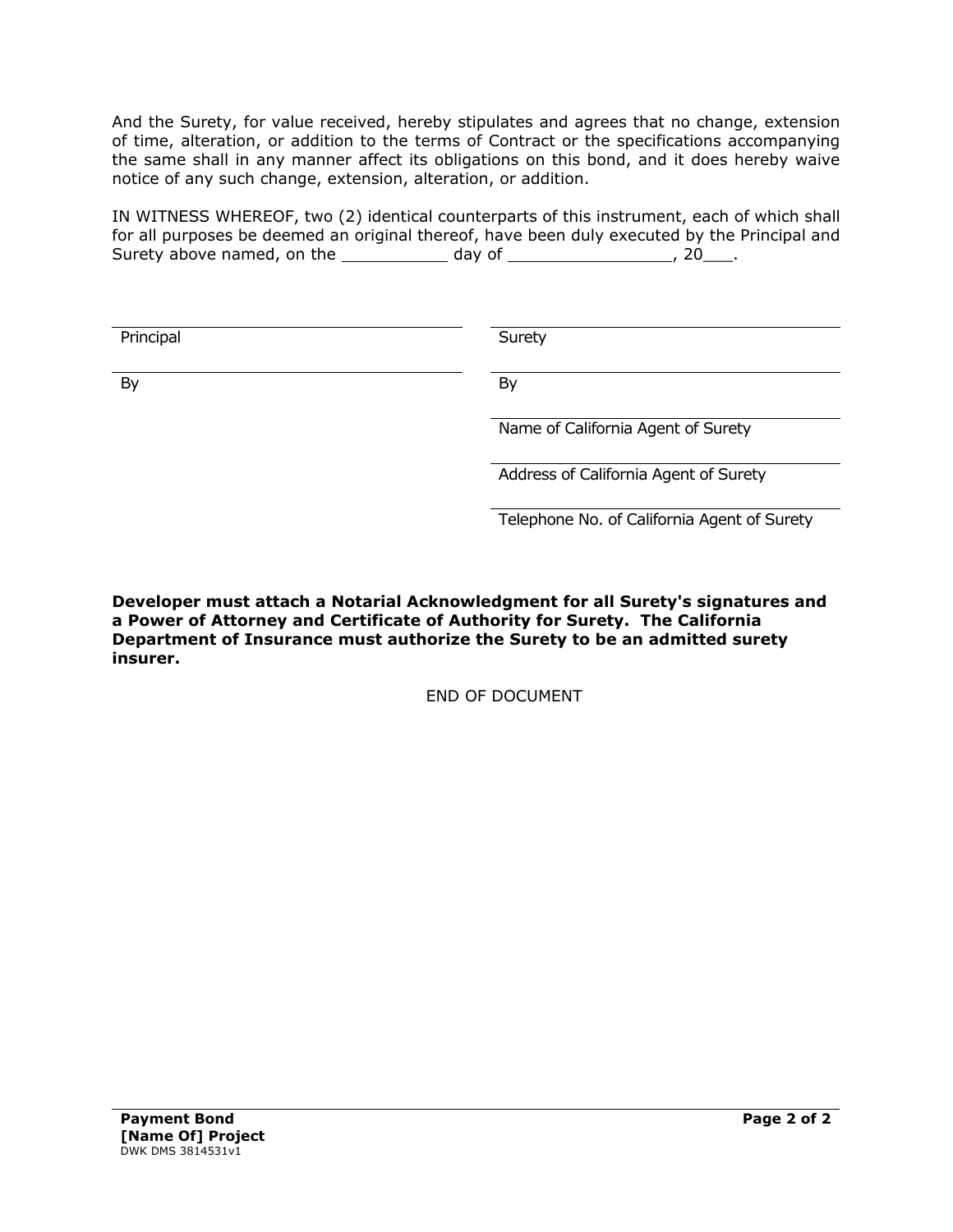And the Surety, for value received, hereby stipulates and agrees that no change, extension of time, alteration, or addition to the terms of Contract or the specifications accompanying the same shall in any manner affect its obligations on this bond, and it does hereby waive notice of any such change, extension, alteration, or addition.

IN WITNESS WHEREOF, two (2) identical counterparts of this instrument, each of which shall for all purposes be deemed an original thereof, have been duly executed by the Principal and Surety above named, on the ___________ day of _________________, 20___.

| | |
|---|---|
| ______________________________ | ______________________________ |
| Principal | Surety |
| ______________________________ | ______________________________ |
| By | By |
| | ______________________________ |
| | Name of California Agent of Surety |
| | ______________________________ |
| | Address of California Agent of Surety |
| | ______________________________ |
| | Telephone No. of California Agent of Surety |

**Developer must attach a Notarial Acknowledgment for all Surety's signatures and a Power of Attorney and Certificate of Authority for Surety. The California Department of Insurance must authorize the Surety to be an admitted surety insurer.**

END OF DOCUMENT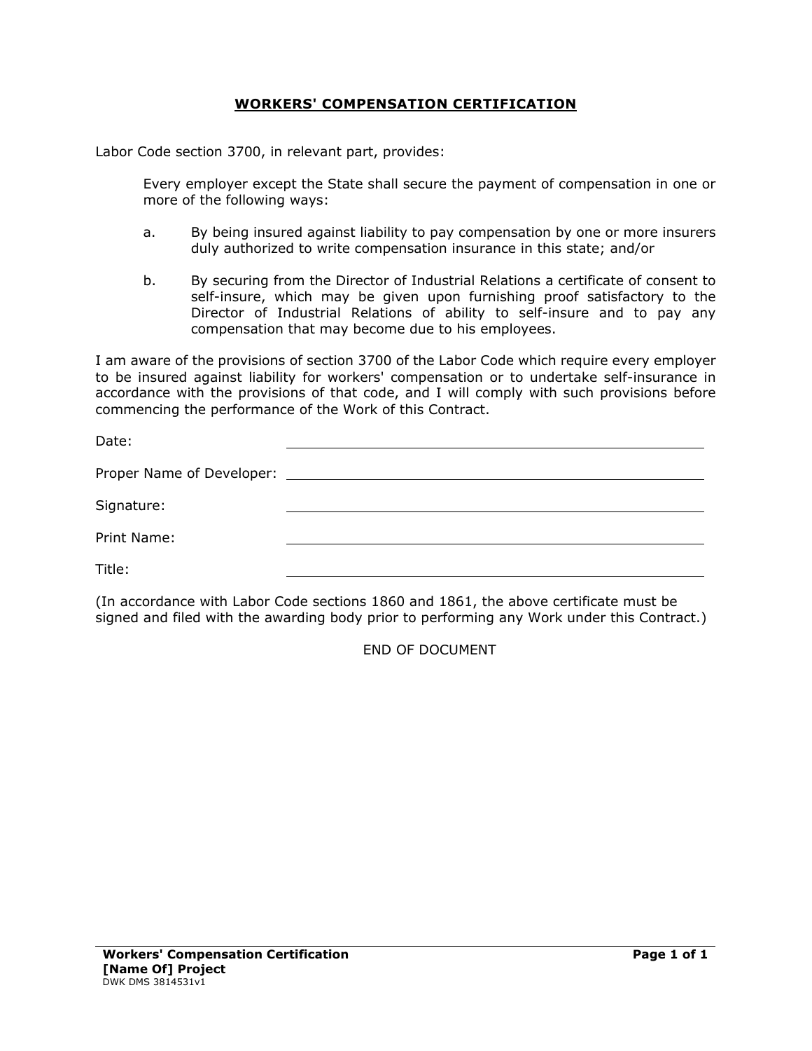# WORKERS' COMPENSATION CERTIFICATION

Labor Code section 3700, in relevant part, provides:

> Every employer except the State shall secure the payment of compensation in one or more of the following ways:
>
> a. By being insured against liability to pay compensation by one or more insurers duly authorized to write compensation insurance in this state; and/or
>
> b. By securing from the Director of Industrial Relations a certificate of consent to self-insure, which may be given upon furnishing proof satisfactory to the Director of Industrial Relations of ability to self-insure and to pay any compensation that may become due to his employees.

I am aware of the provisions of section 3700 of the Labor Code which require every employer to be insured against liability for workers' compensation or to undertake self-insurance in accordance with the provisions of that code, and I will comply with such provisions before commencing the performance of the Work of this Contract.

Date: ______________________________

Proper Name of Developer: ______________________________

Signature: ______________________________

Print Name: ______________________________

Title: ______________________________

(In accordance with Labor Code sections 1860 and 1861, the above certificate must be signed and filed with the awarding body prior to performing any Work under this Contract.)

END OF DOCUMENT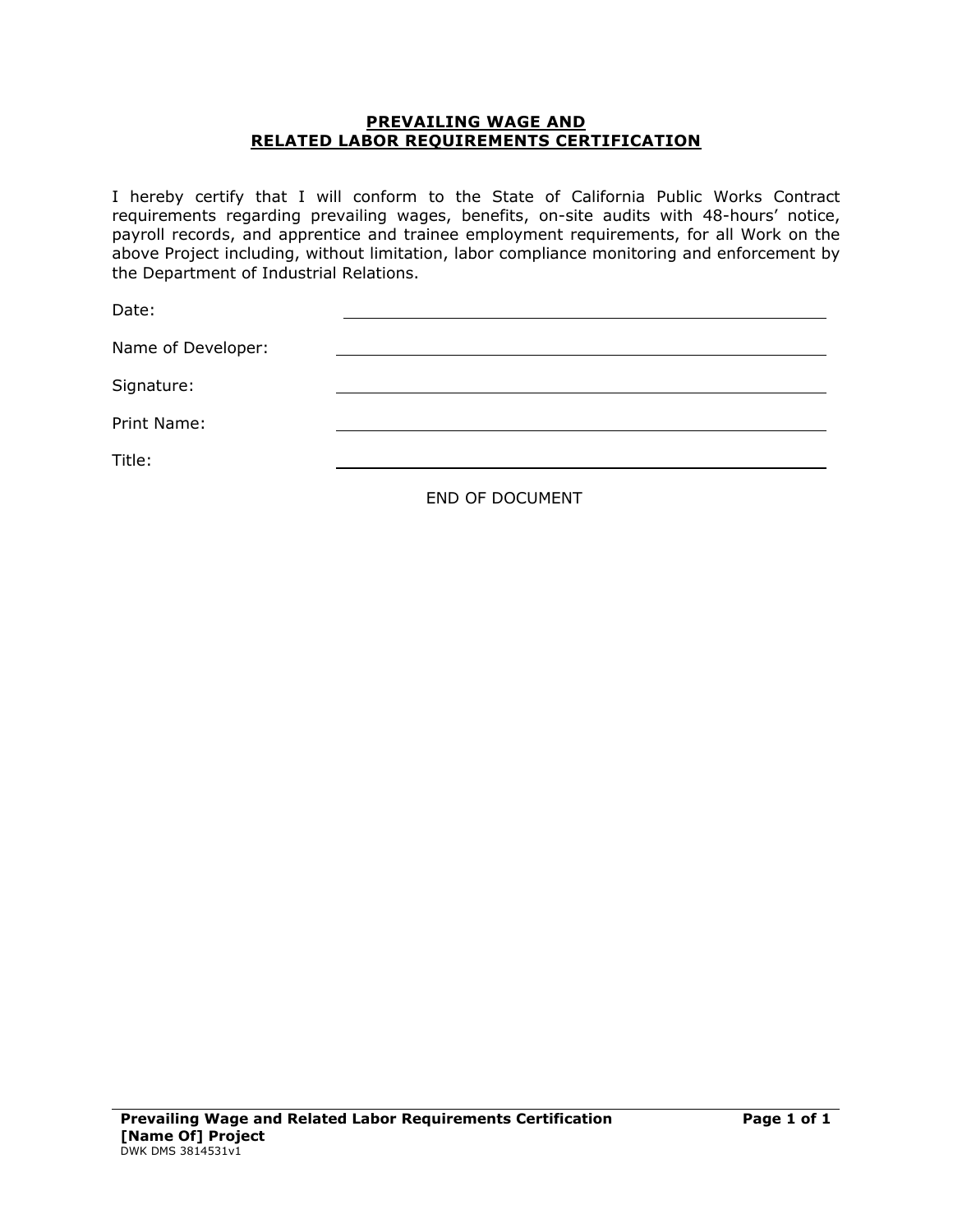# PREVAILING WAGE AND RELATED LABOR REQUIREMENTS CERTIFICATION

I hereby certify that I will conform to the State of California Public Works Contract requirements regarding prevailing wages, benefits, on-site audits with 48-hours' notice, payroll records, and apprentice and trainee employment requirements, for all Work on the above Project including, without limitation, labor compliance monitoring and enforcement by the Department of Industrial Relations.

Date: \_\_\_\_\_\_\_\_\_\_\_\_\_\_\_\_\_\_\_\_\_\_\_\_\_\_\_\_\_\_\_\_\_\_\_\_\_\_\_\_

Name of Developer: \_\_\_\_\_\_\_\_\_\_\_\_\_\_\_\_\_\_\_\_\_\_\_\_\_\_\_\_\_\_\_\_\_\_\_\_\_\_\_\_

Signature: \_\_\_\_\_\_\_\_\_\_\_\_\_\_\_\_\_\_\_\_\_\_\_\_\_\_\_\_\_\_\_\_\_\_\_\_\_\_\_\_

Print Name: \_\_\_\_\_\_\_\_\_\_\_\_\_\_\_\_\_\_\_\_\_\_\_\_\_\_\_\_\_\_\_\_\_\_\_\_\_\_\_\_

Title: \_\_\_\_\_\_\_\_\_\_\_\_\_\_\_\_\_\_\_\_\_\_\_\_\_\_\_\_\_\_\_\_\_\_\_\_\_\_\_\_

END OF DOCUMENT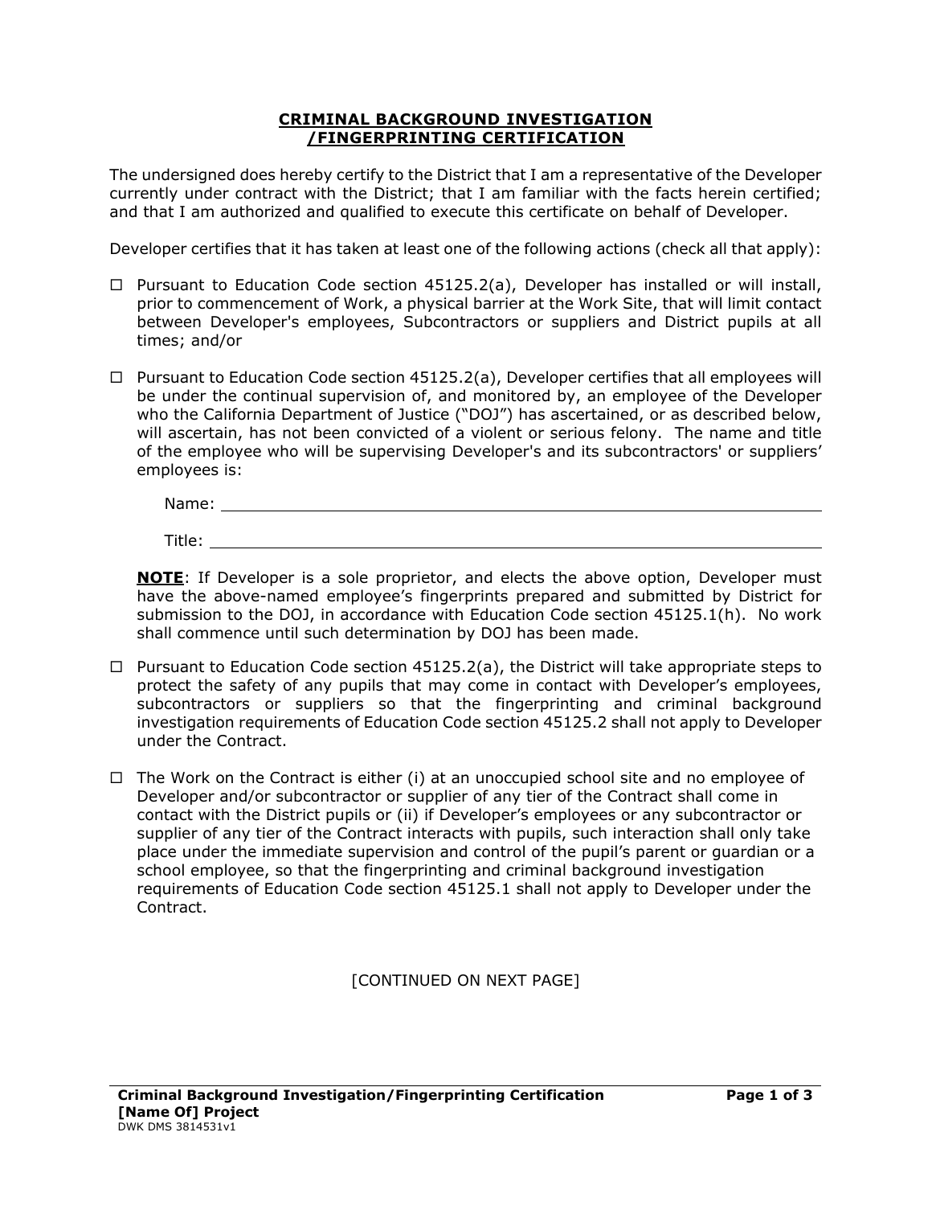# CRIMINAL BACKGROUND INVESTIGATION /FINGERPRINTING CERTIFICATION

The undersigned does hereby certify to the District that I am a representative of the Developer currently under contract with the District; that I am familiar with the facts herein certified; and that I am authorized and qualified to execute this certificate on behalf of Developer.

Developer certifies that it has taken at least one of the following actions (check all that apply):

☐ Pursuant to Education Code section 45125.2(a), Developer has installed or will install, prior to commencement of Work, a physical barrier at the Work Site, that will limit contact between Developer's employees, Subcontractors or suppliers and District pupils at all times; and/or

☐ Pursuant to Education Code section 45125.2(a), Developer certifies that all employees will be under the continual supervision of, and monitored by, an employee of the Developer who the California Department of Justice ("DOJ") has ascertained, or as described below, will ascertain, has not been convicted of a violent or serious felony. The name and title of the employee who will be supervising Developer's and its subcontractors' or suppliers' employees is:

Name: ______________________________________________

Title: ______________________________________________

**NOTE**: If Developer is a sole proprietor, and elects the above option, Developer must have the above-named employee's fingerprints prepared and submitted by District for submission to the DOJ, in accordance with Education Code section 45125.1(h). No work shall commence until such determination by DOJ has been made.

☐ Pursuant to Education Code section 45125.2(a), the District will take appropriate steps to protect the safety of any pupils that may come in contact with Developer's employees, subcontractors or suppliers so that the fingerprinting and criminal background investigation requirements of Education Code section 45125.2 shall not apply to Developer under the Contract.

☐ The Work on the Contract is either (i) at an unoccupied school site and no employee of Developer and/or subcontractor or supplier of any tier of the Contract shall come in contact with the District pupils or (ii) if Developer's employees or any subcontractor or supplier of any tier of the Contract interacts with pupils, such interaction shall only take place under the immediate supervision and control of the pupil's parent or guardian or a school employee, so that the fingerprinting and criminal background investigation requirements of Education Code section 45125.1 shall not apply to Developer under the Contract.

[CONTINUED ON NEXT PAGE]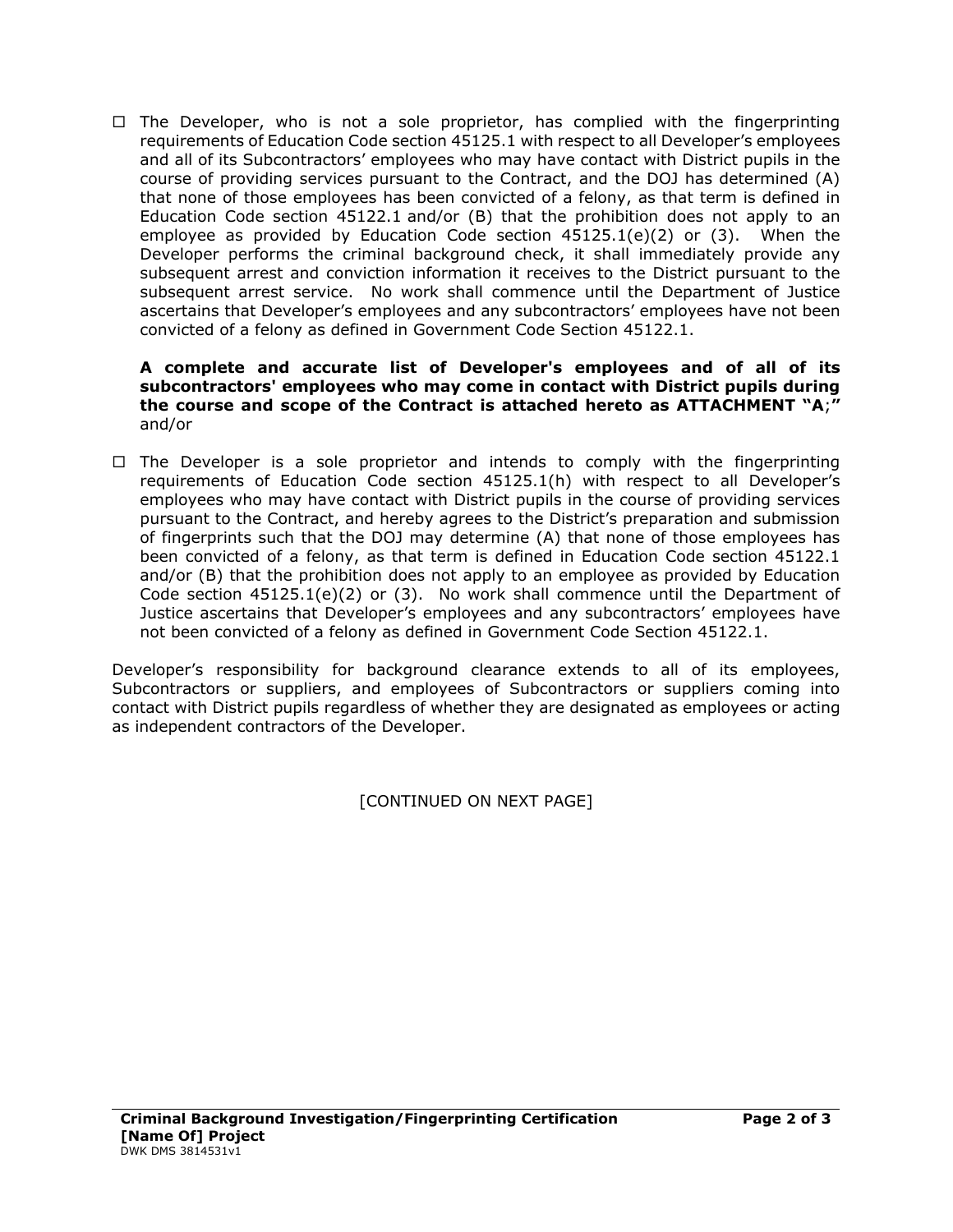☐ The Developer, who is not a sole proprietor, has complied with the fingerprinting requirements of Education Code section 45125.1 with respect to all Developer's employees and all of its Subcontractors' employees who may have contact with District pupils in the course of providing services pursuant to the Contract, and the DOJ has determined (A) that none of those employees has been convicted of a felony, as that term is defined in Education Code section 45122.1 and/or (B) that the prohibition does not apply to an employee as provided by Education Code section 45125.1(e)(2) or (3). When the Developer performs the criminal background check, it shall immediately provide any subsequent arrest and conviction information it receives to the District pursuant to the subsequent arrest service. No work shall commence until the Department of Justice ascertains that Developer's employees and any subcontractors' employees have not been convicted of a felony as defined in Government Code Section 45122.1.

**A complete and accurate list of Developer's employees and of all of its subcontractors' employees who may come in contact with District pupils during the course and scope of the Contract is attached hereto as ATTACHMENT "A**;**"** and/or

☐ The Developer is a sole proprietor and intends to comply with the fingerprinting requirements of Education Code section 45125.1(h) with respect to all Developer's employees who may have contact with District pupils in the course of providing services pursuant to the Contract, and hereby agrees to the District's preparation and submission of fingerprints such that the DOJ may determine (A) that none of those employees has been convicted of a felony, as that term is defined in Education Code section 45122.1 and/or (B) that the prohibition does not apply to an employee as provided by Education Code section 45125.1(e)(2) or (3). No work shall commence until the Department of Justice ascertains that Developer's employees and any subcontractors' employees have not been convicted of a felony as defined in Government Code Section 45122.1.

Developer's responsibility for background clearance extends to all of its employees, Subcontractors or suppliers, and employees of Subcontractors or suppliers coming into contact with District pupils regardless of whether they are designated as employees or acting as independent contractors of the Developer.

[CONTINUED ON NEXT PAGE]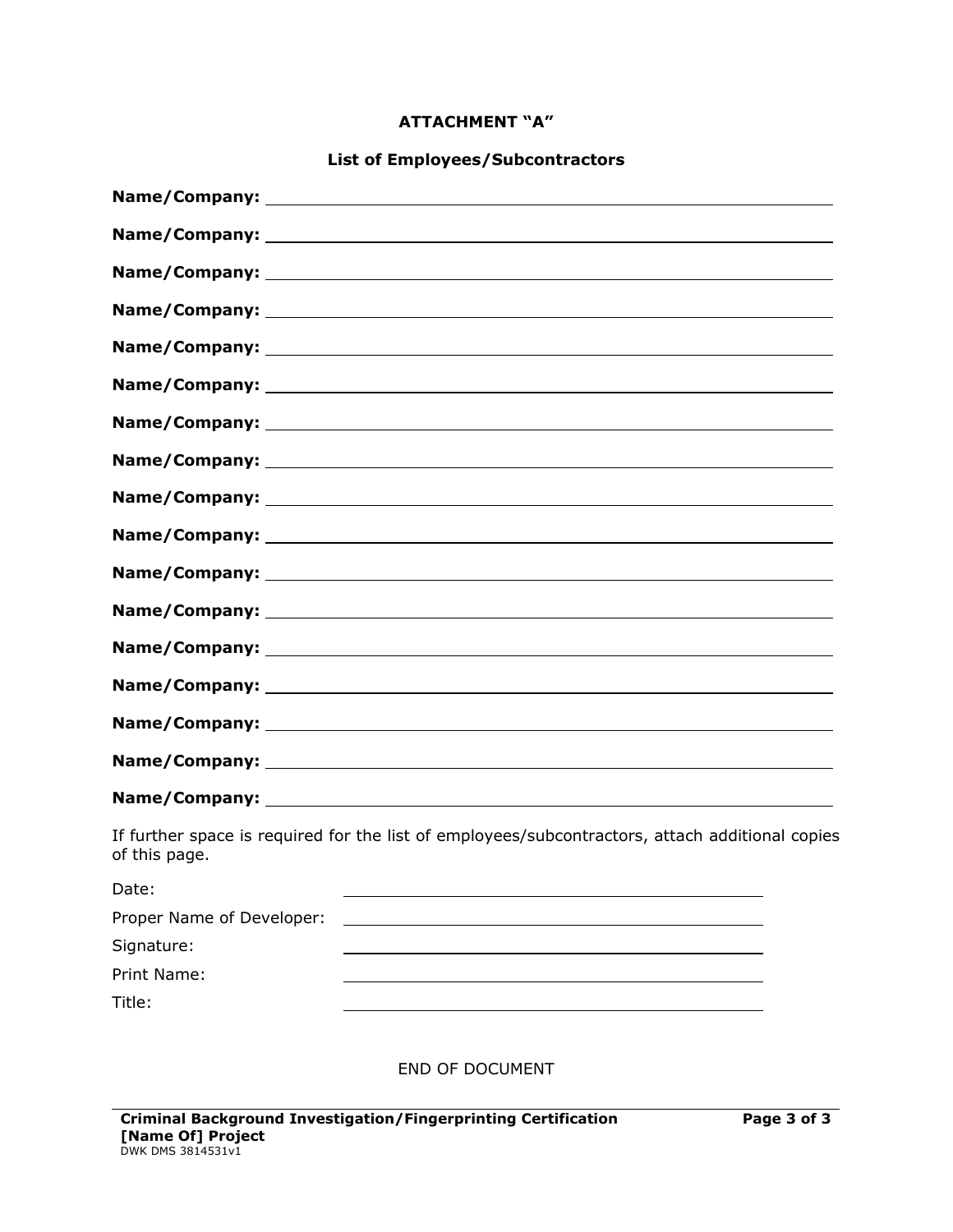**ATTACHMENT "A"**

**List of Employees/Subcontractors**

**Name/Company:** ______________________________________________

**Name/Company:** ______________________________________________

**Name/Company:** ______________________________________________

**Name/Company:** ______________________________________________

**Name/Company:** ______________________________________________

**Name/Company:** ______________________________________________

**Name/Company:** ______________________________________________

**Name/Company:** ______________________________________________

**Name/Company:** ______________________________________________

**Name/Company:** ______________________________________________

**Name/Company:** ______________________________________________

**Name/Company:** ______________________________________________

**Name/Company:** ______________________________________________

**Name/Company:** ______________________________________________

**Name/Company:** ______________________________________________

**Name/Company:** ______________________________________________

**Name/Company:** ______________________________________________

If further space is required for the list of employees/subcontractors, attach additional copies of this page.

Date: ______________________________________________

Proper Name of Developer: ______________________________________________

Signature: ______________________________________________

Print Name: ______________________________________________

Title: ______________________________________________

END OF DOCUMENT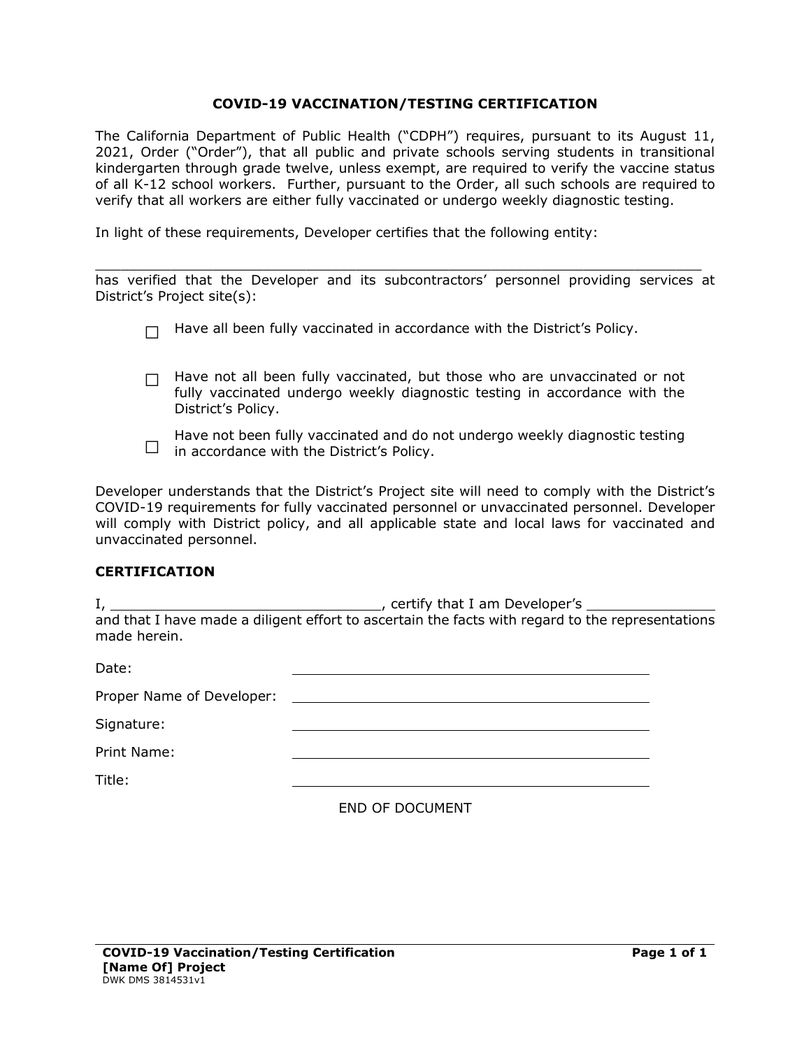# COVID-19 VACCINATION/TESTING CERTIFICATION

The California Department of Public Health ("CDPH") requires, pursuant to its August 11, 2021, Order ("Order"), that all public and private schools serving students in transitional kindergarten through grade twelve, unless exempt, are required to verify the vaccine status of all K-12 school workers. Further, pursuant to the Order, all such schools are required to verify that all workers are either fully vaccinated or undergo weekly diagnostic testing.

In light of these requirements, Developer certifies that the following entity:

_______________________________________________________________________

has verified that the Developer and its subcontractors' personnel providing services at District's Project site(s):

- ☐ Have all been fully vaccinated in accordance with the District's Policy.
- ☐ Have not all been fully vaccinated, but those who are unvaccinated or not fully vaccinated undergo weekly diagnostic testing in accordance with the District's Policy.
- ☐ Have not been fully vaccinated and do not undergo weekly diagnostic testing in accordance with the District's Policy.

Developer understands that the District's Project site will need to comply with the District's COVID-19 requirements for fully vaccinated personnel or unvaccinated personnel. Developer will comply with District policy, and all applicable state and local laws for vaccinated and unvaccinated personnel.

## CERTIFICATION

I, ______________________________, certify that I am Developer's _______________ and that I have made a diligent effort to ascertain the facts with regard to the representations made herein.

Date: ______________________________

Proper Name of Developer: ______________________________

Signature: ______________________________

Print Name: ______________________________

Title: ______________________________

END OF DOCUMENT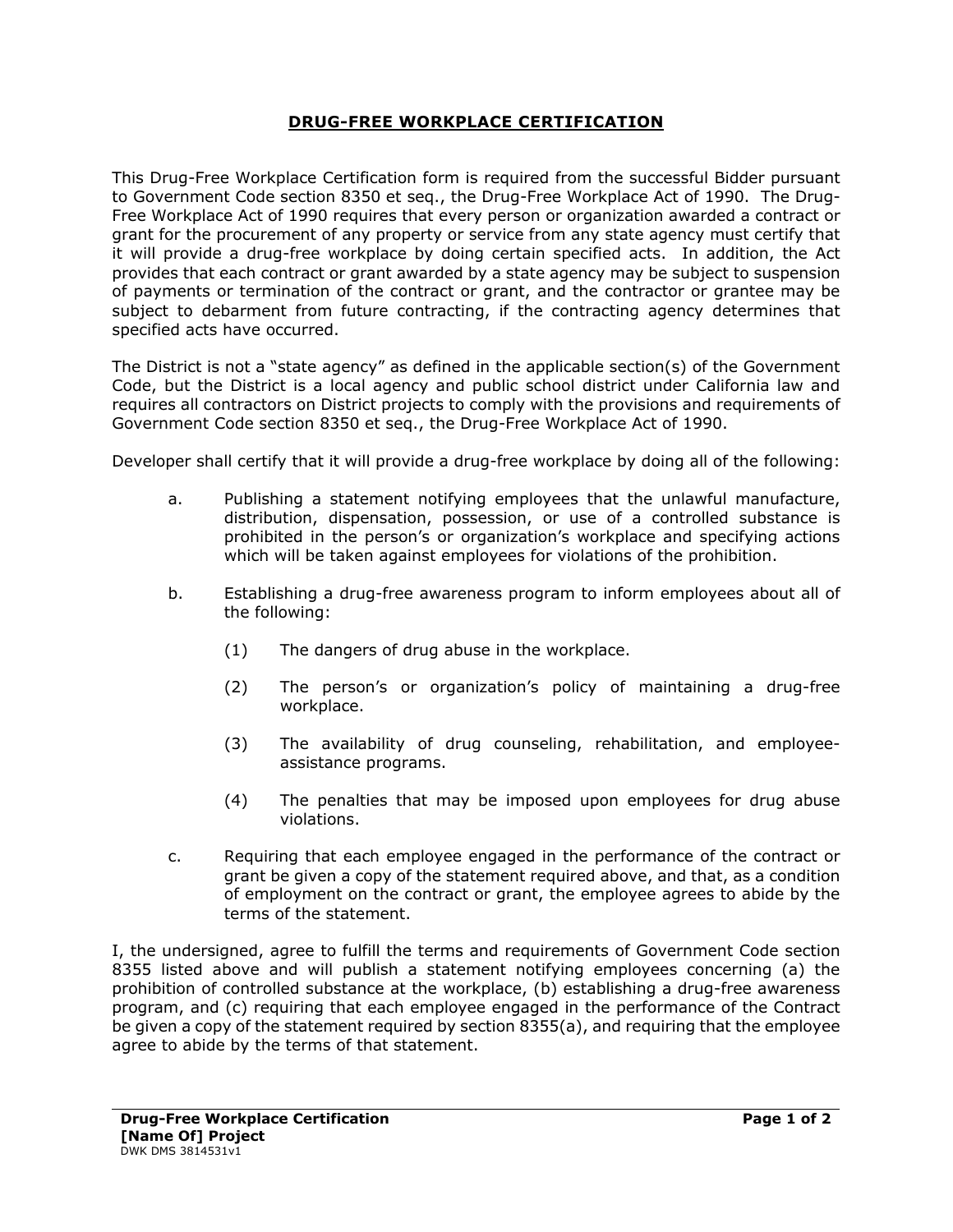# DRUG-FREE WORKPLACE CERTIFICATION

This Drug-Free Workplace Certification form is required from the successful Bidder pursuant to Government Code section 8350 et seq., the Drug-Free Workplace Act of 1990. The Drug-Free Workplace Act of 1990 requires that every person or organization awarded a contract or grant for the procurement of any property or service from any state agency must certify that it will provide a drug-free workplace by doing certain specified acts. In addition, the Act provides that each contract or grant awarded by a state agency may be subject to suspension of payments or termination of the contract or grant, and the contractor or grantee may be subject to debarment from future contracting, if the contracting agency determines that specified acts have occurred.

The District is not a "state agency" as defined in the applicable section(s) of the Government Code, but the District is a local agency and public school district under California law and requires all contractors on District projects to comply with the provisions and requirements of Government Code section 8350 et seq., the Drug-Free Workplace Act of 1990.

Developer shall certify that it will provide a drug-free workplace by doing all of the following:

a. Publishing a statement notifying employees that the unlawful manufacture, distribution, dispensation, possession, or use of a controlled substance is prohibited in the person's or organization's workplace and specifying actions which will be taken against employees for violations of the prohibition.

b. Establishing a drug-free awareness program to inform employees about all of the following:

   (1) The dangers of drug abuse in the workplace.

   (2) The person's or organization's policy of maintaining a drug-free workplace.

   (3) The availability of drug counseling, rehabilitation, and employee-assistance programs.

   (4) The penalties that may be imposed upon employees for drug abuse violations.

c. Requiring that each employee engaged in the performance of the contract or grant be given a copy of the statement required above, and that, as a condition of employment on the contract or grant, the employee agrees to abide by the terms of the statement.

I, the undersigned, agree to fulfill the terms and requirements of Government Code section 8355 listed above and will publish a statement notifying employees concerning (a) the prohibition of controlled substance at the workplace, (b) establishing a drug-free awareness program, and (c) requiring that each employee engaged in the performance of the Contract be given a copy of the statement required by section 8355(a), and requiring that the employee agree to abide by the terms of that statement.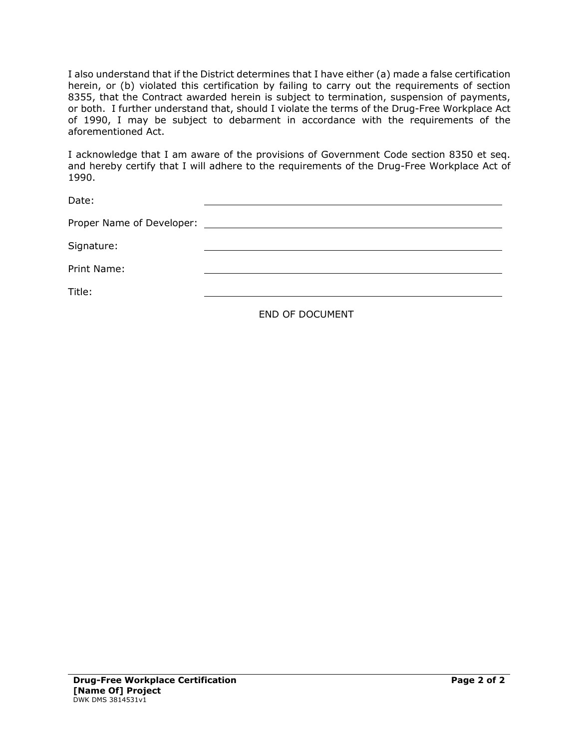I also understand that if the District determines that I have either (a) made a false certification herein, or (b) violated this certification by failing to carry out the requirements of section 8355, that the Contract awarded herein is subject to termination, suspension of payments, or both. I further understand that, should I violate the terms of the Drug-Free Workplace Act of 1990, I may be subject to debarment in accordance with the requirements of the aforementioned Act.

I acknowledge that I am aware of the provisions of Government Code section 8350 et seq. and hereby certify that I will adhere to the requirements of the Drug-Free Workplace Act of 1990.

Date: ______________________________

Proper Name of Developer: ______________________________

Signature: ______________________________

Print Name: ______________________________

Title: ______________________________

END OF DOCUMENT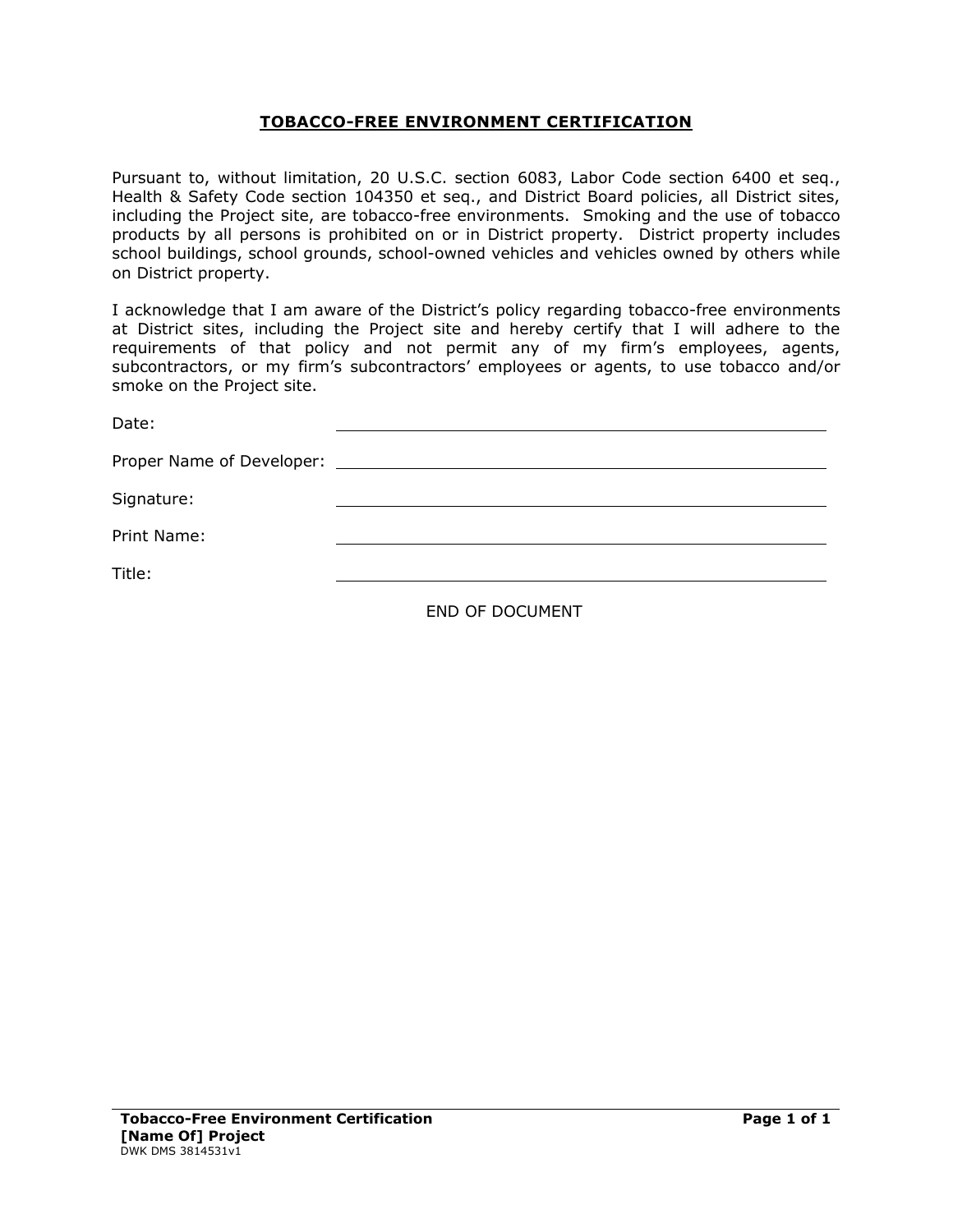## TOBACCO-FREE ENVIRONMENT CERTIFICATION

Pursuant to, without limitation, 20 U.S.C. section 6083, Labor Code section 6400 et seq., Health & Safety Code section 104350 et seq., and District Board policies, all District sites, including the Project site, are tobacco-free environments. Smoking and the use of tobacco products by all persons is prohibited on or in District property. District property includes school buildings, school grounds, school-owned vehicles and vehicles owned by others while on District property.

I acknowledge that I am aware of the District's policy regarding tobacco-free environments at District sites, including the Project site and hereby certify that I will adhere to the requirements of that policy and not permit any of my firm's employees, agents, subcontractors, or my firm's subcontractors' employees or agents, to use tobacco and/or smoke on the Project site.

Date: ______________________________

Proper Name of Developer: ______________________________

Signature: ______________________________

Print Name: ______________________________

Title: ______________________________

END OF DOCUMENT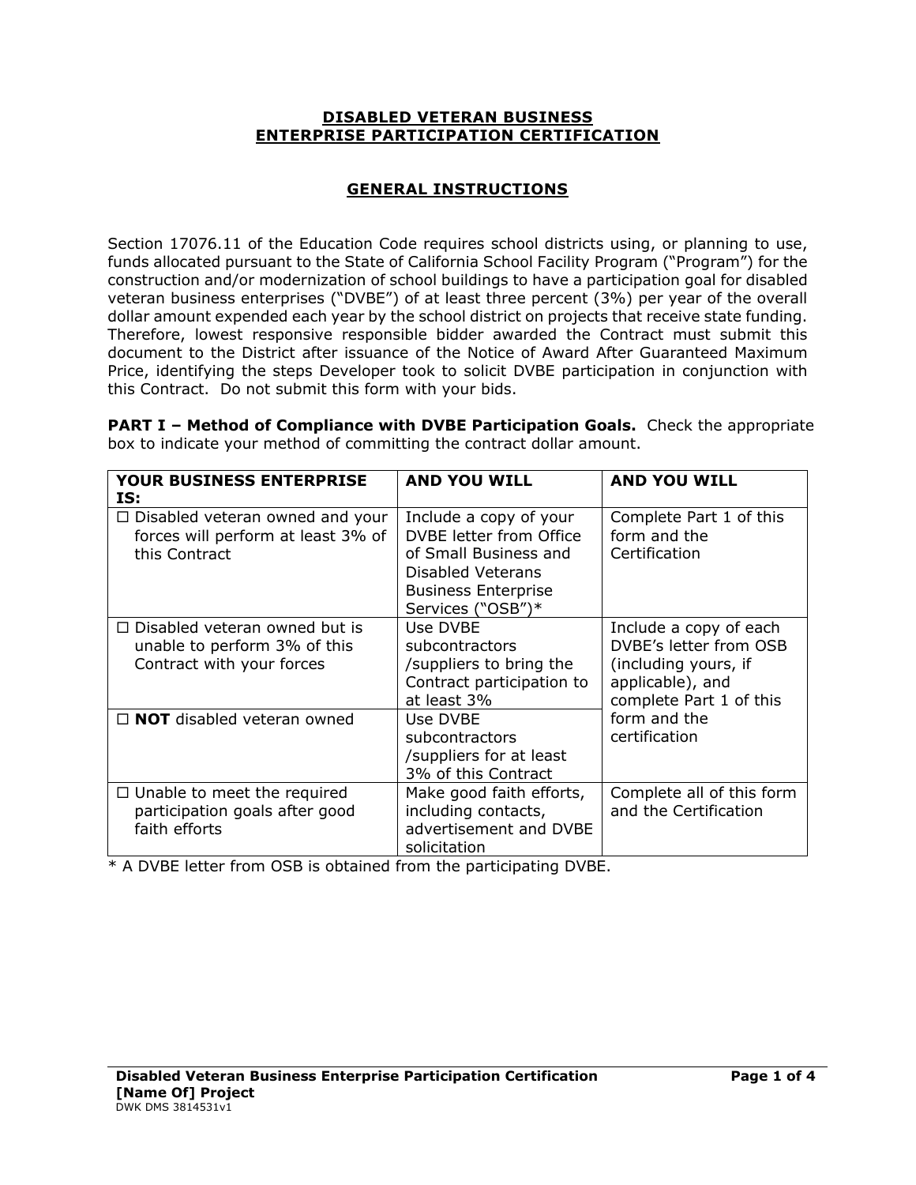# DISABLED VETERAN BUSINESS ENTERPRISE PARTICIPATION CERTIFICATION

## GENERAL INSTRUCTIONS

Section 17076.11 of the Education Code requires school districts using, or planning to use, funds allocated pursuant to the State of California School Facility Program ("Program") for the construction and/or modernization of school buildings to have a participation goal for disabled veteran business enterprises ("DVBE") of at least three percent (3%) per year of the overall dollar amount expended each year by the school district on projects that receive state funding. Therefore, lowest responsive responsible bidder awarded the Contract must submit this document to the District after issuance of the Notice of Award After Guaranteed Maximum Price, identifying the steps Developer took to solicit DVBE participation in conjunction with this Contract. Do not submit this form with your bids.

**PART I – Method of Compliance with DVBE Participation Goals.** Check the appropriate box to indicate your method of committing the contract dollar amount.

| YOUR BUSINESS ENTERPRISE IS: | AND YOU WILL | AND YOU WILL |
|---|---|---|
| ☐ Disabled veteran owned and your forces will perform at least 3% of this Contract | Include a copy of your DVBE letter from Office of Small Business and Disabled Veterans Business Enterprise Services ("OSB")* | Complete Part 1 of this form and the Certification |
| ☐ Disabled veteran owned but is unable to perform 3% of this Contract with your forces | Use DVBE subcontractors /suppliers to bring the Contract participation to at least 3% | Include a copy of each DVBE's letter from OSB (including yours, if applicable), and complete Part 1 of this form and the certification |
| ☐ **NOT** disabled veteran owned | Use DVBE subcontractors /suppliers for at least 3% of this Contract | |
| ☐ Unable to meet the required participation goals after good faith efforts | Make good faith efforts, including contacts, advertisement and DVBE solicitation | Complete all of this form and the Certification |

* A DVBE letter from OSB is obtained from the participating DVBE.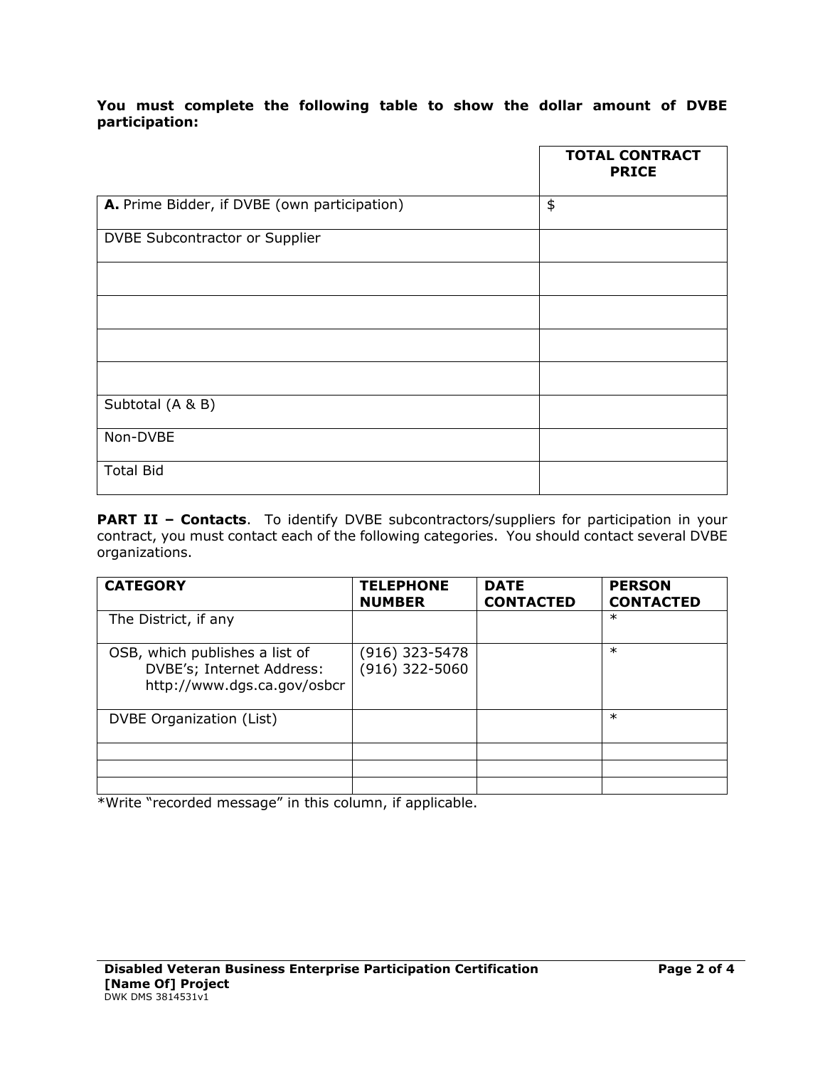**You must complete the following table to show the dollar amount of DVBE participation:**

| | TOTAL CONTRACT PRICE |
|---|---|
| **A.** Prime Bidder, if DVBE (own participation) | $ |
| DVBE Subcontractor or Supplier | |
| | |
| | |
| | |
| | |
| Subtotal (A & B) | |
| Non-DVBE | |
| Total Bid | |

**PART II – Contacts**. To identify DVBE subcontractors/suppliers for participation in your contract, you must contact each of the following categories. You should contact several DVBE organizations.

| CATEGORY | TELEPHONE NUMBER | DATE CONTACTED | PERSON CONTACTED |
|---|---|---|---|
| The District, if any | | | * |
| OSB, which publishes a list of DVBE's; Internet Address: http://www.dgs.ca.gov/osbcr | (916) 323-5478<br>(916) 322-5060 | | * |
| DVBE Organization (List) | | | * |
| | | | |
| | | | |
| | | | |

*Write "recorded message" in this column, if applicable.

**Disabled Veteran Business Enterprise Participation Certification**
**[Name Of] Project**
DWK DMS 3814531v1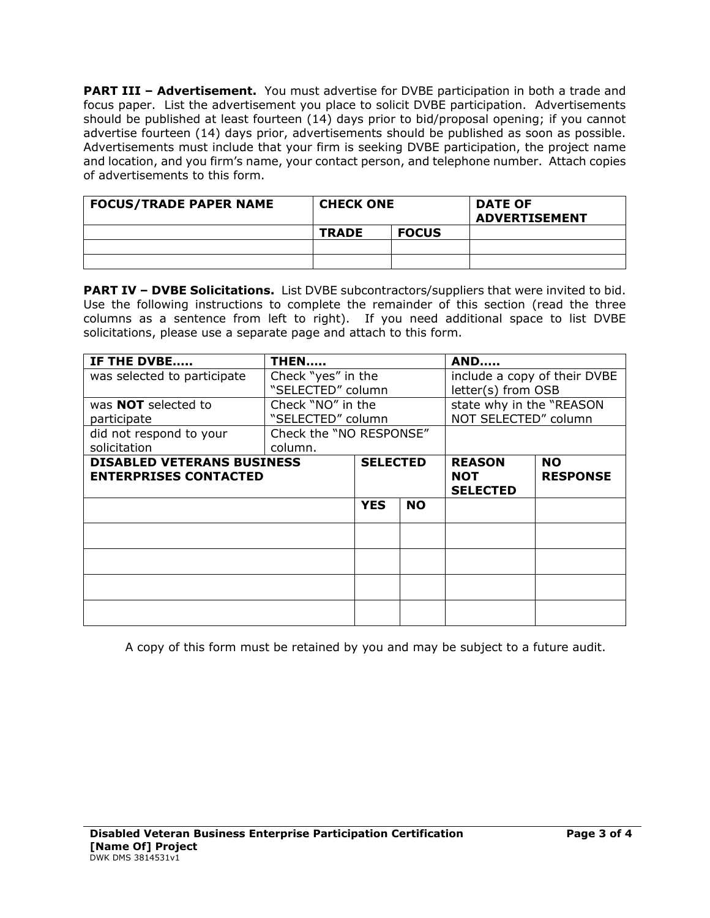**PART III – Advertisement.** You must advertise for DVBE participation in both a trade and focus paper. List the advertisement you place to solicit DVBE participation. Advertisements should be published at least fourteen (14) days prior to bid/proposal opening; if you cannot advertise fourteen (14) days prior, advertisements should be published as soon as possible. Advertisements must include that your firm is seeking DVBE participation, the project name and location, and you firm's name, your contact person, and telephone number. Attach copies of advertisements to this form.

| FOCUS/TRADE PAPER NAME | CHECK ONE | | DATE OF ADVERTISEMENT |
|---|---|---|---|
| | **TRADE** | **FOCUS** | |
| | | | |
| | | | |

**PART IV – DVBE Solicitations.** List DVBE subcontractors/suppliers that were invited to bid. Use the following instructions to complete the remainder of this section (read the three columns as a sentence from left to right). If you need additional space to list DVBE solicitations, please use a separate page and attach to this form.

| IF THE DVBE..... | THEN..... | AND..... |
|---|---|---|
| was selected to participate | Check "yes" in the "SELECTED" column | include a copy of their DVBE letter(s) from OSB |
| was **NOT** selected to participate | Check "NO" in the "SELECTED" column | state why in the "REASON NOT SELECTED" column |
| did not respond to your solicitation | Check the "NO RESPONSE" column. | |

| DISABLED VETERANS BUSINESS ENTERPRISES CONTACTED | SELECTED | | REASON NOT SELECTED | NO RESPONSE |
|---|---|---|---|---|
| | **YES** | **NO** | | |
| | | | | |
| | | | | |
| | | | | |
| | | | | |

A copy of this form must be retained by you and may be subject to a future audit.

**Disabled Veteran Business Enterprise Participation Certification**
**[Name Of] Project**
DWK DMS 3814531v1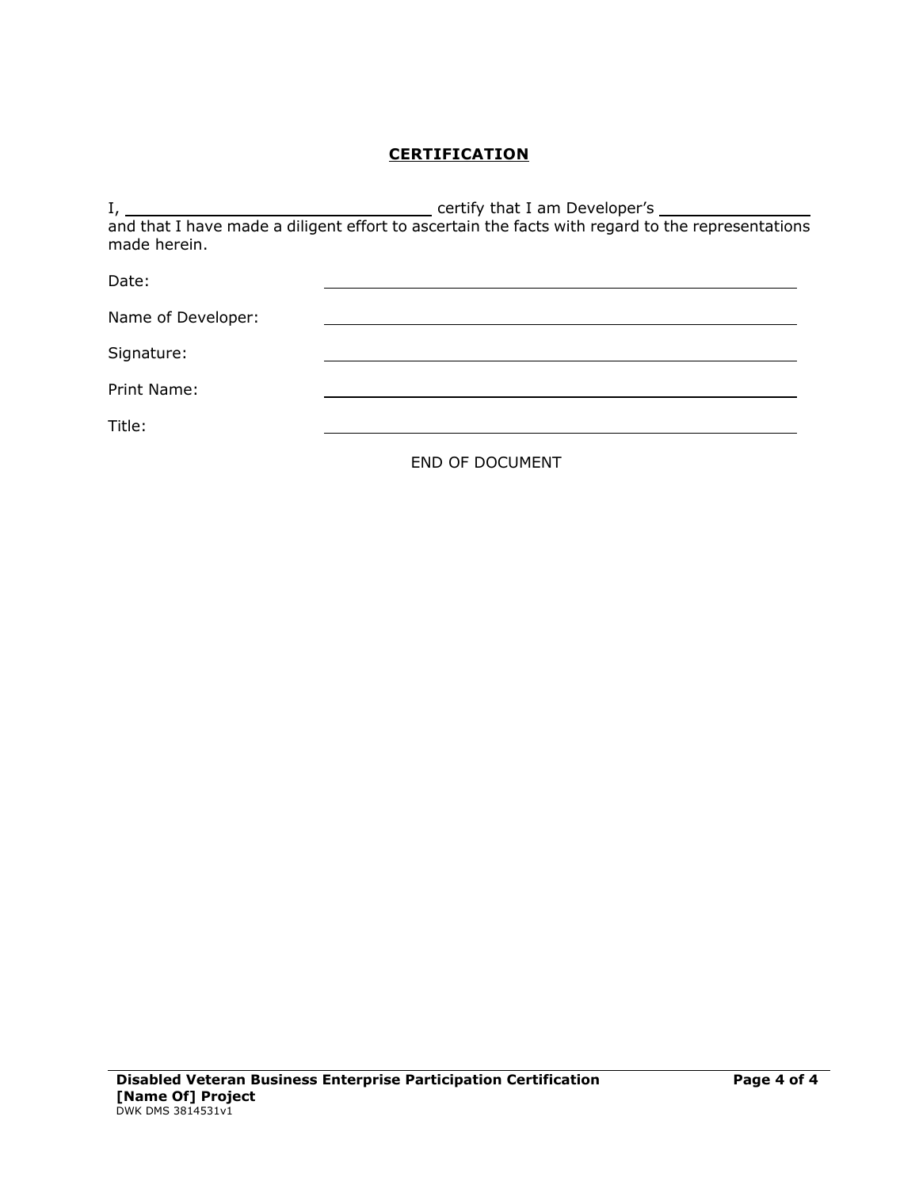**CERTIFICATION**

I, ________________________________ certify that I am Developer's _______________ and that I have made a diligent effort to ascertain the facts with regard to the representations made herein.

Date: ________________________________________________

Name of Developer: ________________________________________________

Signature: ________________________________________________

Print Name: ________________________________________________

Title: ________________________________________________

END OF DOCUMENT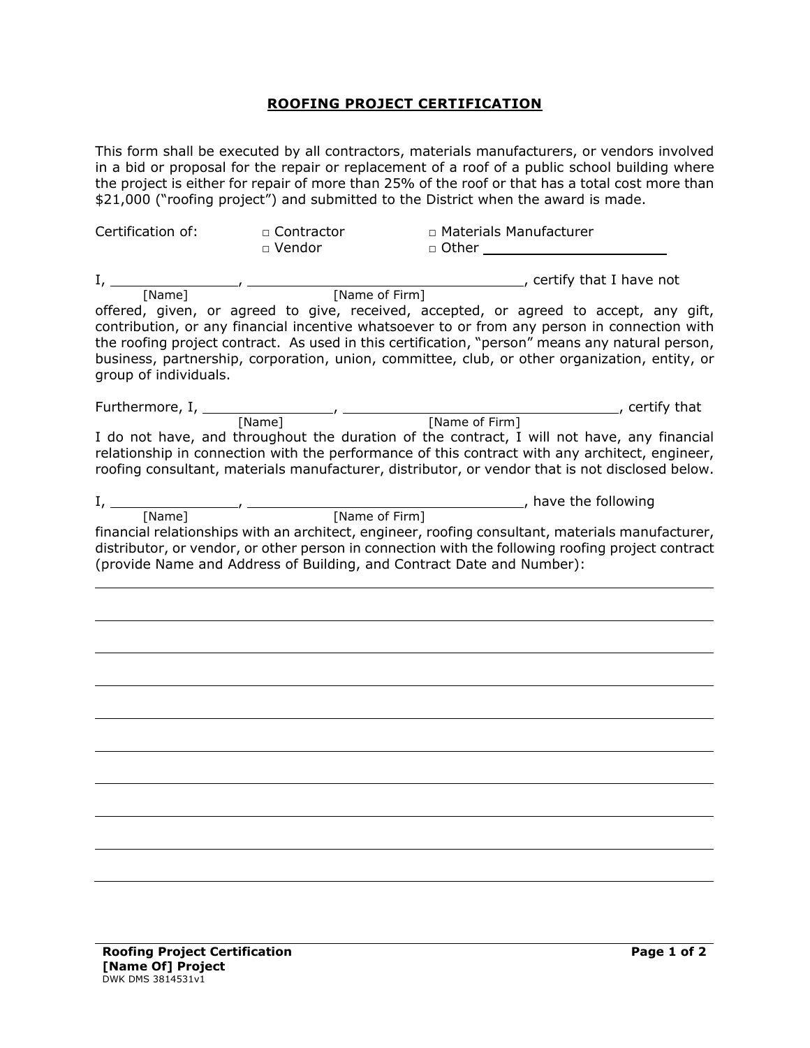# ROOFING PROJECT CERTIFICATION

This form shall be executed by all contractors, materials manufacturers, or vendors involved in a bid or proposal for the repair or replacement of a roof of a public school building where the project is either for repair of more than 25% of the roof or that has a total cost more than $21,000 ("roofing project") and submitted to the District when the award is made.

Certification of: □ Contractor □ Materials Manufacturer □ Vendor □ Other ____________________

I, ______________ [Name], ______________________________ [Name of Firm], certify that I have not offered, given, or agreed to give, received, accepted, or agreed to accept, any gift, contribution, or any financial incentive whatsoever to or from any person in connection with the roofing project contract. As used in this certification, "person" means any natural person, business, partnership, corporation, union, committee, club, or other organization, entity, or group of individuals.

Furthermore, I, ______________ [Name], ______________________________ [Name of Firm], certify that I do not have, and throughout the duration of the contract, I will not have, any financial relationship in connection with the performance of this contract with any architect, engineer, roofing consultant, materials manufacturer, distributor, or vendor that is not disclosed below.

I, ______________ [Name], ______________________________ [Name of Firm], have the following financial relationships with an architect, engineer, roofing consultant, materials manufacturer, distributor, or vendor, or other person in connection with the following roofing project contract (provide Name and Address of Building, and Contract Date and Number):

______________________________________________________________________________

______________________________________________________________________________

______________________________________________________________________________

______________________________________________________________________________

______________________________________________________________________________

______________________________________________________________________________

______________________________________________________________________________

______________________________________________________________________________

______________________________________________________________________________

______________________________________________________________________________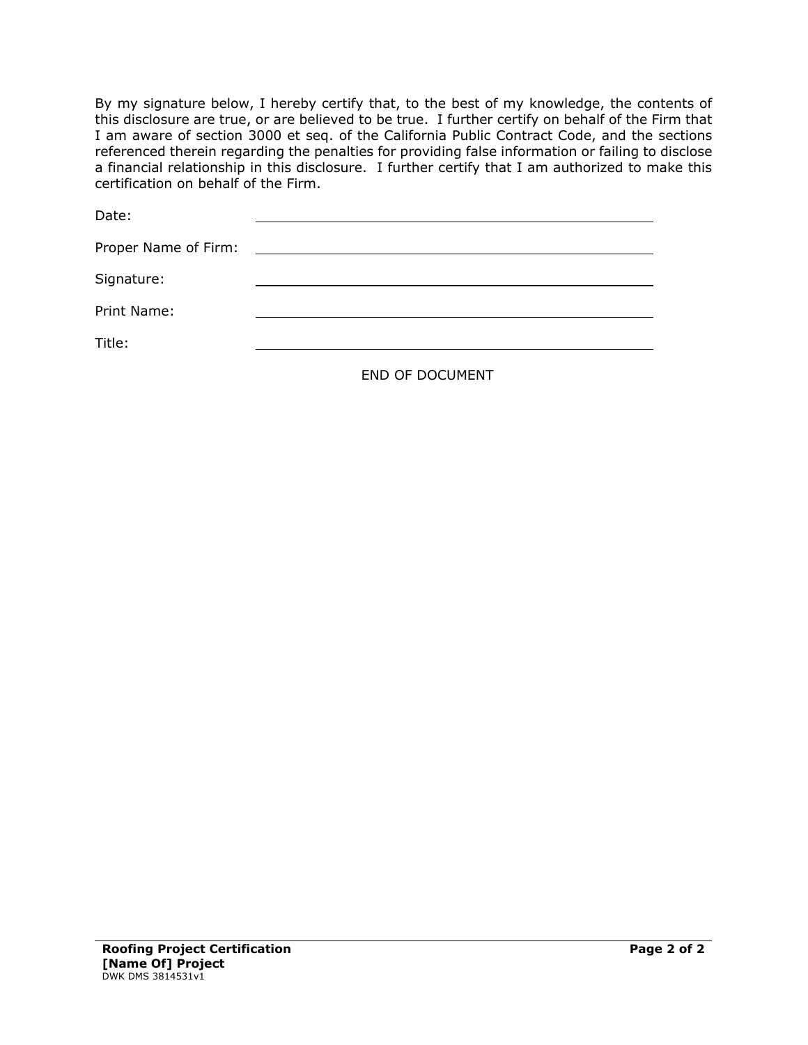By my signature below, I hereby certify that, to the best of my knowledge, the contents of this disclosure are true, or are believed to be true. I further certify on behalf of the Firm that I am aware of section 3000 et seq. of the California Public Contract Code, and the sections referenced therein regarding the penalties for providing false information or failing to disclose a financial relationship in this disclosure. I further certify that I am authorized to make this certification on behalf of the Firm.

Date: ______________________________

Proper Name of Firm: ______________________________

Signature: ______________________________

Print Name: ______________________________

Title: ______________________________

END OF DOCUMENT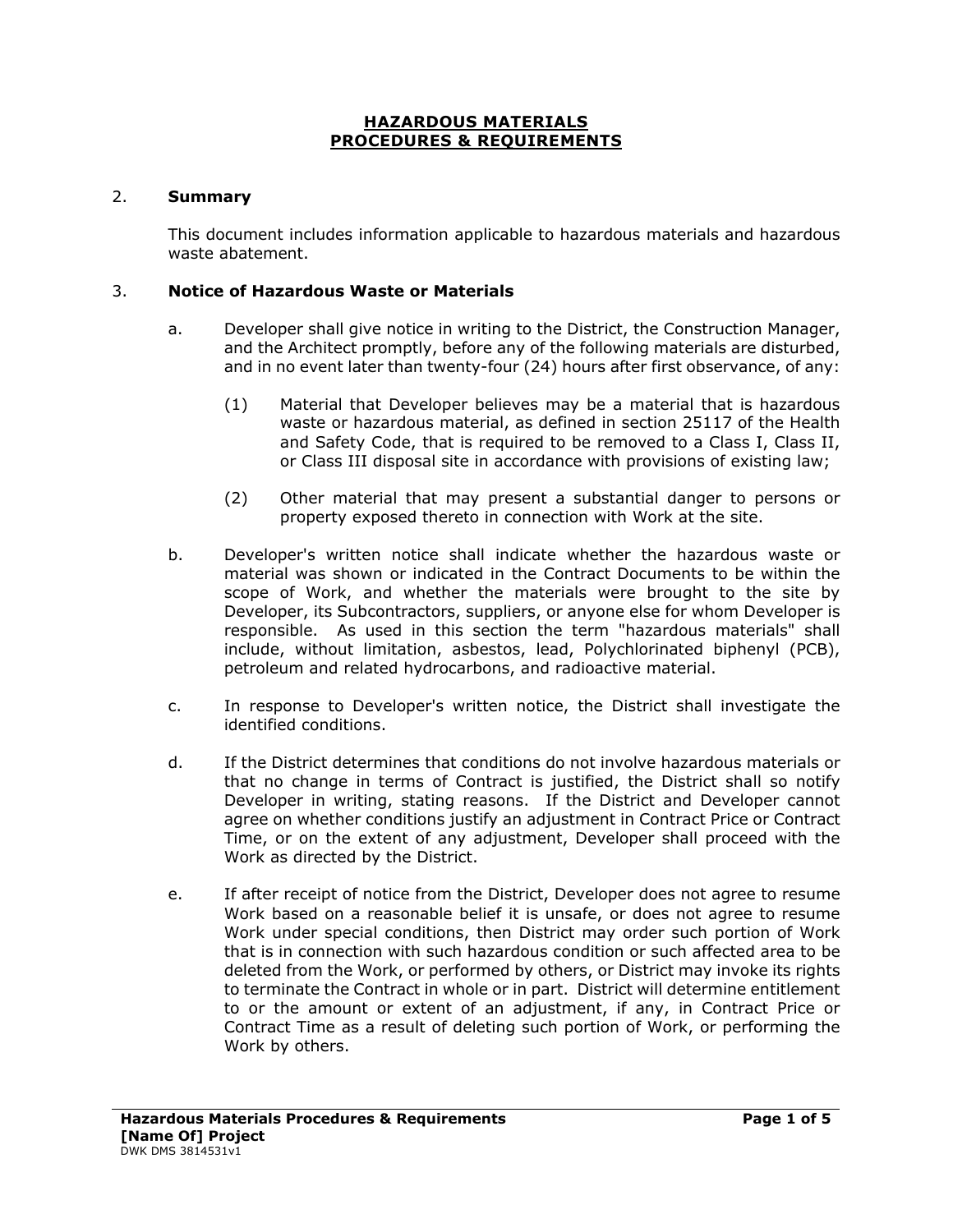# HAZARDOUS MATERIALS PROCEDURES & REQUIREMENTS

2. **Summary**

   This document includes information applicable to hazardous materials and hazardous waste abatement.

3. **Notice of Hazardous Waste or Materials**

   a. Developer shall give notice in writing to the District, the Construction Manager, and the Architect promptly, before any of the following materials are disturbed, and in no event later than twenty-four (24) hours after first observance, of any:

      (1) Material that Developer believes may be a material that is hazardous waste or hazardous material, as defined in section 25117 of the Health and Safety Code, that is required to be removed to a Class I, Class II, or Class III disposal site in accordance with provisions of existing law;

      (2) Other material that may present a substantial danger to persons or property exposed thereto in connection with Work at the site.

   b. Developer's written notice shall indicate whether the hazardous waste or material was shown or indicated in the Contract Documents to be within the scope of Work, and whether the materials were brought to the site by Developer, its Subcontractors, suppliers, or anyone else for whom Developer is responsible. As used in this section the term "hazardous materials" shall include, without limitation, asbestos, lead, Polychlorinated biphenyl (PCB), petroleum and related hydrocarbons, and radioactive material.

   c. In response to Developer's written notice, the District shall investigate the identified conditions.

   d. If the District determines that conditions do not involve hazardous materials or that no change in terms of Contract is justified, the District shall so notify Developer in writing, stating reasons. If the District and Developer cannot agree on whether conditions justify an adjustment in Contract Price or Contract Time, or on the extent of any adjustment, Developer shall proceed with the Work as directed by the District.

   e. If after receipt of notice from the District, Developer does not agree to resume Work based on a reasonable belief it is unsafe, or does not agree to resume Work under special conditions, then District may order such portion of Work that is in connection with such hazardous condition or such affected area to be deleted from the Work, or performed by others, or District may invoke its rights to terminate the Contract in whole or in part. District will determine entitlement to or the amount or extent of an adjustment, if any, in Contract Price or Contract Time as a result of deleting such portion of Work, or performing the Work by others.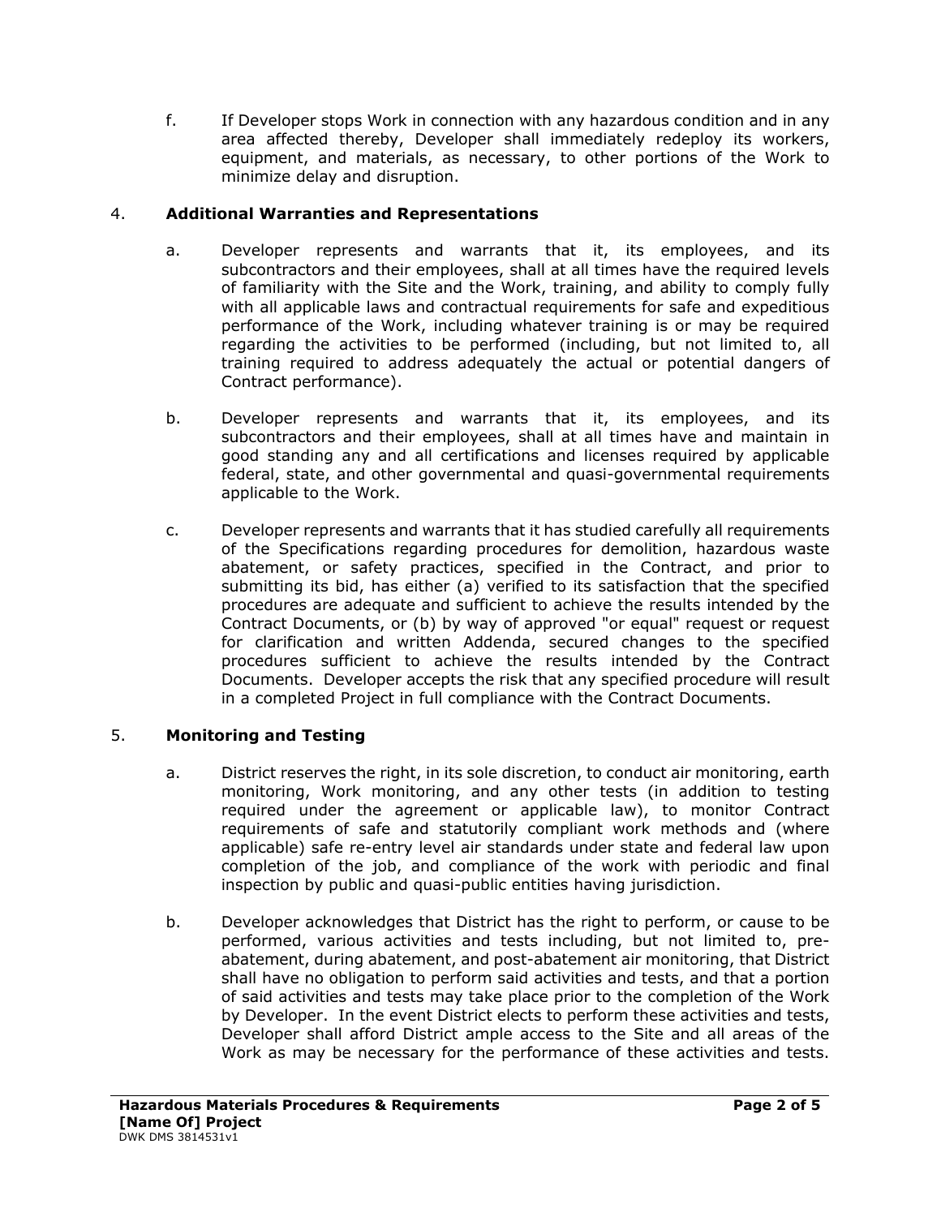f. If Developer stops Work in connection with any hazardous condition and in any area affected thereby, Developer shall immediately redeploy its workers, equipment, and materials, as necessary, to other portions of the Work to minimize delay and disruption.

4. **Additional Warranties and Representations**

a. Developer represents and warrants that it, its employees, and its subcontractors and their employees, shall at all times have the required levels of familiarity with the Site and the Work, training, and ability to comply fully with all applicable laws and contractual requirements for safe and expeditious performance of the Work, including whatever training is or may be required regarding the activities to be performed (including, but not limited to, all training required to address adequately the actual or potential dangers of Contract performance).

b. Developer represents and warrants that it, its employees, and its subcontractors and their employees, shall at all times have and maintain in good standing any and all certifications and licenses required by applicable federal, state, and other governmental and quasi-governmental requirements applicable to the Work.

c. Developer represents and warrants that it has studied carefully all requirements of the Specifications regarding procedures for demolition, hazardous waste abatement, or safety practices, specified in the Contract, and prior to submitting its bid, has either (a) verified to its satisfaction that the specified procedures are adequate and sufficient to achieve the results intended by the Contract Documents, or (b) by way of approved "or equal" request or request for clarification and written Addenda, secured changes to the specified procedures sufficient to achieve the results intended by the Contract Documents. Developer accepts the risk that any specified procedure will result in a completed Project in full compliance with the Contract Documents.

5. **Monitoring and Testing**

a. District reserves the right, in its sole discretion, to conduct air monitoring, earth monitoring, Work monitoring, and any other tests (in addition to testing required under the agreement or applicable law), to monitor Contract requirements of safe and statutorily compliant work methods and (where applicable) safe re-entry level air standards under state and federal law upon completion of the job, and compliance of the work with periodic and final inspection by public and quasi-public entities having jurisdiction.

b. Developer acknowledges that District has the right to perform, or cause to be performed, various activities and tests including, but not limited to, pre-abatement, during abatement, and post-abatement air monitoring, that District shall have no obligation to perform said activities and tests, and that a portion of said activities and tests may take place prior to the completion of the Work by Developer. In the event District elects to perform these activities and tests, Developer shall afford District ample access to the Site and all areas of the Work as may be necessary for the performance of these activities and tests.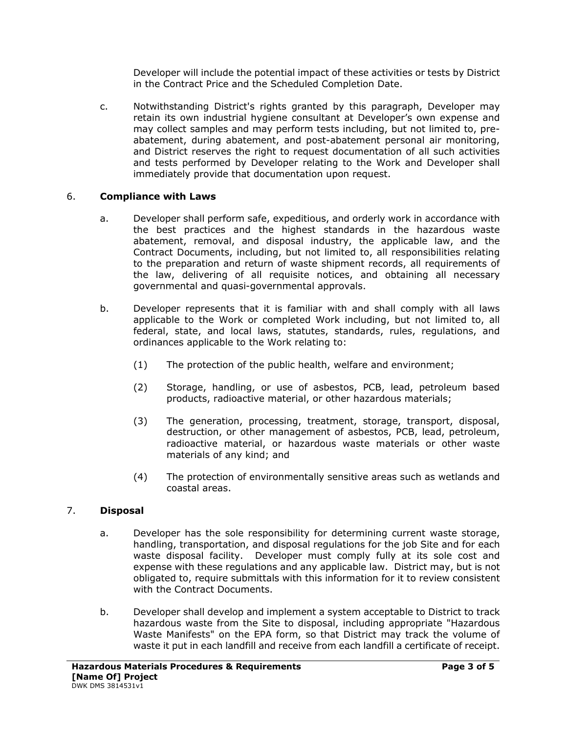Developer will include the potential impact of these activities or tests by District in the Contract Price and the Scheduled Completion Date.

c. Notwithstanding District's rights granted by this paragraph, Developer may retain its own industrial hygiene consultant at Developer's own expense and may collect samples and may perform tests including, but not limited to, pre-abatement, during abatement, and post-abatement personal air monitoring, and District reserves the right to request documentation of all such activities and tests performed by Developer relating to the Work and Developer shall immediately provide that documentation upon request.

## 6. **Compliance with Laws**

a. Developer shall perform safe, expeditious, and orderly work in accordance with the best practices and the highest standards in the hazardous waste abatement, removal, and disposal industry, the applicable law, and the Contract Documents, including, but not limited to, all responsibilities relating to the preparation and return of waste shipment records, all requirements of the law, delivering of all requisite notices, and obtaining all necessary governmental and quasi-governmental approvals.

b. Developer represents that it is familiar with and shall comply with all laws applicable to the Work or completed Work including, but not limited to, all federal, state, and local laws, statutes, standards, rules, regulations, and ordinances applicable to the Work relating to:

(1) The protection of the public health, welfare and environment;

(2) Storage, handling, or use of asbestos, PCB, lead, petroleum based products, radioactive material, or other hazardous materials;

(3) The generation, processing, treatment, storage, transport, disposal, destruction, or other management of asbestos, PCB, lead, petroleum, radioactive material, or hazardous waste materials or other waste materials of any kind; and

(4) The protection of environmentally sensitive areas such as wetlands and coastal areas.

## 7. **Disposal**

a. Developer has the sole responsibility for determining current waste storage, handling, transportation, and disposal regulations for the job Site and for each waste disposal facility. Developer must comply fully at its sole cost and expense with these regulations and any applicable law. District may, but is not obligated to, require submittals with this information for it to review consistent with the Contract Documents.

b. Developer shall develop and implement a system acceptable to District to track hazardous waste from the Site to disposal, including appropriate "Hazardous Waste Manifests" on the EPA form, so that District may track the volume of waste it put in each landfill and receive from each landfill a certificate of receipt.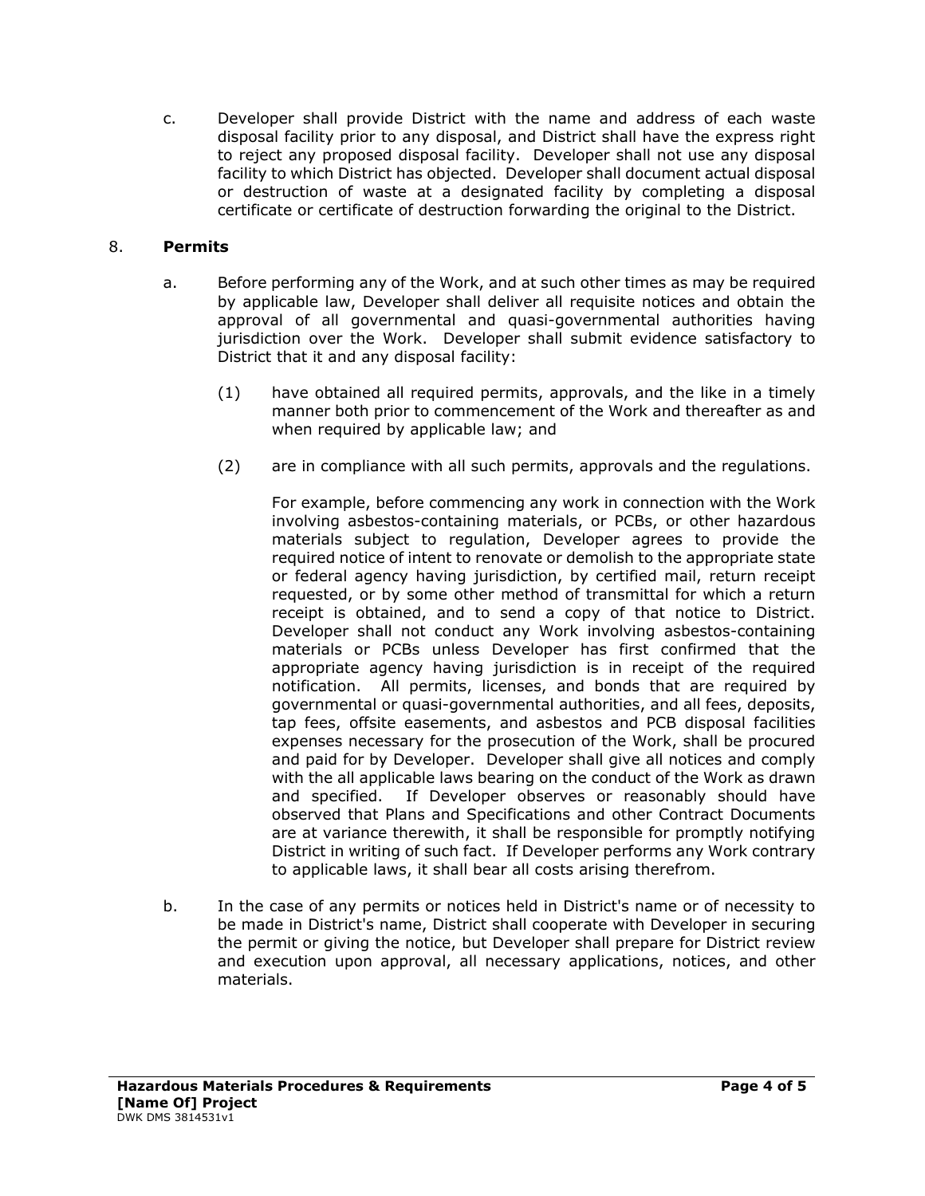c. Developer shall provide District with the name and address of each waste disposal facility prior to any disposal, and District shall have the express right to reject any proposed disposal facility. Developer shall not use any disposal facility to which District has objected. Developer shall document actual disposal or destruction of waste at a designated facility by completing a disposal certificate or certificate of destruction forwarding the original to the District.

8. **Permits**

a. Before performing any of the Work, and at such other times as may be required by applicable law, Developer shall deliver all requisite notices and obtain the approval of all governmental and quasi-governmental authorities having jurisdiction over the Work. Developer shall submit evidence satisfactory to District that it and any disposal facility:

(1) have obtained all required permits, approvals, and the like in a timely manner both prior to commencement of the Work and thereafter as and when required by applicable law; and

(2) are in compliance with all such permits, approvals and the regulations.

For example, before commencing any work in connection with the Work involving asbestos-containing materials, or PCBs, or other hazardous materials subject to regulation, Developer agrees to provide the required notice of intent to renovate or demolish to the appropriate state or federal agency having jurisdiction, by certified mail, return receipt requested, or by some other method of transmittal for which a return receipt is obtained, and to send a copy of that notice to District. Developer shall not conduct any Work involving asbestos-containing materials or PCBs unless Developer has first confirmed that the appropriate agency having jurisdiction is in receipt of the required notification. All permits, licenses, and bonds that are required by governmental or quasi-governmental authorities, and all fees, deposits, tap fees, offsite easements, and asbestos and PCB disposal facilities expenses necessary for the prosecution of the Work, shall be procured and paid for by Developer. Developer shall give all notices and comply with the all applicable laws bearing on the conduct of the Work as drawn and specified. If Developer observes or reasonably should have observed that Plans and Specifications and other Contract Documents are at variance therewith, it shall be responsible for promptly notifying District in writing of such fact. If Developer performs any Work contrary to applicable laws, it shall bear all costs arising therefrom.

b. In the case of any permits or notices held in District's name or of necessity to be made in District's name, District shall cooperate with Developer in securing the permit or giving the notice, but Developer shall prepare for District review and execution upon approval, all necessary applications, notices, and other materials.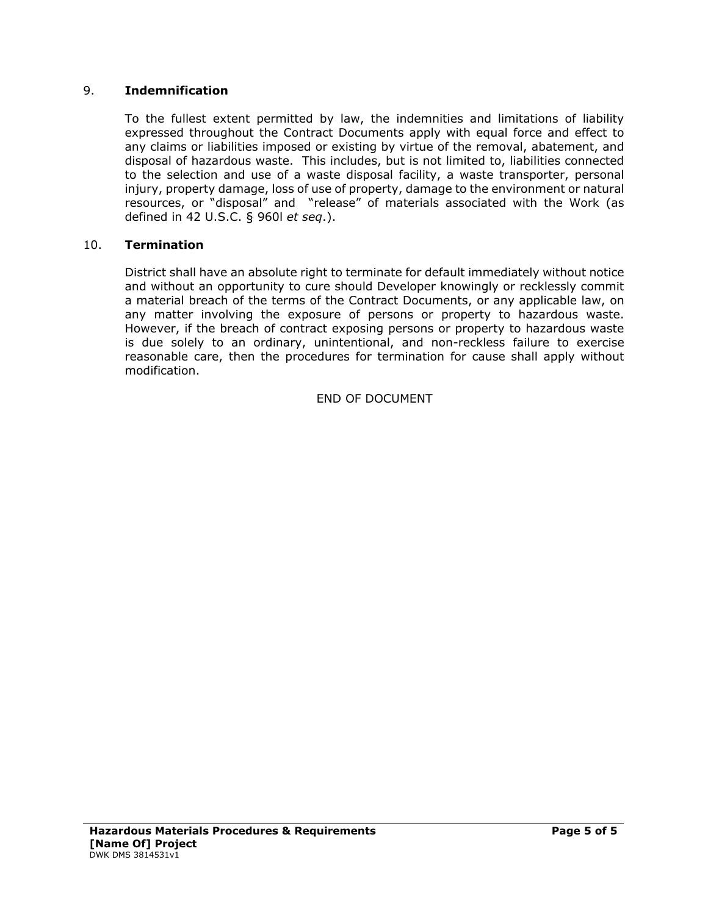## 9. **Indemnification**

To the fullest extent permitted by law, the indemnities and limitations of liability expressed throughout the Contract Documents apply with equal force and effect to any claims or liabilities imposed or existing by virtue of the removal, abatement, and disposal of hazardous waste. This includes, but is not limited to, liabilities connected to the selection and use of a waste disposal facility, a waste transporter, personal injury, property damage, loss of use of property, damage to the environment or natural resources, or "disposal" and "release" of materials associated with the Work (as defined in 42 U.S.C. § 960l *et seq*.).

## 10. **Termination**

District shall have an absolute right to terminate for default immediately without notice and without an opportunity to cure should Developer knowingly or recklessly commit a material breach of the terms of the Contract Documents, or any applicable law, on any matter involving the exposure of persons or property to hazardous waste. However, if the breach of contract exposing persons or property to hazardous waste is due solely to an ordinary, unintentional, and non-reckless failure to exercise reasonable care, then the procedures for termination for cause shall apply without modification.

END OF DOCUMENT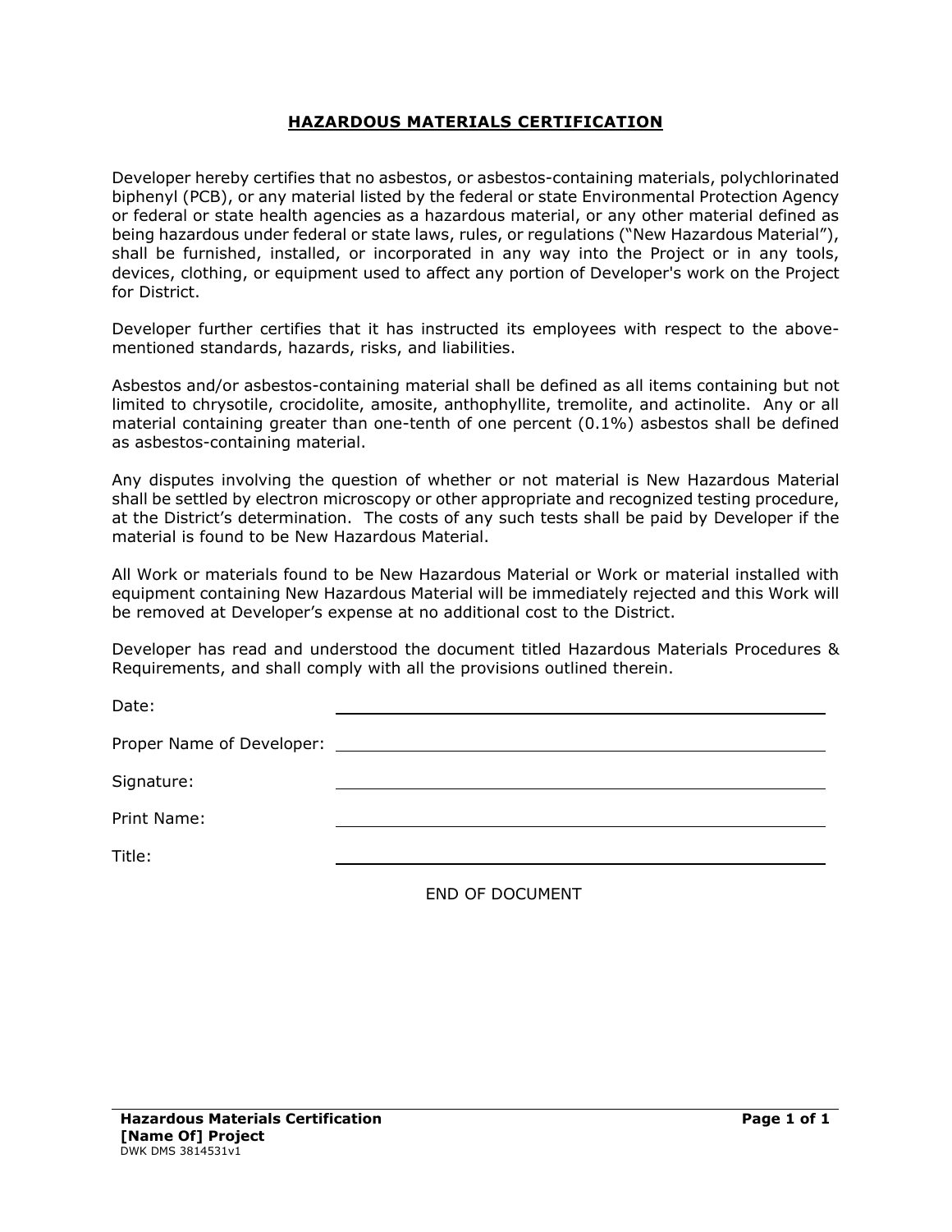# HAZARDOUS MATERIALS CERTIFICATION

Developer hereby certifies that no asbestos, or asbestos-containing materials, polychlorinated biphenyl (PCB), or any material listed by the federal or state Environmental Protection Agency or federal or state health agencies as a hazardous material, or any other material defined as being hazardous under federal or state laws, rules, or regulations ("New Hazardous Material"), shall be furnished, installed, or incorporated in any way into the Project or in any tools, devices, clothing, or equipment used to affect any portion of Developer's work on the Project for District.

Developer further certifies that it has instructed its employees with respect to the above-mentioned standards, hazards, risks, and liabilities.

Asbestos and/or asbestos-containing material shall be defined as all items containing but not limited to chrysotile, crocidolite, amosite, anthophyllite, tremolite, and actinolite. Any or all material containing greater than one-tenth of one percent (0.1%) asbestos shall be defined as asbestos-containing material.

Any disputes involving the question of whether or not material is New Hazardous Material shall be settled by electron microscopy or other appropriate and recognized testing procedure, at the District's determination. The costs of any such tests shall be paid by Developer if the material is found to be New Hazardous Material.

All Work or materials found to be New Hazardous Material or Work or material installed with equipment containing New Hazardous Material will be immediately rejected and this Work will be removed at Developer's expense at no additional cost to the District.

Developer has read and understood the document titled Hazardous Materials Procedures & Requirements, and shall comply with all the provisions outlined therein.

Date: ______________________________

Proper Name of Developer: ______________________________

Signature: ______________________________

Print Name: ______________________________

Title: ______________________________

END OF DOCUMENT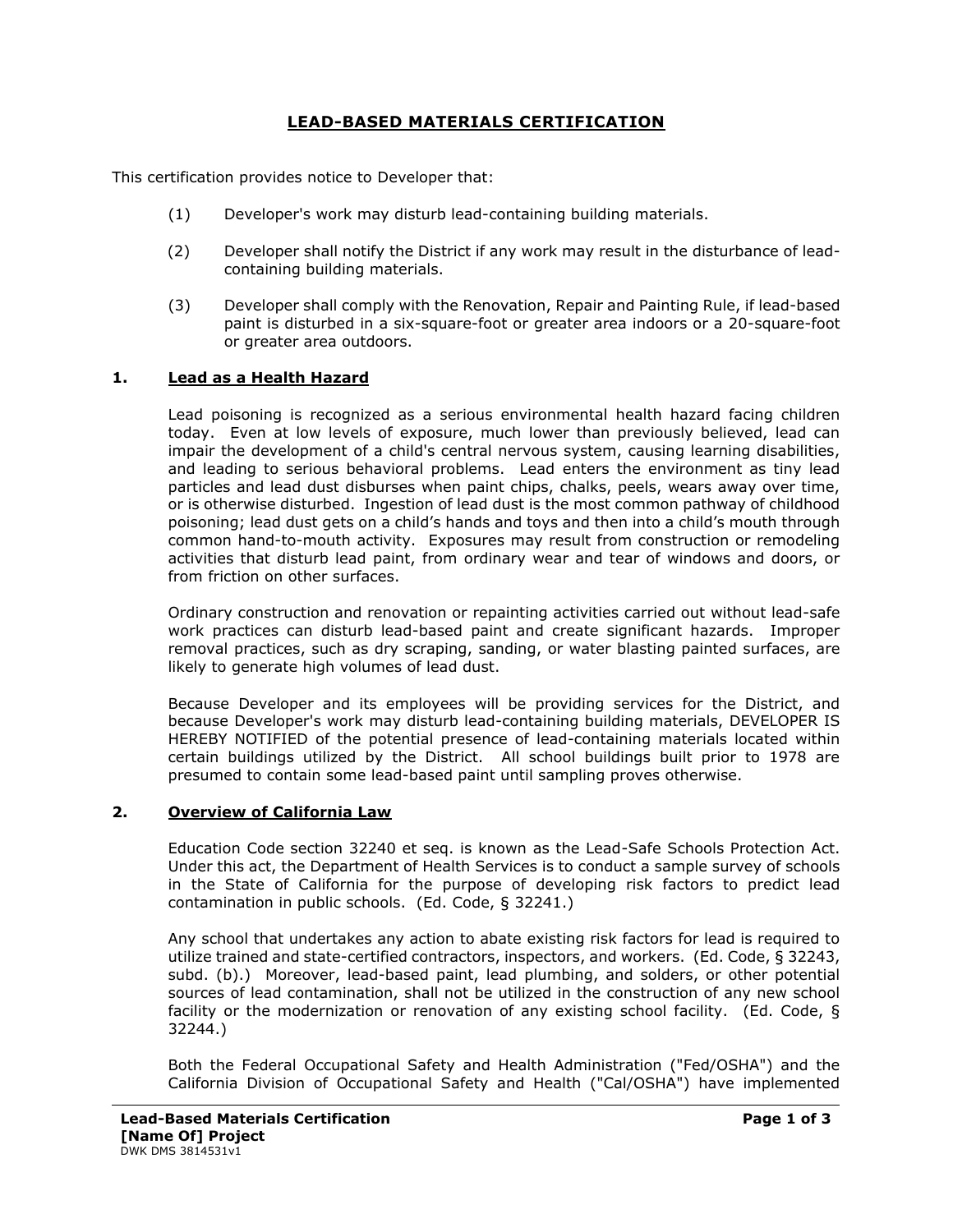# LEAD-BASED MATERIALS CERTIFICATION

This certification provides notice to Developer that:

(1) Developer's work may disturb lead-containing building materials.

(2) Developer shall notify the District if any work may result in the disturbance of lead-containing building materials.

(3) Developer shall comply with the Renovation, Repair and Painting Rule, if lead-based paint is disturbed in a six-square-foot or greater area indoors or a 20-square-foot or greater area outdoors.

## 1. Lead as a Health Hazard

Lead poisoning is recognized as a serious environmental health hazard facing children today. Even at low levels of exposure, much lower than previously believed, lead can impair the development of a child's central nervous system, causing learning disabilities, and leading to serious behavioral problems. Lead enters the environment as tiny lead particles and lead dust disburses when paint chips, chalks, peels, wears away over time, or is otherwise disturbed. Ingestion of lead dust is the most common pathway of childhood poisoning; lead dust gets on a child's hands and toys and then into a child's mouth through common hand-to-mouth activity. Exposures may result from construction or remodeling activities that disturb lead paint, from ordinary wear and tear of windows and doors, or from friction on other surfaces.

Ordinary construction and renovation or repainting activities carried out without lead-safe work practices can disturb lead-based paint and create significant hazards. Improper removal practices, such as dry scraping, sanding, or water blasting painted surfaces, are likely to generate high volumes of lead dust.

Because Developer and its employees will be providing services for the District, and because Developer's work may disturb lead-containing building materials, DEVELOPER IS HEREBY NOTIFIED of the potential presence of lead-containing materials located within certain buildings utilized by the District. All school buildings built prior to 1978 are presumed to contain some lead-based paint until sampling proves otherwise.

## 2. Overview of California Law

Education Code section 32240 et seq. is known as the Lead-Safe Schools Protection Act. Under this act, the Department of Health Services is to conduct a sample survey of schools in the State of California for the purpose of developing risk factors to predict lead contamination in public schools. (Ed. Code, § 32241.)

Any school that undertakes any action to abate existing risk factors for lead is required to utilize trained and state-certified contractors, inspectors, and workers. (Ed. Code, § 32243, subd. (b).) Moreover, lead-based paint, lead plumbing, and solders, or other potential sources of lead contamination, shall not be utilized in the construction of any new school facility or the modernization or renovation of any existing school facility. (Ed. Code, § 32244.)

Both the Federal Occupational Safety and Health Administration ("Fed/OSHA") and the California Division of Occupational Safety and Health ("Cal/OSHA") have implemented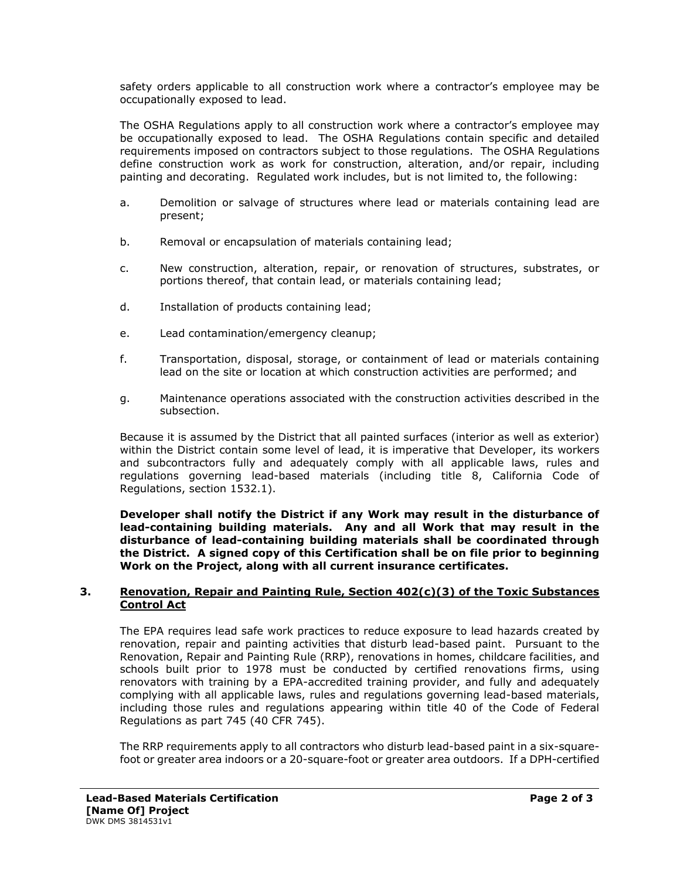safety orders applicable to all construction work where a contractor's employee may be occupationally exposed to lead.

The OSHA Regulations apply to all construction work where a contractor's employee may be occupationally exposed to lead. The OSHA Regulations contain specific and detailed requirements imposed on contractors subject to those regulations. The OSHA Regulations define construction work as work for construction, alteration, and/or repair, including painting and decorating. Regulated work includes, but is not limited to, the following:

a. Demolition or salvage of structures where lead or materials containing lead are present;

b. Removal or encapsulation of materials containing lead;

c. New construction, alteration, repair, or renovation of structures, substrates, or portions thereof, that contain lead, or materials containing lead;

d. Installation of products containing lead;

e. Lead contamination/emergency cleanup;

f. Transportation, disposal, storage, or containment of lead or materials containing lead on the site or location at which construction activities are performed; and

g. Maintenance operations associated with the construction activities described in the subsection.

Because it is assumed by the District that all painted surfaces (interior as well as exterior) within the District contain some level of lead, it is imperative that Developer, its workers and subcontractors fully and adequately comply with all applicable laws, rules and regulations governing lead-based materials (including title 8, California Code of Regulations, section 1532.1).

**Developer shall notify the District if any Work may result in the disturbance of lead-containing building materials. Any and all Work that may result in the disturbance of lead-containing building materials shall be coordinated through the District. A signed copy of this Certification shall be on file prior to beginning Work on the Project, along with all current insurance certificates.**

## 3. Renovation, Repair and Painting Rule, Section 402(c)(3) of the Toxic Substances Control Act

The EPA requires lead safe work practices to reduce exposure to lead hazards created by renovation, repair and painting activities that disturb lead-based paint. Pursuant to the Renovation, Repair and Painting Rule (RRP), renovations in homes, childcare facilities, and schools built prior to 1978 must be conducted by certified renovations firms, using renovators with training by a EPA-accredited training provider, and fully and adequately complying with all applicable laws, rules and regulations governing lead-based materials, including those rules and regulations appearing within title 40 of the Code of Federal Regulations as part 745 (40 CFR 745).

The RRP requirements apply to all contractors who disturb lead-based paint in a six-square-foot or greater area indoors or a 20-square-foot or greater area outdoors. If a DPH-certified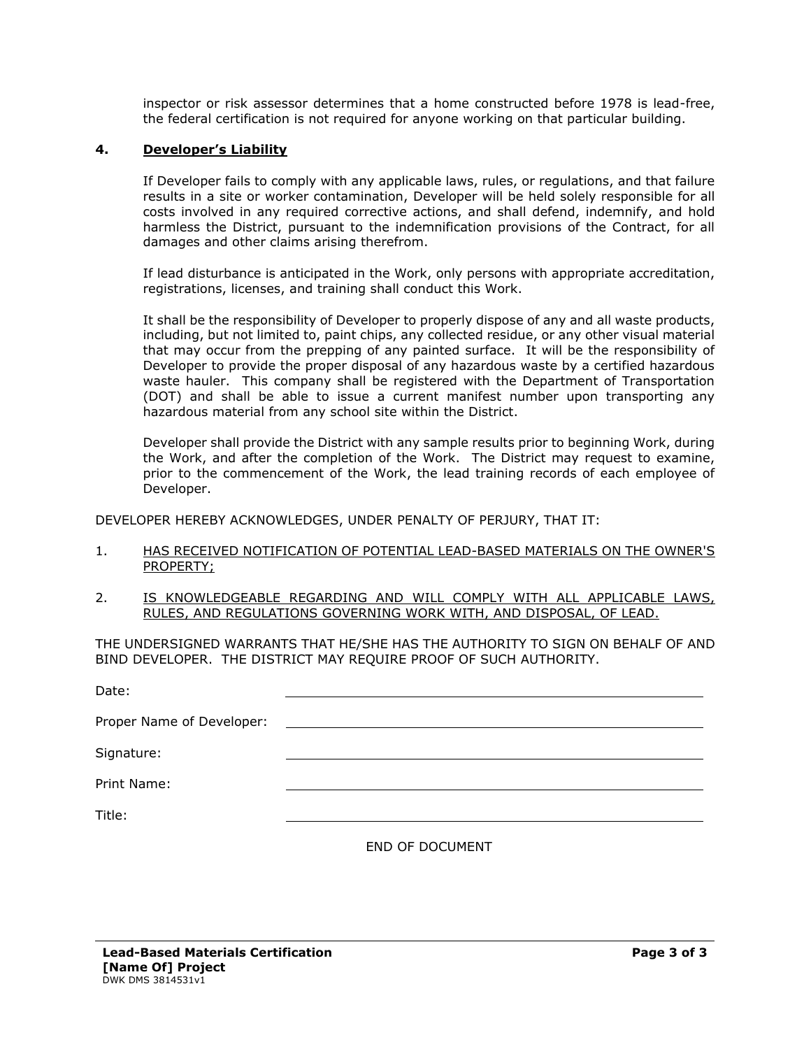inspector or risk assessor determines that a home constructed before 1978 is lead-free, the federal certification is not required for anyone working on that particular building.

**4. Developer's Liability**

If Developer fails to comply with any applicable laws, rules, or regulations, and that failure results in a site or worker contamination, Developer will be held solely responsible for all costs involved in any required corrective actions, and shall defend, indemnify, and hold harmless the District, pursuant to the indemnification provisions of the Contract, for all damages and other claims arising therefrom.

If lead disturbance is anticipated in the Work, only persons with appropriate accreditation, registrations, licenses, and training shall conduct this Work.

It shall be the responsibility of Developer to properly dispose of any and all waste products, including, but not limited to, paint chips, any collected residue, or any other visual material that may occur from the prepping of any painted surface. It will be the responsibility of Developer to provide the proper disposal of any hazardous waste by a certified hazardous waste hauler. This company shall be registered with the Department of Transportation (DOT) and shall be able to issue a current manifest number upon transporting any hazardous material from any school site within the District.

Developer shall provide the District with any sample results prior to beginning Work, during the Work, and after the completion of the Work. The District may request to examine, prior to the commencement of the Work, the lead training records of each employee of Developer.

DEVELOPER HEREBY ACKNOWLEDGES, UNDER PENALTY OF PERJURY, THAT IT:

1. HAS RECEIVED NOTIFICATION OF POTENTIAL LEAD-BASED MATERIALS ON THE OWNER'S PROPERTY;

2. IS KNOWLEDGEABLE REGARDING AND WILL COMPLY WITH ALL APPLICABLE LAWS, RULES, AND REGULATIONS GOVERNING WORK WITH, AND DISPOSAL, OF LEAD.

THE UNDERSIGNED WARRANTS THAT HE/SHE HAS THE AUTHORITY TO SIGN ON BEHALF OF AND BIND DEVELOPER. THE DISTRICT MAY REQUIRE PROOF OF SUCH AUTHORITY.

Date: ______________________________

Proper Name of Developer: ______________________________

Signature: ______________________________

Print Name: ______________________________

Title: ______________________________

END OF DOCUMENT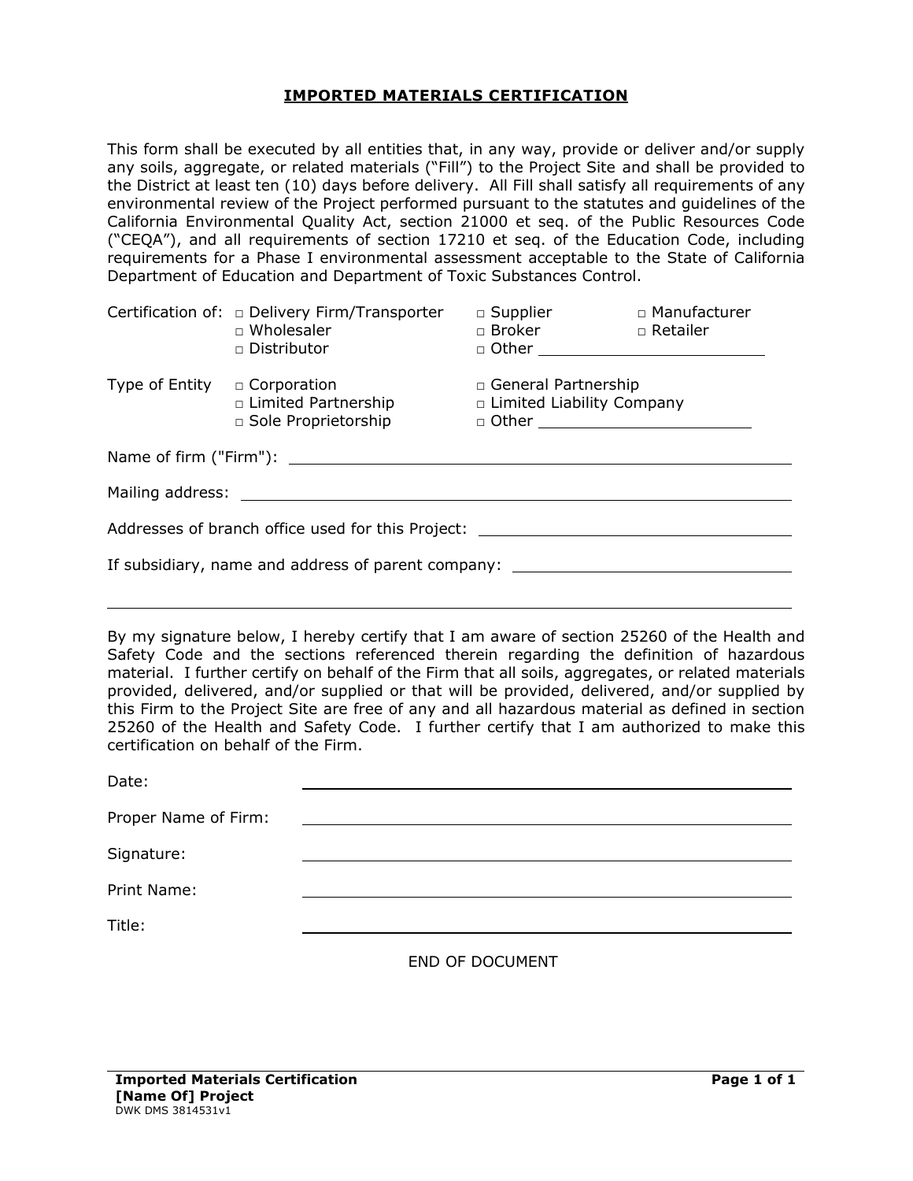# IMPORTED MATERIALS CERTIFICATION

This form shall be executed by all entities that, in any way, provide or deliver and/or supply any soils, aggregate, or related materials ("Fill") to the Project Site and shall be provided to the District at least ten (10) days before delivery. All Fill shall satisfy all requirements of any environmental review of the Project performed pursuant to the statutes and guidelines of the California Environmental Quality Act, section 21000 et seq. of the Public Resources Code ("CEQA"), and all requirements of section 17210 et seq. of the Education Code, including requirements for a Phase I environmental assessment acceptable to the State of California Department of Education and Department of Toxic Substances Control.

Certification of:
- □ Delivery Firm/Transporter
- □ Supplier
- □ Manufacturer
- □ Wholesaler
- □ Broker
- □ Retailer
- □ Distributor
- □ Other ______________________

Type of Entity:
- □ Corporation
- □ General Partnership
- □ Limited Partnership
- □ Limited Liability Company
- □ Sole Proprietorship
- □ Other ______________________

Name of firm ("Firm"): ______________________________________________

Mailing address: ______________________________________________

Addresses of branch office used for this Project: ______________________________

If subsidiary, name and address of parent company: ______________________________

______________________________________________________________

By my signature below, I hereby certify that I am aware of section 25260 of the Health and Safety Code and the sections referenced therein regarding the definition of hazardous material. I further certify on behalf of the Firm that all soils, aggregates, or related materials provided, delivered, and/or supplied or that will be provided, delivered, and/or supplied by this Firm to the Project Site are free of any and all hazardous material as defined in section 25260 of the Health and Safety Code. I further certify that I am authorized to make this certification on behalf of the Firm.

Date: ______________________________________________

Proper Name of Firm: ______________________________________________

Signature: ______________________________________________

Print Name: ______________________________________________

Title: ______________________________________________

END OF DOCUMENT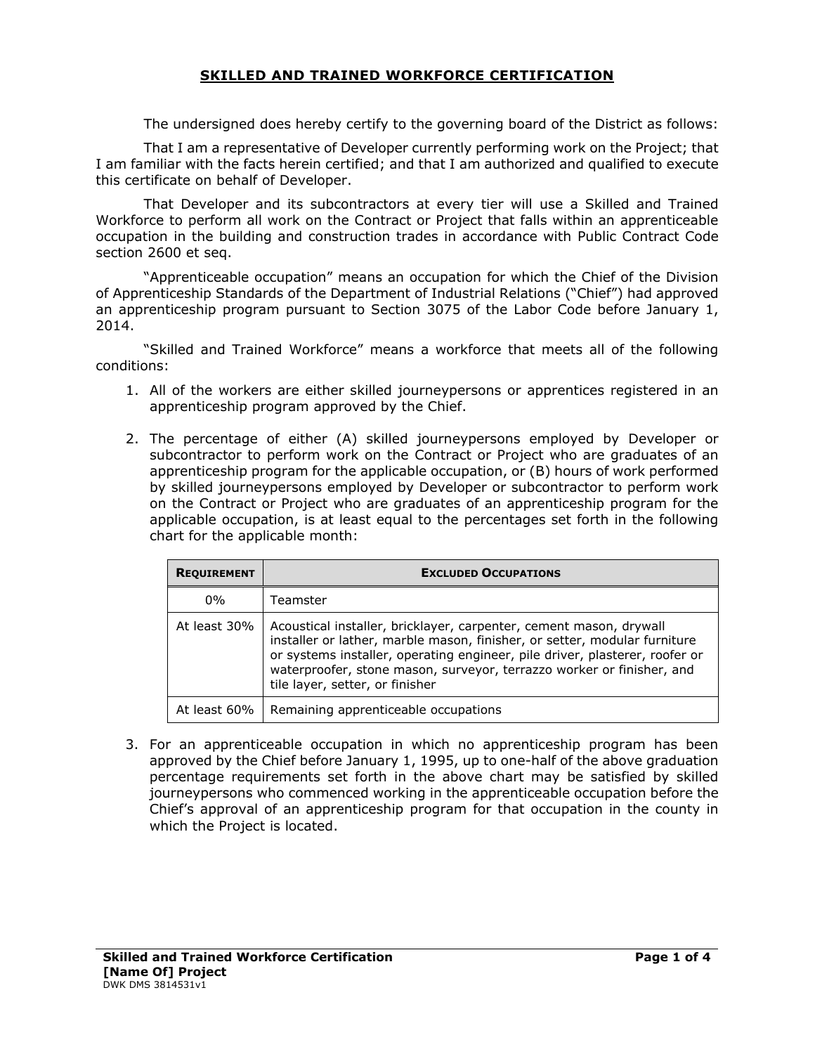# SKILLED AND TRAINED WORKFORCE CERTIFICATION

The undersigned does hereby certify to the governing board of the District as follows:

That I am a representative of Developer currently performing work on the Project; that I am familiar with the facts herein certified; and that I am authorized and qualified to execute this certificate on behalf of Developer.

That Developer and its subcontractors at every tier will use a Skilled and Trained Workforce to perform all work on the Contract or Project that falls within an apprenticeable occupation in the building and construction trades in accordance with Public Contract Code section 2600 et seq.

"Apprenticeable occupation" means an occupation for which the Chief of the Division of Apprenticeship Standards of the Department of Industrial Relations ("Chief") had approved an apprenticeship program pursuant to Section 3075 of the Labor Code before January 1, 2014.

"Skilled and Trained Workforce" means a workforce that meets all of the following conditions:

1. All of the workers are either skilled journeypersons or apprentices registered in an apprenticeship program approved by the Chief.

2. The percentage of either (A) skilled journeypersons employed by Developer or subcontractor to perform work on the Contract or Project who are graduates of an apprenticeship program for the applicable occupation, or (B) hours of work performed by skilled journeypersons employed by Developer or subcontractor to perform work on the Contract or Project who are graduates of an apprenticeship program for the applicable occupation, is at least equal to the percentages set forth in the following chart for the applicable month:

| REQUIREMENT | EXCLUDED OCCUPATIONS |
|---|---|
| 0% | Teamster |
| At least 30% | Acoustical installer, bricklayer, carpenter, cement mason, drywall installer or lather, marble mason, finisher, or setter, modular furniture or systems installer, operating engineer, pile driver, plasterer, roofer or waterproofer, stone mason, surveyor, terrazzo worker or finisher, and tile layer, setter, or finisher |
| At least 60% | Remaining apprenticeable occupations |

3. For an apprenticeable occupation in which no apprenticeship program has been approved by the Chief before January 1, 1995, up to one-half of the above graduation percentage requirements set forth in the above chart may be satisfied by skilled journeypersons who commenced working in the apprenticeable occupation before the Chief's approval of an apprenticeship program for that occupation in the county in which the Project is located.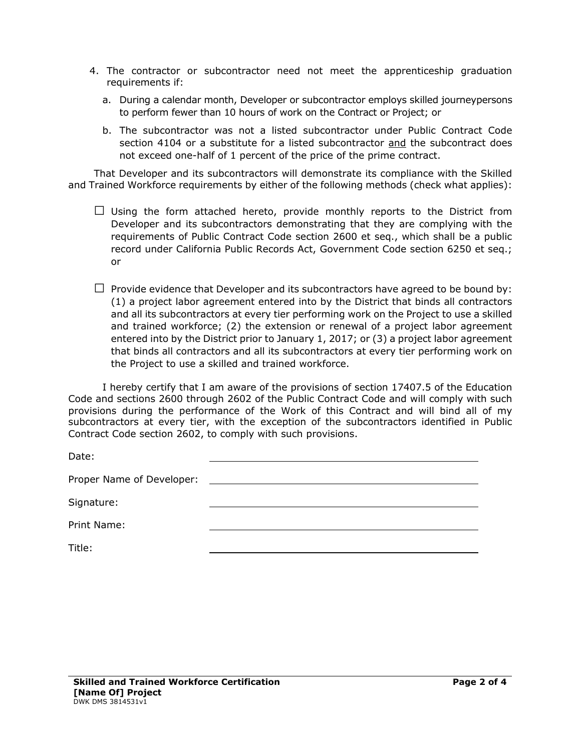4. The contractor or subcontractor need not meet the apprenticeship graduation requirements if:

   a. During a calendar month, Developer or subcontractor employs skilled journeypersons to perform fewer than 10 hours of work on the Contract or Project; or

   b. The subcontractor was not a listed subcontractor under Public Contract Code section 4104 or a substitute for a listed subcontractor <u>and</u> the subcontract does not exceed one-half of 1 percent of the price of the prime contract.

That Developer and its subcontractors will demonstrate its compliance with the Skilled and Trained Workforce requirements by either of the following methods (check what applies):

☐ Using the form attached hereto, provide monthly reports to the District from Developer and its subcontractors demonstrating that they are complying with the requirements of Public Contract Code section 2600 et seq., which shall be a public record under California Public Records Act, Government Code section 6250 et seq.; or

☐ Provide evidence that Developer and its subcontractors have agreed to be bound by: (1) a project labor agreement entered into by the District that binds all contractors and all its subcontractors at every tier performing work on the Project to use a skilled and trained workforce; (2) the extension or renewal of a project labor agreement entered into by the District prior to January 1, 2017; or (3) a project labor agreement that binds all contractors and all its subcontractors at every tier performing work on the Project to use a skilled and trained workforce.

I hereby certify that I am aware of the provisions of section 17407.5 of the Education Code and sections 2600 through 2602 of the Public Contract Code and will comply with such provisions during the performance of the Work of this Contract and will bind all of my subcontractors at every tier, with the exception of the subcontractors identified in Public Contract Code section 2602, to comply with such provisions.

Date: ______________________________

Proper Name of Developer: ______________________________

Signature: ______________________________

Print Name: ______________________________

Title: ______________________________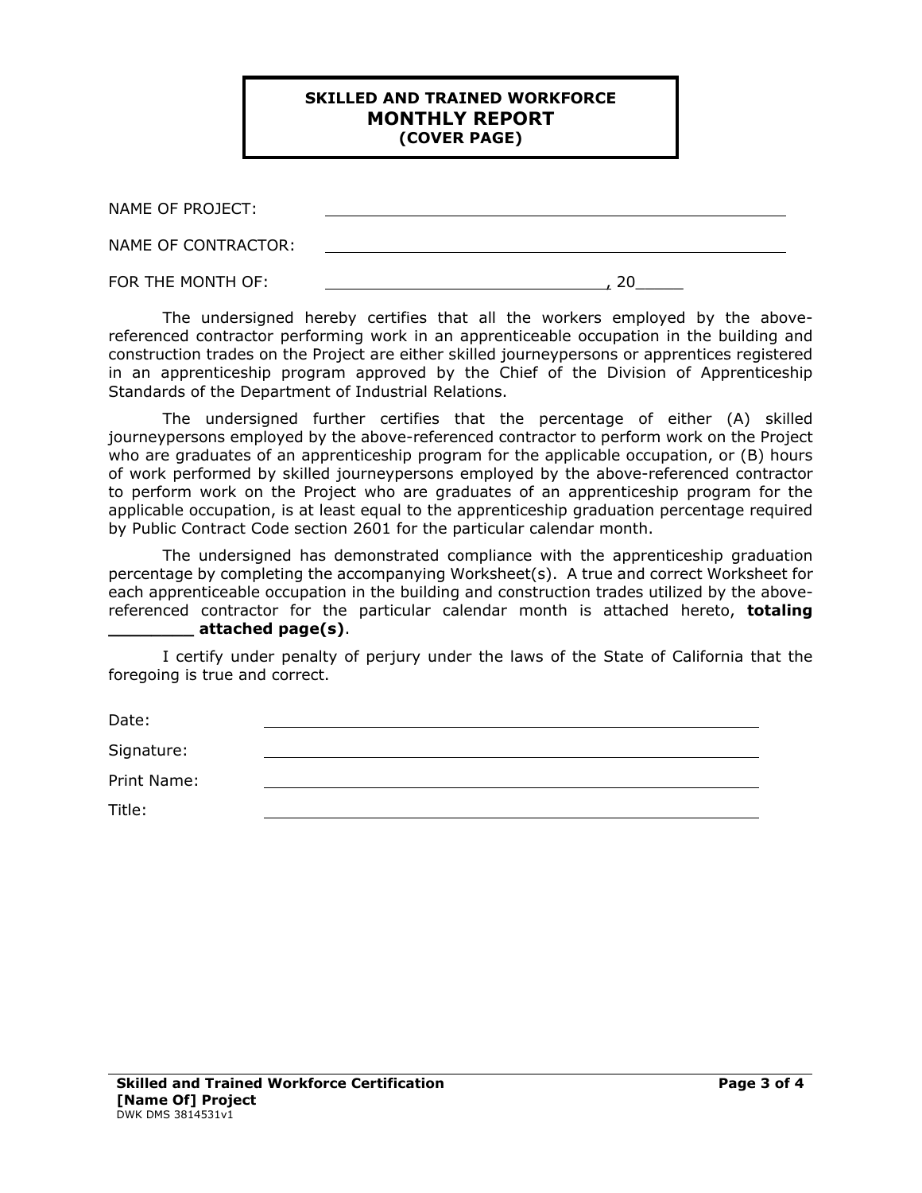# SKILLED AND TRAINED WORKFORCE
# MONTHLY REPORT
## (COVER PAGE)

NAME OF PROJECT: ______________________________________________

NAME OF CONTRACTOR: ______________________________________________

FOR THE MONTH OF: ______________________________, 20_____

The undersigned hereby certifies that all the workers employed by the above-referenced contractor performing work in an apprenticeable occupation in the building and construction trades on the Project are either skilled journeypersons or apprentices registered in an apprenticeship program approved by the Chief of the Division of Apprenticeship Standards of the Department of Industrial Relations.

The undersigned further certifies that the percentage of either (A) skilled journeypersons employed by the above-referenced contractor to perform work on the Project who are graduates of an apprenticeship program for the applicable occupation, or (B) hours of work performed by skilled journeypersons employed by the above-referenced contractor to perform work on the Project who are graduates of an apprenticeship program for the applicable occupation, is at least equal to the apprenticeship graduation percentage required by Public Contract Code section 2601 for the particular calendar month.

The undersigned has demonstrated compliance with the apprenticeship graduation percentage by completing the accompanying Worksheet(s). A true and correct Worksheet for each apprenticeable occupation in the building and construction trades utilized by the above-referenced contractor for the particular calendar month is attached hereto, **totaling ________ attached page(s)**.

I certify under penalty of perjury under the laws of the State of California that the foregoing is true and correct.

Date: ______________________________________________

Signature: ______________________________________________

Print Name: ______________________________________________

Title: ______________________________________________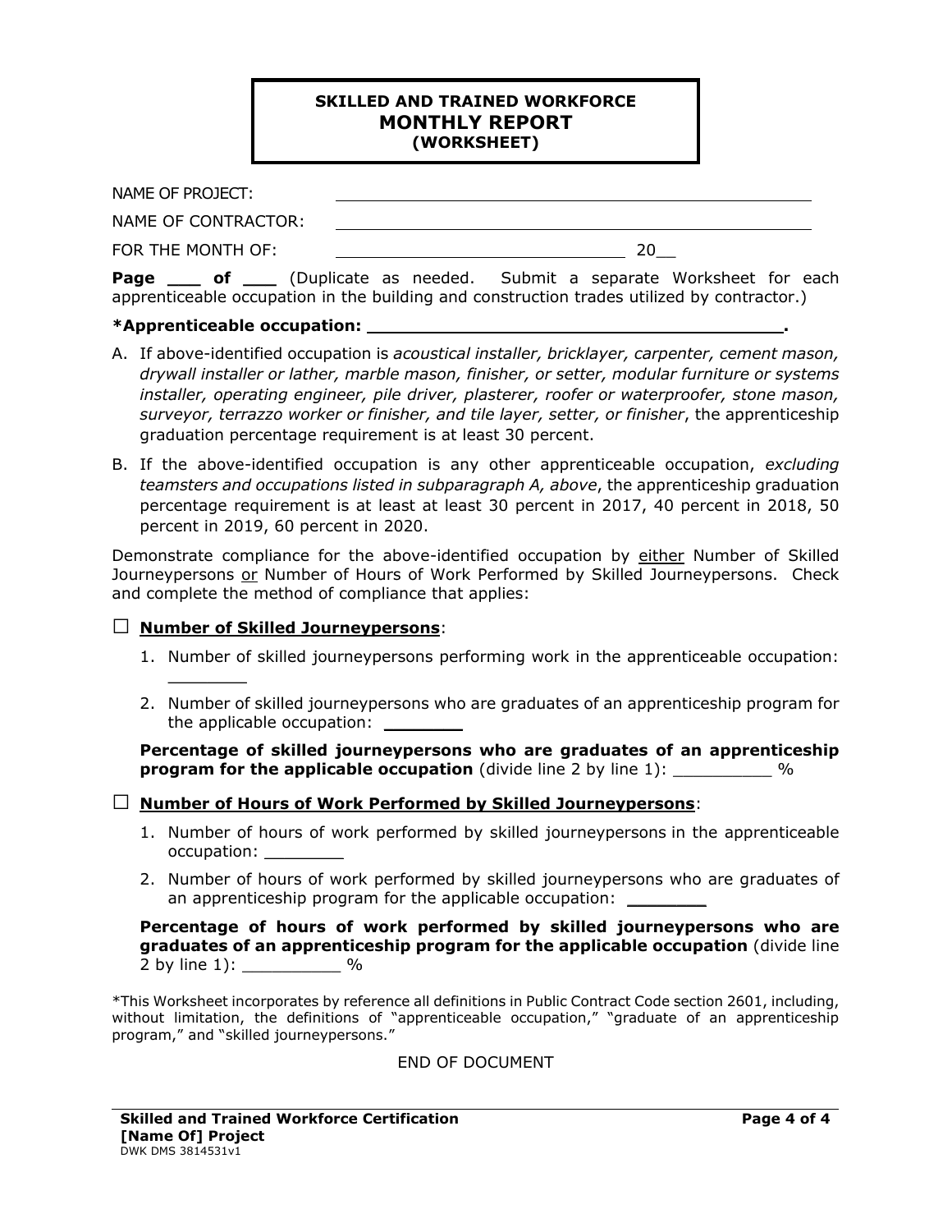# SKILLED AND TRAINED WORKFORCE
# MONTHLY REPORT
## (WORKSHEET)

NAME OF PROJECT: ______________________________________________

NAME OF CONTRACTOR: ______________________________________________

FOR THE MONTHLY OF: ______________________________ 20__

**Page ___ of ___** (Duplicate as needed. Submit a separate Worksheet for each apprenticeable occupation in the building and construction trades utilized by contractor.)

**\*Apprenticeable occupation: ________________________________________.**

A. If above-identified occupation is *acoustical installer, bricklayer, carpenter, cement mason, drywall installer or lather, marble mason, finisher, or setter, modular furniture or systems installer, operating engineer, pile driver, plasterer, roofer or waterproofer, stone mason, surveyor, terrazzo worker or finisher, and tile layer, setter, or finisher*, the apprenticeship graduation percentage requirement is at least 30 percent.

B. If the above-identified occupation is any other apprenticeable occupation, *excluding teamsters and occupations listed in subparagraph A, above*, the apprenticeship graduation percentage requirement is at least at least 30 percent in 2017, 40 percent in 2018, 50 percent in 2019, 60 percent in 2020.

Demonstrate compliance for the above-identified occupation by <u>either</u> Number of Skilled Journeypersons <u>or</u> Number of Hours of Work Performed by Skilled Journeypersons. Check and complete the method of compliance that applies:

☐ **<u>Number of Skilled Journeypersons</u>**:

1. Number of skilled journeypersons performing work in the apprenticeable occupation: ________
2. Number of skilled journeypersons who are graduates of an apprenticeship program for the applicable occupation: ________

**Percentage of skilled journeypersons who are graduates of an apprenticeship program for the applicable occupation** (divide line 2 by line 1): __________ %

☐ **<u>Number of Hours of Work Performed by Skilled Journeypersons</u>**:

1. Number of hours of work performed by skilled journeypersons in the apprenticeable occupation: ________
2. Number of hours of work performed by skilled journeypersons who are graduates of an apprenticeship program for the applicable occupation: ________

**Percentage of hours of work performed by skilled journeypersons who are graduates of an apprenticeship program for the applicable occupation** (divide line 2 by line 1): __________ %

\*This Worksheet incorporates by reference all definitions in Public Contract Code section 2601, including, without limitation, the definitions of "apprenticeable occupation," "graduate of an apprenticeship program," and "skilled journeypersons."

END OF DOCUMENT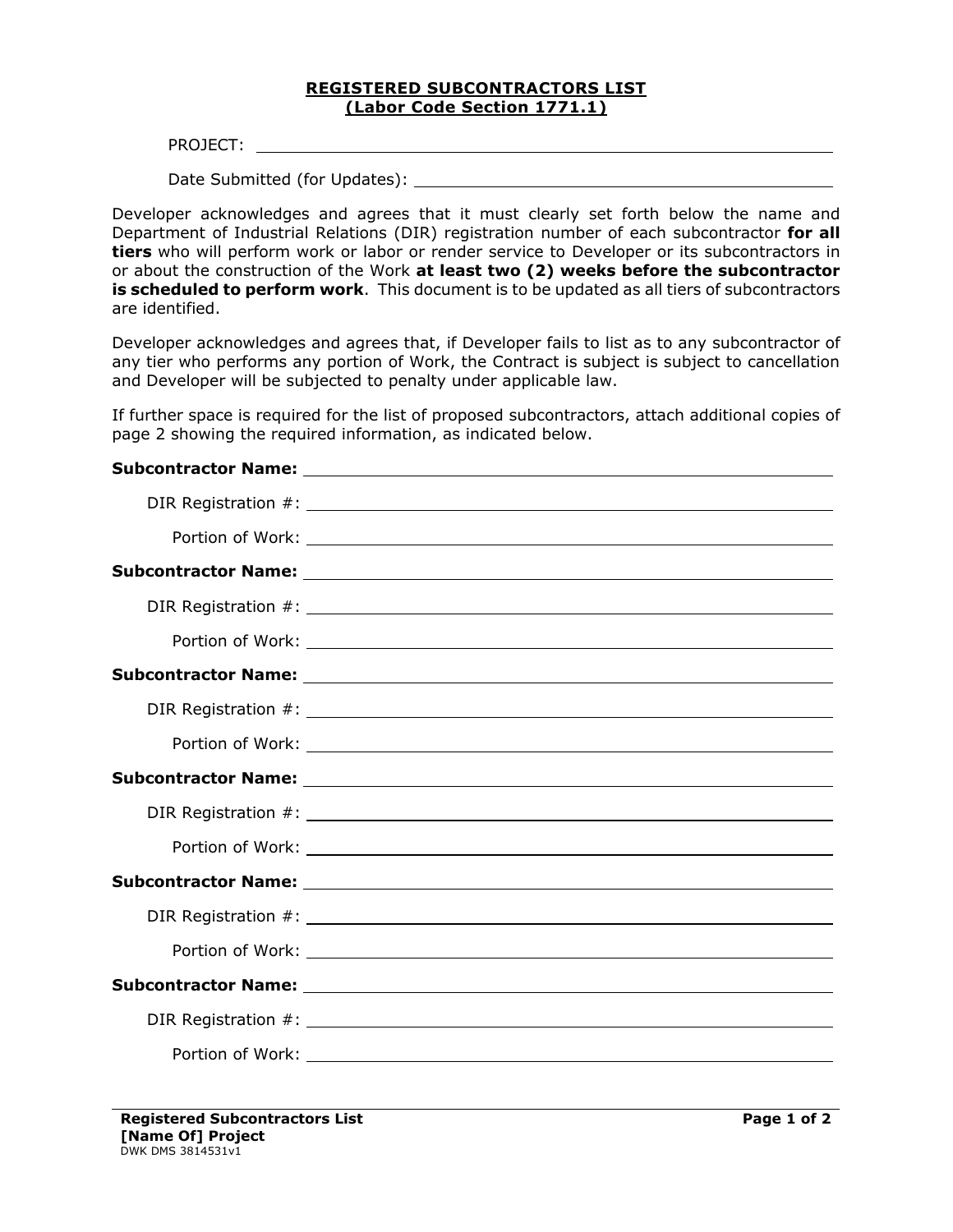# REGISTERED SUBCONTRACTORS LIST
## (Labor Code Section 1771.1)

PROJECT: ______________________________________________

Date Submitted (for Updates): ______________________________

Developer acknowledges and agrees that it must clearly set forth below the name and Department of Industrial Relations (DIR) registration number of each subcontractor **for all tiers** who will perform work or labor or render service to Developer or its subcontractors in or about the construction of the Work **at least two (2) weeks before the subcontractor is scheduled to perform work**. This document is to be updated as all tiers of subcontractors are identified.

Developer acknowledges and agrees that, if Developer fails to list as to any subcontractor of any tier who performs any portion of Work, the Contract is subject is subject to cancellation and Developer will be subjected to penalty under applicable law.

If further space is required for the list of proposed subcontractors, attach additional copies of page 2 showing the required information, as indicated below.

**Subcontractor Name:** ______________________________________________

DIR Registration #: ______________________________________________

Portion of Work: ______________________________________________

**Subcontractor Name:** ______________________________________________

DIR Registration #: ______________________________________________

Portion of Work: ______________________________________________

**Subcontractor Name:** ______________________________________________

DIR Registration #: ______________________________________________

Portion of Work: ______________________________________________

**Subcontractor Name:** ______________________________________________

DIR Registration #: ______________________________________________

Portion of Work: ______________________________________________

**Subcontractor Name:** ______________________________________________

DIR Registration #: ______________________________________________

Portion of Work: ______________________________________________

**Subcontractor Name:** ______________________________________________

DIR Registration #: ______________________________________________

Portion of Work: ______________________________________________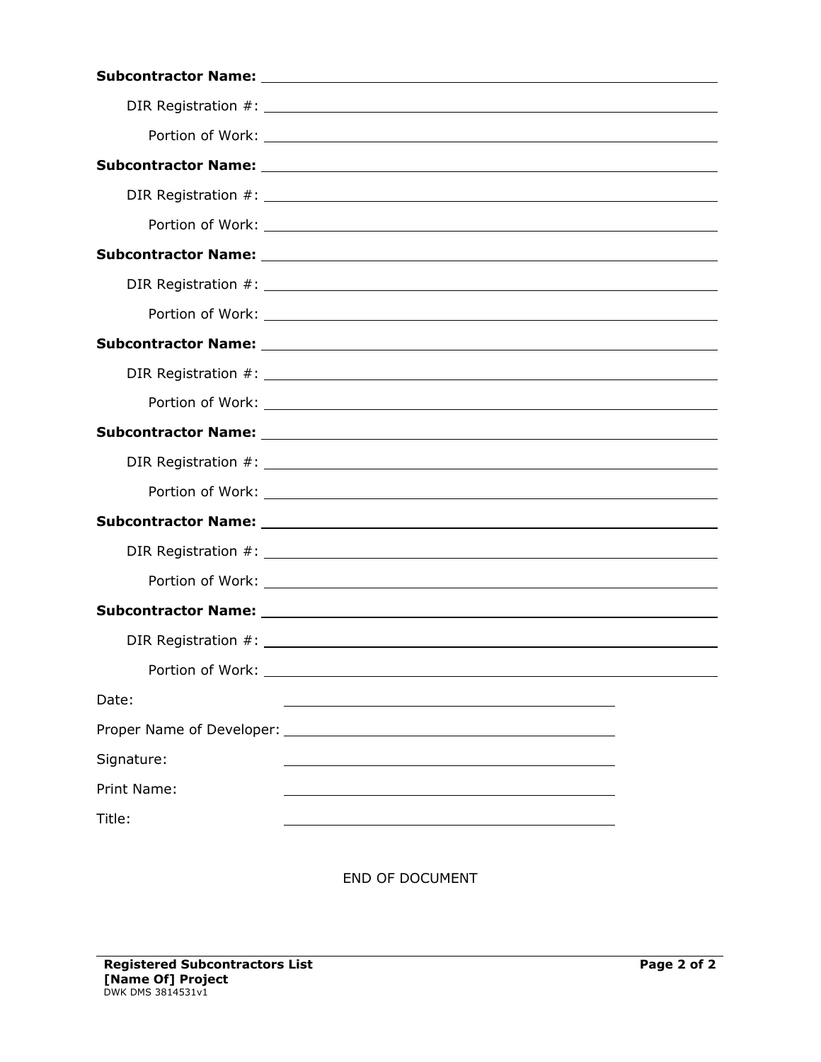**Subcontractor Name:** ______________________________

DIR Registration #: ______________________________

Portion of Work: ______________________________

**Subcontractor Name:** ______________________________

DIR Registration #: ______________________________

Portion of Work: ______________________________

**Subcontractor Name:** ______________________________

DIR Registration #: ______________________________

Portion of Work: ______________________________

**Subcontractor Name:** ______________________________

DIR Registration #: ______________________________

Portion of Work: ______________________________

**Subcontractor Name:** ______________________________

DIR Registration #: ______________________________

Portion of Work: ______________________________

**Subcontractor Name:** ______________________________

DIR Registration #: ______________________________

Portion of Work: ______________________________

**Subcontractor Name:** ______________________________

DIR Registration #: ______________________________

Portion of Work: ______________________________

Date: ______________________________

Proper Name of Developer: ______________________________

Signature: ______________________________

Print Name: ______________________________

Title: ______________________________

END OF DOCUMENT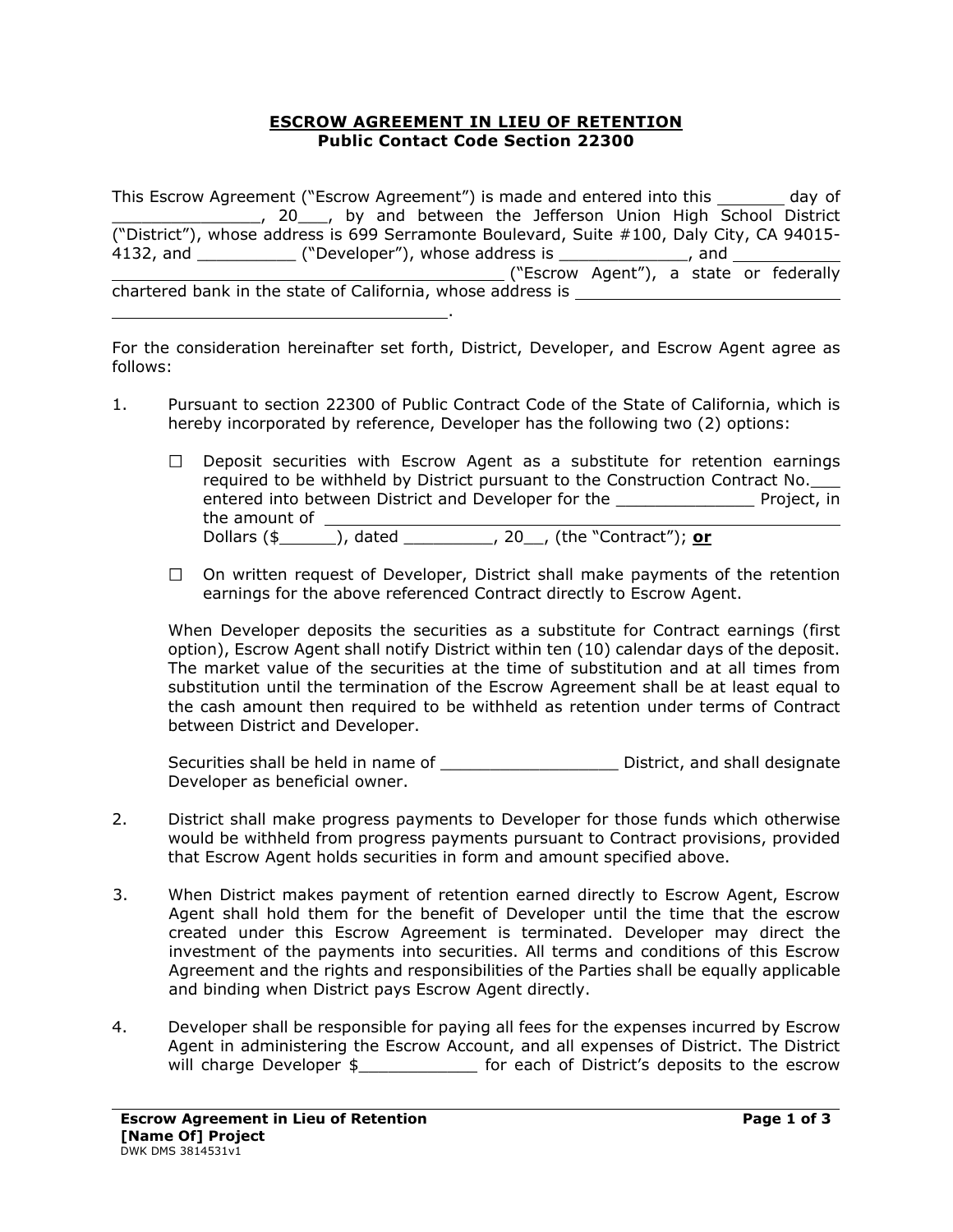# ESCROW AGREEMENT IN LIEU OF RETENTION
## Public Contact Code Section 22300

This Escrow Agreement ("Escrow Agreement") is made and entered into this _______ day of _______________, 20___, by and between the Jefferson Union High School District ("District"), whose address is 699 Serramonte Boulevard, Suite #100, Daly City, CA 94015-4132, and __________ ("Developer"), whose address is _____________, and ________________________________________ ("Escrow Agent"), a state or federally chartered bank in the state of California, whose address is ____________________________ ____________________________________.

For the consideration hereinafter set forth, District, Developer, and Escrow Agent agree as follows:

1. Pursuant to section 22300 of Public Contract Code of the State of California, which is hereby incorporated by reference, Developer has the following two (2) options:

   ☐ Deposit securities with Escrow Agent as a substitute for retention earnings required to be withheld by District pursuant to the Construction Contract No.___ entered into between District and Developer for the ______________ Project, in the amount of ________________________________________________________ Dollars ($______), dated _________, 20__, (the "Contract"); **or**

   ☐ On written request of Developer, District shall make payments of the retention earnings for the above referenced Contract directly to Escrow Agent.

   When Developer deposits the securities as a substitute for Contract earnings (first option), Escrow Agent shall notify District within ten (10) calendar days of the deposit. The market value of the securities at the time of substitution and at all times from substitution until the termination of the Escrow Agreement shall be at least equal to the cash amount then required to be withheld as retention under terms of Contract between District and Developer.

   Securities shall be held in name of __________________ District, and shall designate Developer as beneficial owner.

2. District shall make progress payments to Developer for those funds which otherwise would be withheld from progress payments pursuant to Contract provisions, provided that Escrow Agent holds securities in form and amount specified above.

3. When District makes payment of retention earned directly to Escrow Agent, Escrow Agent shall hold them for the benefit of Developer until the time that the escrow created under this Escrow Agreement is terminated. Developer may direct the investment of the payments into securities. All terms and conditions of this Escrow Agreement and the rights and responsibilities of the Parties shall be equally applicable and binding when District pays Escrow Agent directly.

4. Developer shall be responsible for paying all fees for the expenses incurred by Escrow Agent in administering the Escrow Account, and all expenses of District. The District will charge Developer $____________ for each of District's deposits to the escrow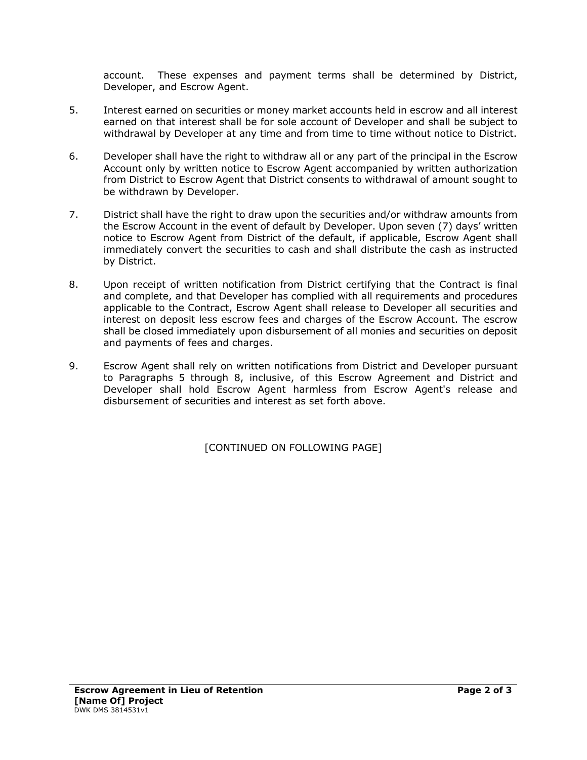account. These expenses and payment terms shall be determined by District, Developer, and Escrow Agent.

5. Interest earned on securities or money market accounts held in escrow and all interest earned on that interest shall be for sole account of Developer and shall be subject to withdrawal by Developer at any time and from time to time without notice to District.

6. Developer shall have the right to withdraw all or any part of the principal in the Escrow Account only by written notice to Escrow Agent accompanied by written authorization from District to Escrow Agent that District consents to withdrawal of amount sought to be withdrawn by Developer.

7. District shall have the right to draw upon the securities and/or withdraw amounts from the Escrow Account in the event of default by Developer. Upon seven (7) days' written notice to Escrow Agent from District of the default, if applicable, Escrow Agent shall immediately convert the securities to cash and shall distribute the cash as instructed by District.

8. Upon receipt of written notification from District certifying that the Contract is final and complete, and that Developer has complied with all requirements and procedures applicable to the Contract, Escrow Agent shall release to Developer all securities and interest on deposit less escrow fees and charges of the Escrow Account. The escrow shall be closed immediately upon disbursement of all monies and securities on deposit and payments of fees and charges.

9. Escrow Agent shall rely on written notifications from District and Developer pursuant to Paragraphs 5 through 8, inclusive, of this Escrow Agreement and District and Developer shall hold Escrow Agent harmless from Escrow Agent's release and disbursement of securities and interest as set forth above.

[CONTINUED ON FOLLOWING PAGE]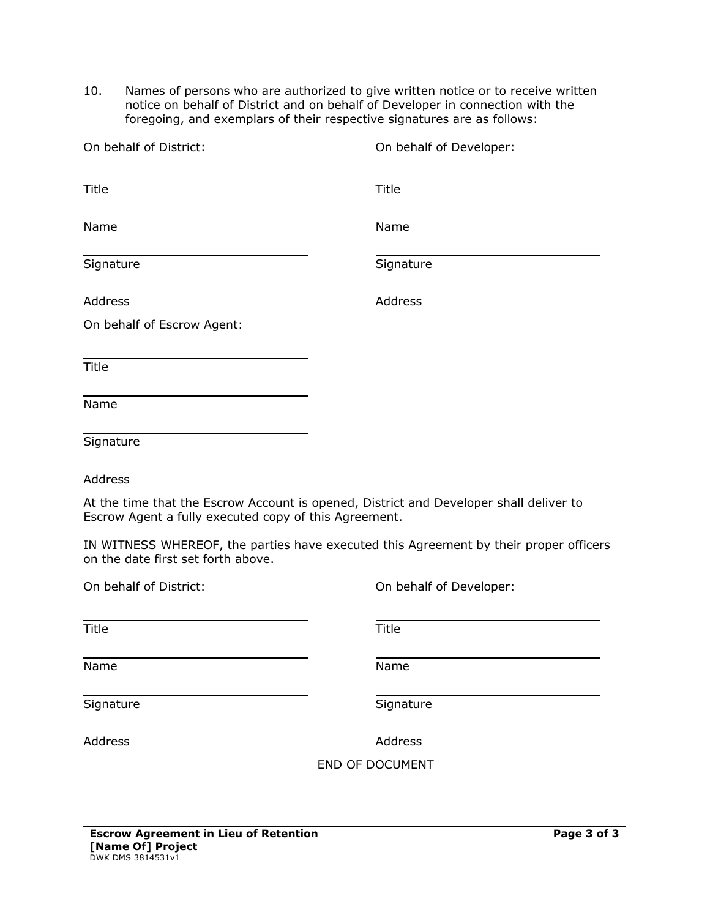10. Names of persons who are authorized to give written notice or to receive written notice on behalf of District and on behalf of Developer in connection with the foregoing, and exemplars of their respective signatures are as follows:

| On behalf of District: | On behalf of Developer: |
|---|---|
| ______________________________ | ______________________________ |
| Title | Title |
| ______________________________ | ______________________________ |
| Name | Name |
| ______________________________ | ______________________________ |
| Signature | Signature |
| ______________________________ | ______________________________ |
| Address | Address |

On behalf of Escrow Agent:

______________________________
Title

______________________________
Name

______________________________
Signature

______________________________
Address

At the time that the Escrow Account is opened, District and Developer shall deliver to Escrow Agent a fully executed copy of this Agreement.

IN WITNESS WHEREOF, the parties have executed this Agreement by their proper officers on the date first set forth above.

| On behalf of District: | On behalf of Developer: |
|---|---|
| ______________________________ | ______________________________ |
| Title | Title |
| ______________________________ | ______________________________ |
| Name | Name |
| ______________________________ | ______________________________ |
| Signature | Signature |
| ______________________________ | ______________________________ |
| Address | Address |

END OF DOCUMENT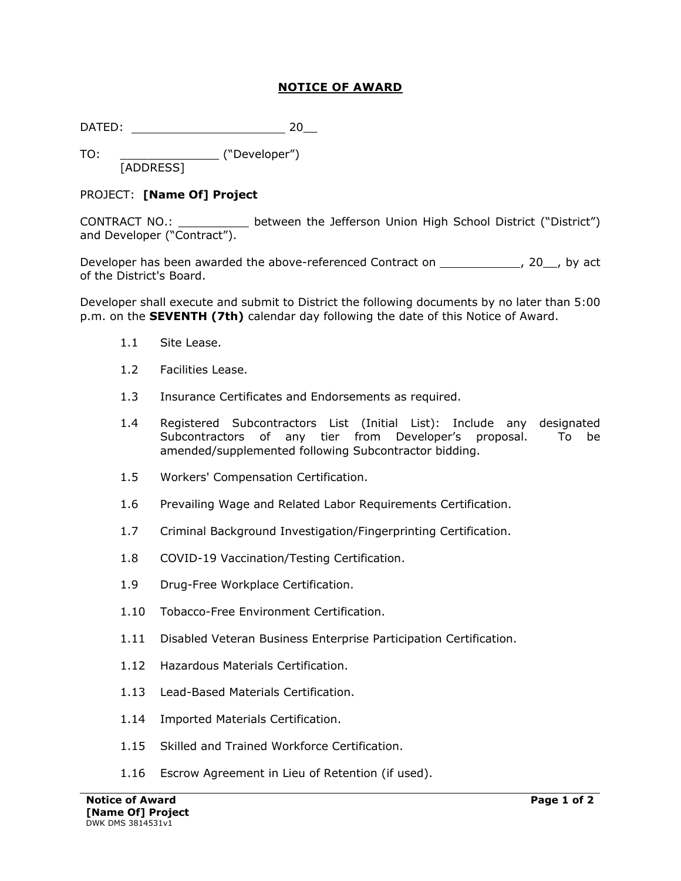# NOTICE OF AWARD

DATED: ______________________ 20__

TO: ______________ ("Developer")
[ADDRESS]

PROJECT: **[Name Of] Project**

CONTRACT NO.: __________ between the Jefferson Union High School District ("District") and Developer ("Contract").

Developer has been awarded the above-referenced Contract on ____________, 20__, by act of the District's Board.

Developer shall execute and submit to District the following documents by no later than 5:00 p.m. on the **SEVENTH (7th)** calendar day following the date of this Notice of Award.

1.1 Site Lease.

1.2 Facilities Lease.

1.3 Insurance Certificates and Endorsements as required.

1.4 Registered Subcontractors List (Initial List): Include any designated Subcontractors of any tier from Developer's proposal. To be amended/supplemented following Subcontractor bidding.

1.5 Workers' Compensation Certification.

1.6 Prevailing Wage and Related Labor Requirements Certification.

1.7 Criminal Background Investigation/Fingerprinting Certification.

1.8 COVID-19 Vaccination/Testing Certification.

1.9 Drug-Free Workplace Certification.

1.10 Tobacco-Free Environment Certification.

1.11 Disabled Veteran Business Enterprise Participation Certification.

1.12 Hazardous Materials Certification.

1.13 Lead-Based Materials Certification.

1.14 Imported Materials Certification.

1.15 Skilled and Trained Workforce Certification.

1.16 Escrow Agreement in Lieu of Retention (if used).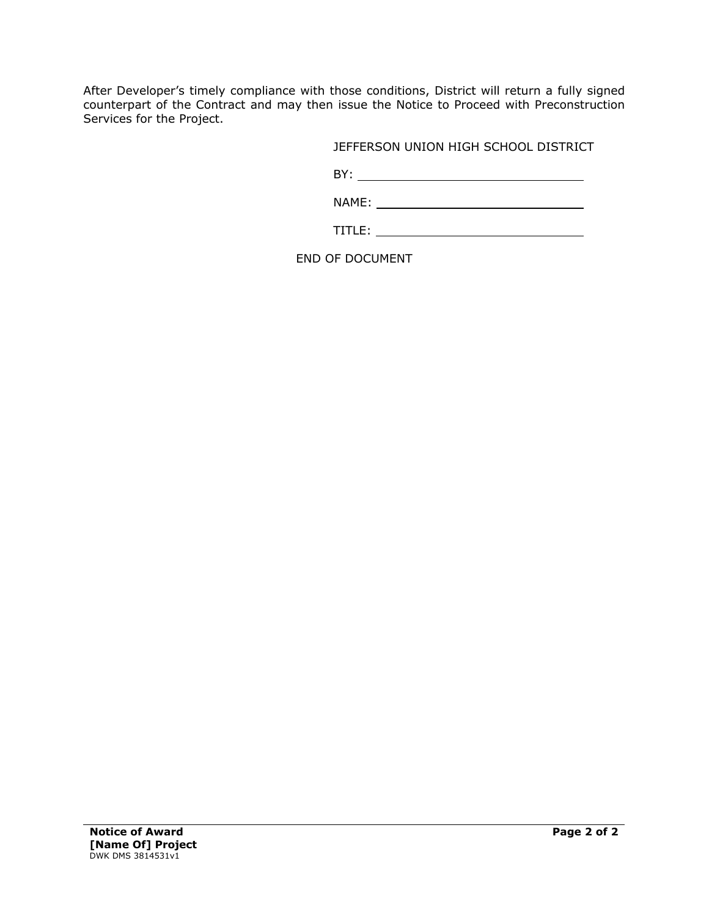After Developer's timely compliance with those conditions, District will return a fully signed counterpart of the Contract and may then issue the Notice to Proceed with Preconstruction Services for the Project.

JEFFERSON UNION HIGH SCHOOL DISTRICT

BY: ______________________________

NAME: ______________________________

TITLE: ______________________________

END OF DOCUMENT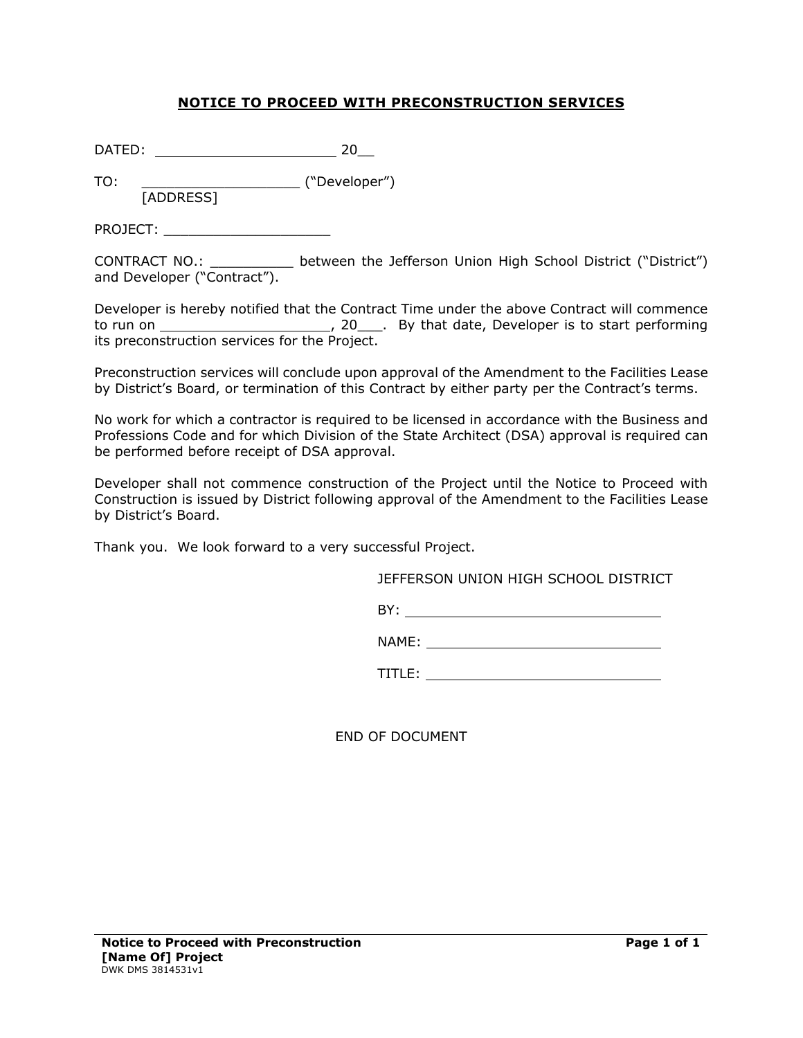# NOTICE TO PROCEED WITH PRECONSTRUCTION SERVICES

DATED: ______________________ 20__

TO: ____________________ ("Developer")
[ADDRESS]

PROJECT: ____________________

CONTRACT NO.: __________ between the Jefferson Union High School District ("District") and Developer ("Contract").

Developer is hereby notified that the Contract Time under the above Contract will commence to run on _____________________, 20___. By that date, Developer is to start performing its preconstruction services for the Project.

Preconstruction services will conclude upon approval of the Amendment to the Facilities Lease by District's Board, or termination of this Contract by either party per the Contract's terms.

No work for which a contractor is required to be licensed in accordance with the Business and Professions Code and for which Division of the State Architect (DSA) approval is required can be performed before receipt of DSA approval.

Developer shall not commence construction of the Project until the Notice to Proceed with Construction is issued by District following approval of the Amendment to the Facilities Lease by District's Board.

Thank you. We look forward to a very successful Project.

JEFFERSON UNION HIGH SCHOOL DISTRICT

BY: ________________________________

NAME: ______________________________

TITLE: ______________________________

END OF DOCUMENT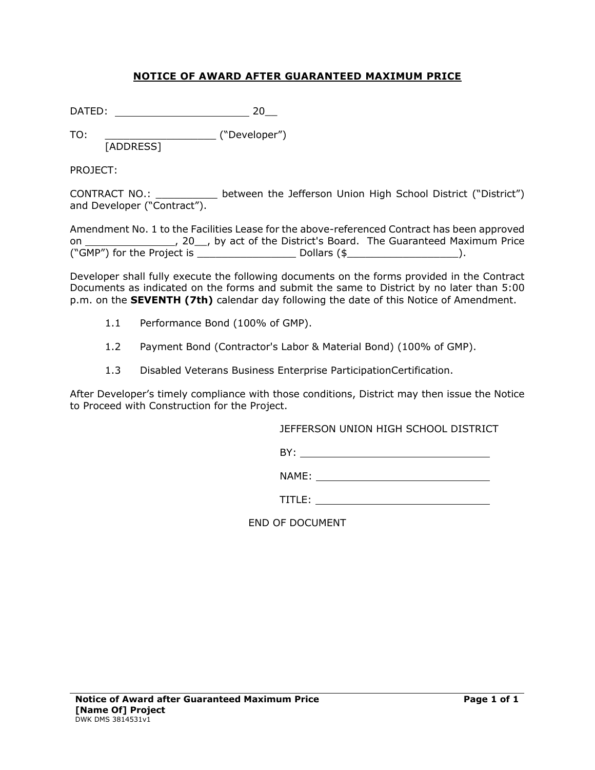# NOTICE OF AWARD AFTER GUARANTEED MAXIMUM PRICE

DATED: ______________________ 20__

TO: __________________ ("Developer")
[ADDRESS]

PROJECT:

CONTRACT NO.: __________ between the Jefferson Union High School District ("District") and Developer ("Contract").

Amendment No. 1 to the Facilities Lease for the above-referenced Contract has been approved on ______________, 20__, by act of the District's Board. The Guaranteed Maximum Price ("GMP") for the Project is ________________ Dollars ($__________________).

Developer shall fully execute the following documents on the forms provided in the Contract Documents as indicated on the forms and submit the same to District by no later than 5:00 p.m. on the **SEVENTH (7th)** calendar day following the date of this Notice of Amendment.

1.1 Performance Bond (100% of GMP).

1.2 Payment Bond (Contractor's Labor & Material Bond) (100% of GMP).

1.3 Disabled Veterans Business Enterprise ParticipationCertification.

After Developer's timely compliance with those conditions, District may then issue the Notice to Proceed with Construction for the Project.

JEFFERSON UNION HIGH SCHOOL DISTRICT

BY: ________________________________

NAME: ______________________________

TITLE: ______________________________

END OF DOCUMENT

**Notice of Award after Guaranteed Maximum Price**
**[Name Of] Project**
DWK DMS 3814531v1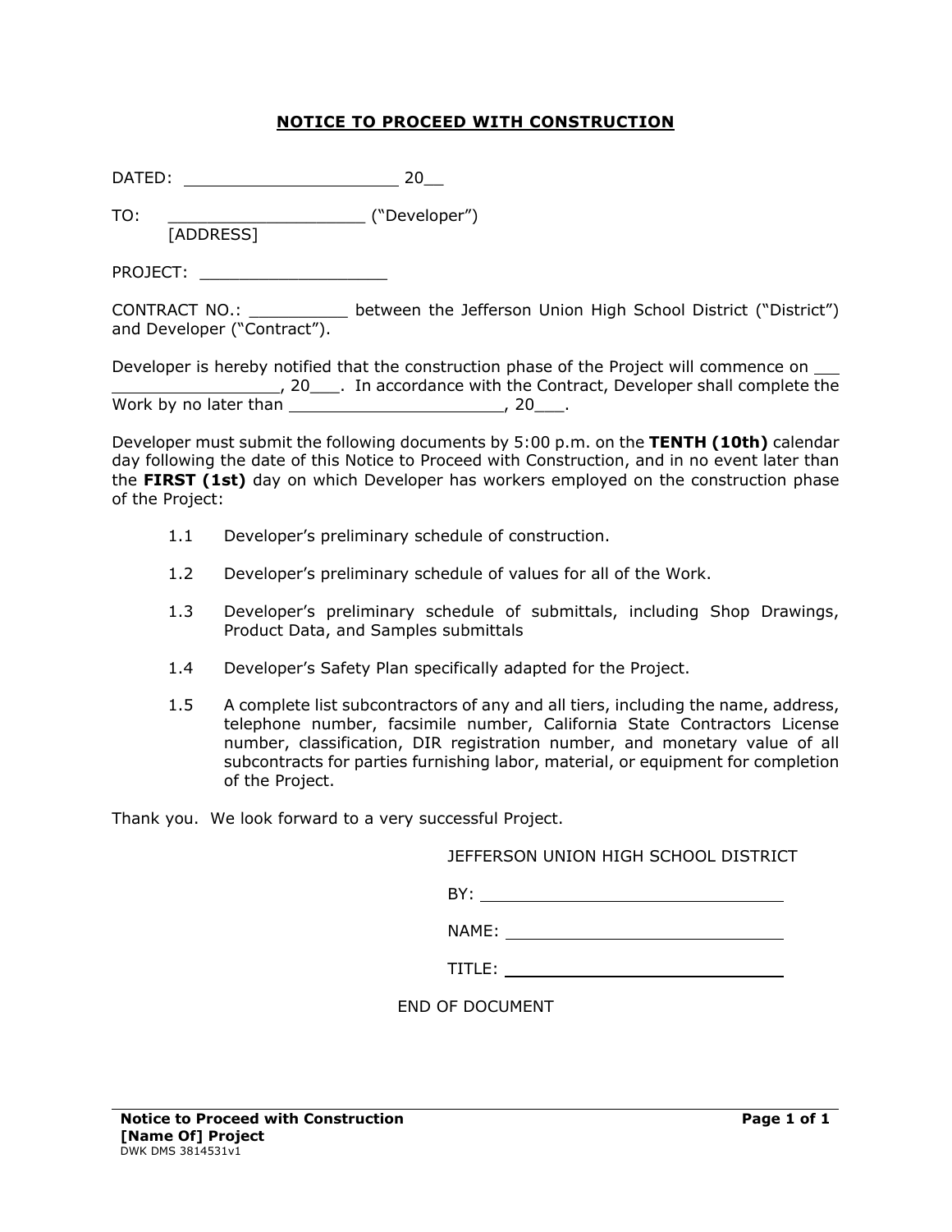# NOTICE TO PROCEED WITH CONSTRUCTION

DATED: ______________________ 20__

TO: ____________________ ("Developer")
[ADDRESS]

PROJECT: ___________________

CONTRACT NO.: __________ between the Jefferson Union High School District ("District") and Developer ("Contract").

Developer is hereby notified that the construction phase of the Project will commence on ___ _________________, 20___. In accordance with the Contract, Developer shall complete the Work by no later than ______________________, 20___.

Developer must submit the following documents by 5:00 p.m. on the **TENTH (10th)** calendar day following the date of this Notice to Proceed with Construction, and in no event later than the **FIRST (1st)** day on which Developer has workers employed on the construction phase of the Project:

1.1 Developer's preliminary schedule of construction.

1.2 Developer's preliminary schedule of values for all of the Work.

1.3 Developer's preliminary schedule of submittals, including Shop Drawings, Product Data, and Samples submittals

1.4 Developer's Safety Plan specifically adapted for the Project.

1.5 A complete list subcontractors of any and all tiers, including the name, address, telephone number, facsimile number, California State Contractors License number, classification, DIR registration number, and monetary value of all subcontracts for parties furnishing labor, material, or equipment for completion of the Project.

Thank you. We look forward to a very successful Project.

JEFFERSON UNION HIGH SCHOOL DISTRICT

BY: ________________________________

NAME: ________________________________

TITLE: ________________________________

END OF DOCUMENT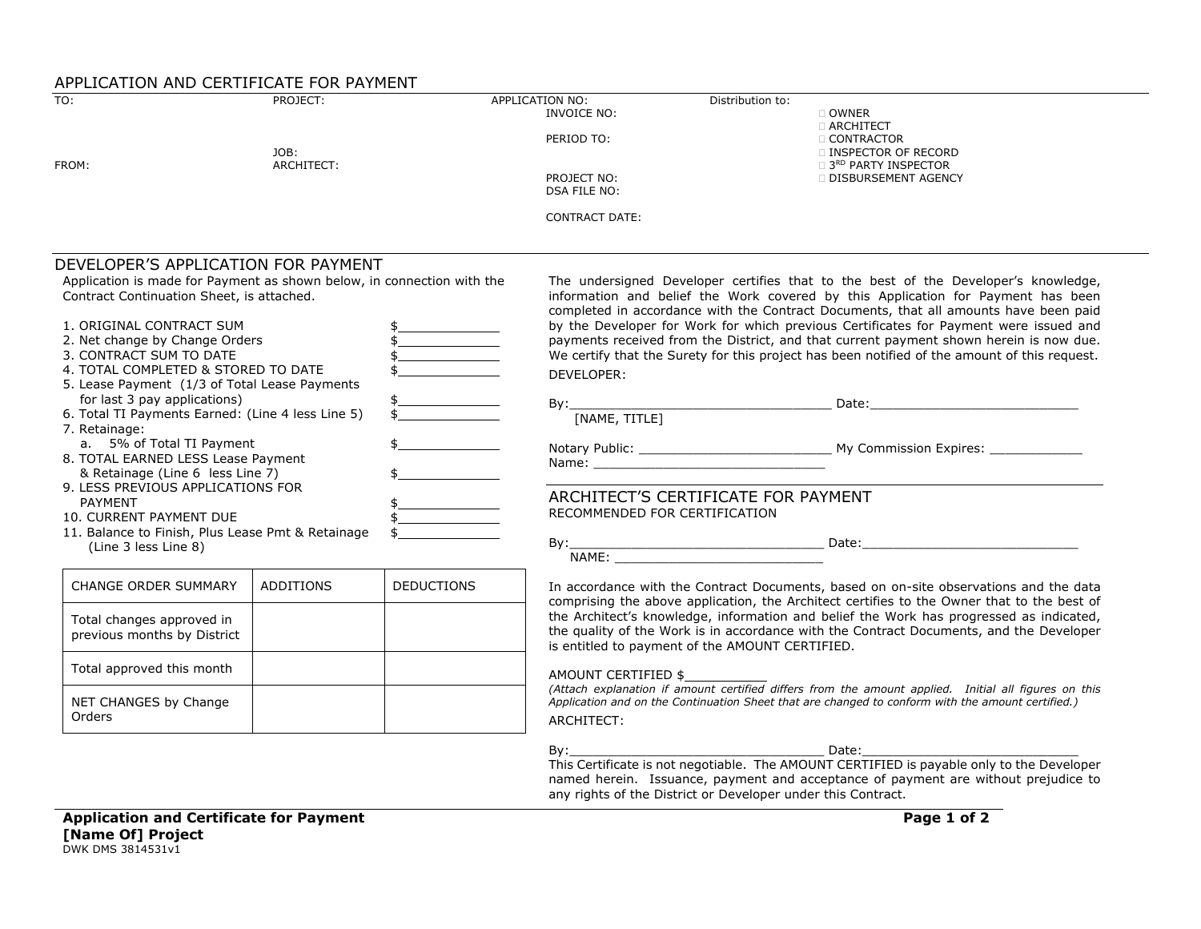# APPLICATION AND CERTIFICATE FOR PAYMENT

TO:

PROJECT:

APPLICATION NO:

INVOICE NO:

PERIOD TO:

JOB:

FROM:

ARCHITECT:

PROJECT NO:

DSA FILE NO:

CONTRACT DATE:

Distribution to:

- OWNER
- ARCHITECT
- CONTRACTOR
- INSPECTOR OF RECORD
- 3RD PARTY INSPECTOR
- DISBURSEMENT AGENCY

## DEVELOPER'S APPLICATION FOR PAYMENT

Application is made for Payment as shown below, in connection with the Contract Continuation Sheet, is attached.

1. ORIGINAL CONTRACT SUM $_____________
2. Net change by Change Orders $_____________
3. CONTRACT SUM TO DATE $_____________
4. TOTAL COMPLETED & STORED TO DATE $_____________
5. Lease Payment (1/3 of Total Lease Payments for last 3 pay applications) $_____________
6. Total TI Payments Earned: (Line 4 less Line 5) $_____________
7. Retainage:
   a. 5% of Total TI Payment $_____________
8. TOTAL EARNED LESS Lease Payment & Retainage (Line 6 less Line 7) $_____________
9. LESS PREVIOUS APPLICATIONS FOR PAYMENT $_____________
10. CURRENT PAYMENT DUE $_____________
11. Balance to Finish, Plus Lease Pmt & Retainage (Line 3 less Line 8) $_____________

| CHANGE ORDER SUMMARY | ADDITIONS | DEDUCTIONS |
|---|---|---|
| Total changes approved in previous months by District | | |
| Total approved this month | | |
| NET CHANGES by Change Orders | | |

The undersigned Developer certifies that to the best of the Developer's knowledge, information and belief the Work covered by this Application for Payment has been completed in accordance with the Contract Documents, that all amounts have been paid by the Developer for Work for which previous Certificates for Payment were issued and payments received from the District, and that current payment shown herein is now due. We certify that the Surety for this project has been notified of the amount of this request.

DEVELOPER:

By:__________________________________ Date:___________________________
[NAME, TITLE]

Notary Public: _________________________ My Commission Expires: ____________
Name: ______________________________

## ARCHITECT'S CERTIFICATE FOR PAYMENT

RECOMMENDED FOR CERTIFICATION

By:_______________________________ Date:____________________________
NAME: ____________________________

In accordance with the Contract Documents, based on on-site observations and the data comprising the above application, the Architect certifies to the Owner that to the best of the Architect's knowledge, information and belief the Work has progressed as indicated, the quality of the Work is in accordance with the Contract Documents, and the Developer is entitled to payment of the AMOUNT CERTIFIED.

AMOUNT CERTIFIED $___________

*(Attach explanation if amount certified differs from the amount applied. Initial all figures on this Application and on the Continuation Sheet that are changed to conform with the amount certified.)*

ARCHITECT:

By:_______________________________ Date:____________________________

This Certificate is not negotiable. The AMOUNT CERTIFIED is payable only to the Developer named herein. Issuance, payment and acceptance of payment are without prejudice to any rights of the District or Developer under this Contract.

**Application and Certificate for Payment**
**[Name Of] Project**
DWK DMS 3814531v1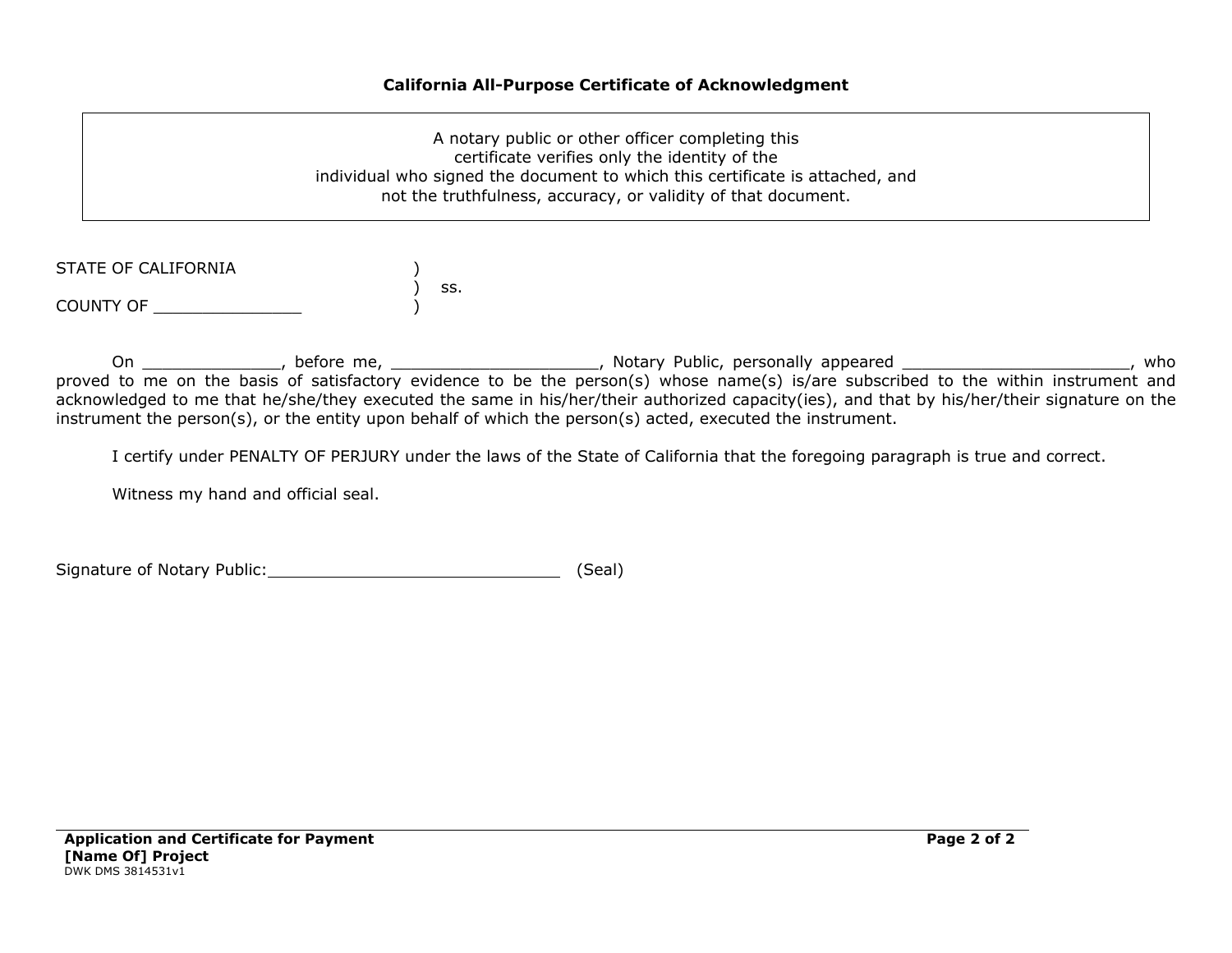### California All-Purpose Certificate of Acknowledgment

| A notary public or other officer completing this certificate verifies only the identity of the individual who signed the document to which this certificate is attached, and not the truthfulness, accuracy, or validity of that document. |
|---|

STATE OF CALIFORNIA )
) ss.
COUNTY OF _______________ )

On ______________, before me, _____________________, Notary Public, personally appeared ________________________, who proved to me on the basis of satisfactory evidence to be the person(s) whose name(s) is/are subscribed to the within instrument and acknowledged to me that he/she/they executed the same in his/her/their authorized capacity(ies), and that by his/her/their signature on the instrument the person(s), or the entity upon behalf of which the person(s) acted, executed the instrument.

I certify under PENALTY OF PERJURY under the laws of the State of California that the foregoing paragraph is true and correct.

Witness my hand and official seal.

Signature of Notary Public:______________________________ (Seal)

**Application and Certificate for Payment**
**[Name Of] Project**
DWK DMS 3814531v1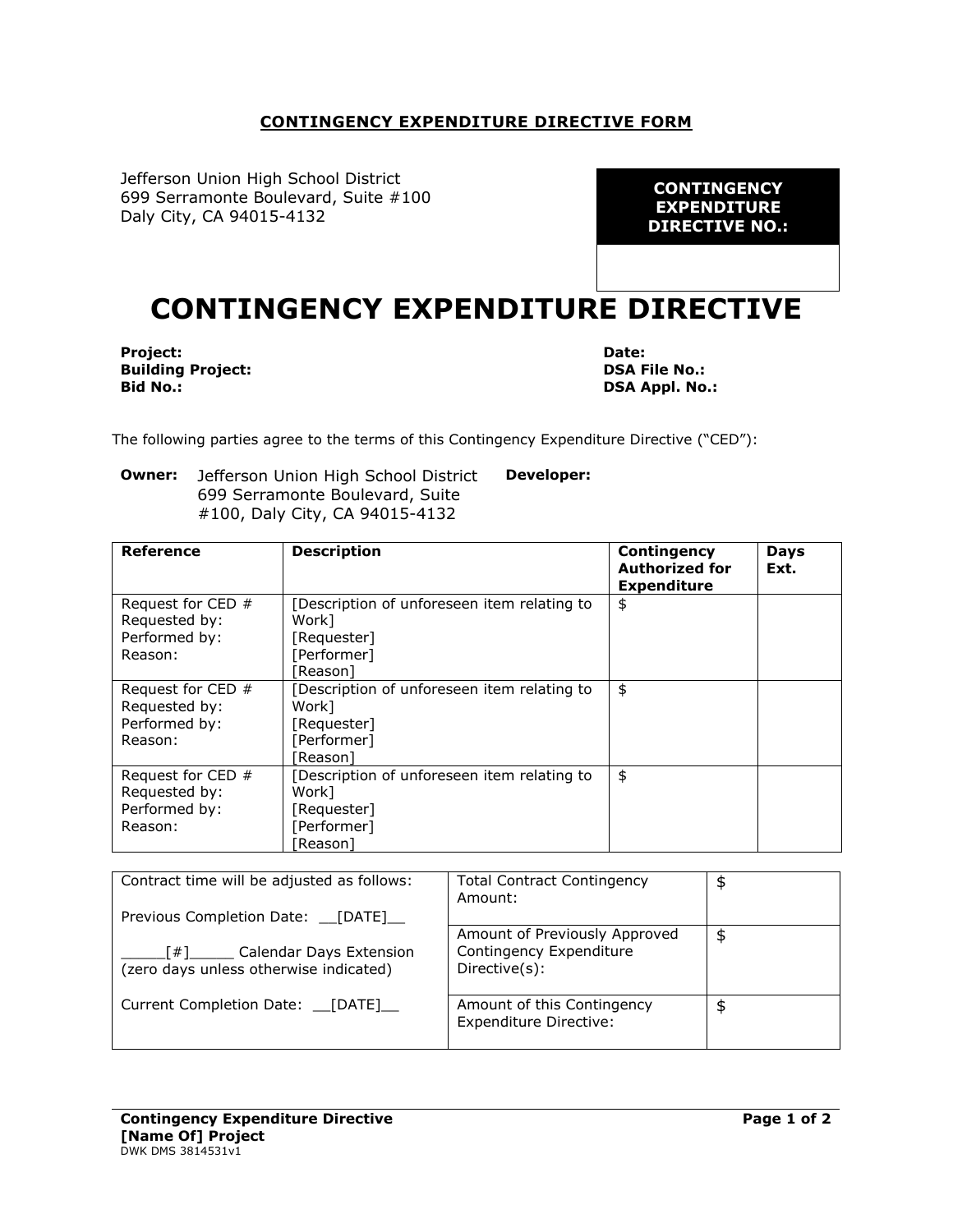**CONTINGENCY EXPENDITURE DIRECTIVE FORM**

Jefferson Union High School District
699 Serramonte Boulevard, Suite #100
Daly City, CA 94015-4132

| **CONTINGENCY EXPENDITURE DIRECTIVE NO.:** |
|---|
| |

# CONTINGENCY EXPENDITURE DIRECTIVE

**Project:**
**Building Project:**
**Bid No.:**

**Date:**
**DSA File No.:**
**DSA Appl. No.:**

The following parties agree to the terms of this Contingency Expenditure Directive ("CED"):

**Owner:** Jefferson Union High School District
699 Serramonte Boulevard, Suite #100, Daly City, CA 94015-4132

**Developer:**

| Reference | Description | Contingency Authorized for Expenditure | Days Ext. |
|---|---|---|---|
| Request for CED #<br>Requested by:<br>Performed by:<br>Reason: | [Description of unforeseen item relating to Work]<br>[Requester]<br>[Performer]<br>[Reason] | $ | |
| Request for CED #<br>Requested by:<br>Performed by:<br>Reason: | [Description of unforeseen item relating to Work]<br>[Requester]<br>[Performer]<br>[Reason] | $ | |
| Request for CED #<br>Requested by:<br>Performed by:<br>Reason: | [Description of unforeseen item relating to Work]<br>[Requester]<br>[Performer]<br>[Reason] | $ | |

| Contract time will be adjusted as follows: | | |
|---|---|---|
| Previous Completion Date: __[DATE]__ | Total Contract Contingency Amount: | $ |
| _____[#]_____ Calendar Days Extension (zero days unless otherwise indicated) | Amount of Previously Approved Contingency Expenditure Directive(s): | $ |
| Current Completion Date: __[DATE]__ | Amount of this Contingency Expenditure Directive: | $ |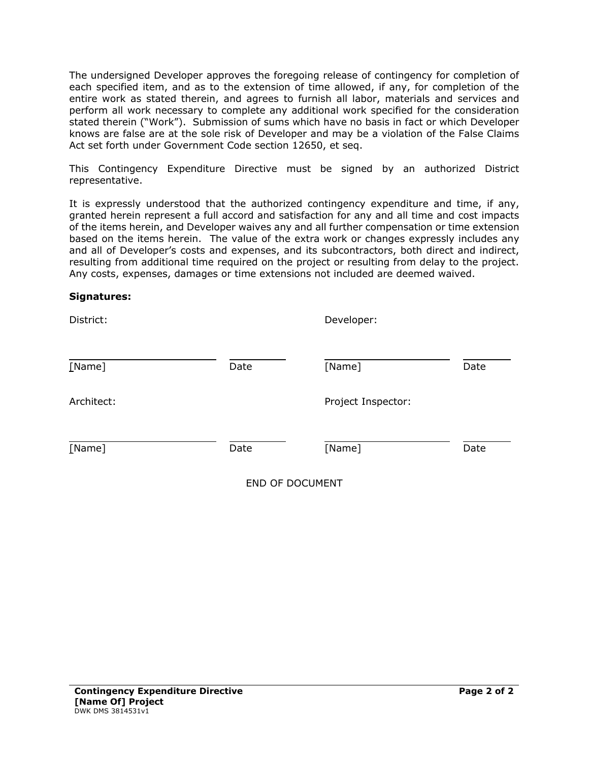The undersigned Developer approves the foregoing release of contingency for completion of each specified item, and as to the extension of time allowed, if any, for completion of the entire work as stated therein, and agrees to furnish all labor, materials and services and perform all work necessary to complete any additional work specified for the consideration stated therein ("Work"). Submission of sums which have no basis in fact or which Developer knows are false are at the sole risk of Developer and may be a violation of the False Claims Act set forth under Government Code section 12650, et seq.

This Contingency Expenditure Directive must be signed by an authorized District representative.

It is expressly understood that the authorized contingency expenditure and time, if any, granted herein represent a full accord and satisfaction for any and all time and cost impacts of the items herein, and Developer waives any and all further compensation or time extension based on the items herein. The value of the extra work or changes expressly includes any and all of Developer's costs and expenses, and its subcontractors, both direct and indirect, resulting from additional time required on the project or resulting from delay to the project. Any costs, expenses, damages or time extensions not included are deemed waived.

**Signatures:**

| District: | | Developer: | |
|---|---|---|---|
| ______________________ | ________ | ______________________ | ________ |
| [Name] | Date | [Name] | Date |
| Architect: | | Project Inspector: | |
| ______________________ | ________ | ______________________ | ________ |
| [Name] | Date | [Name] | Date |

END OF DOCUMENT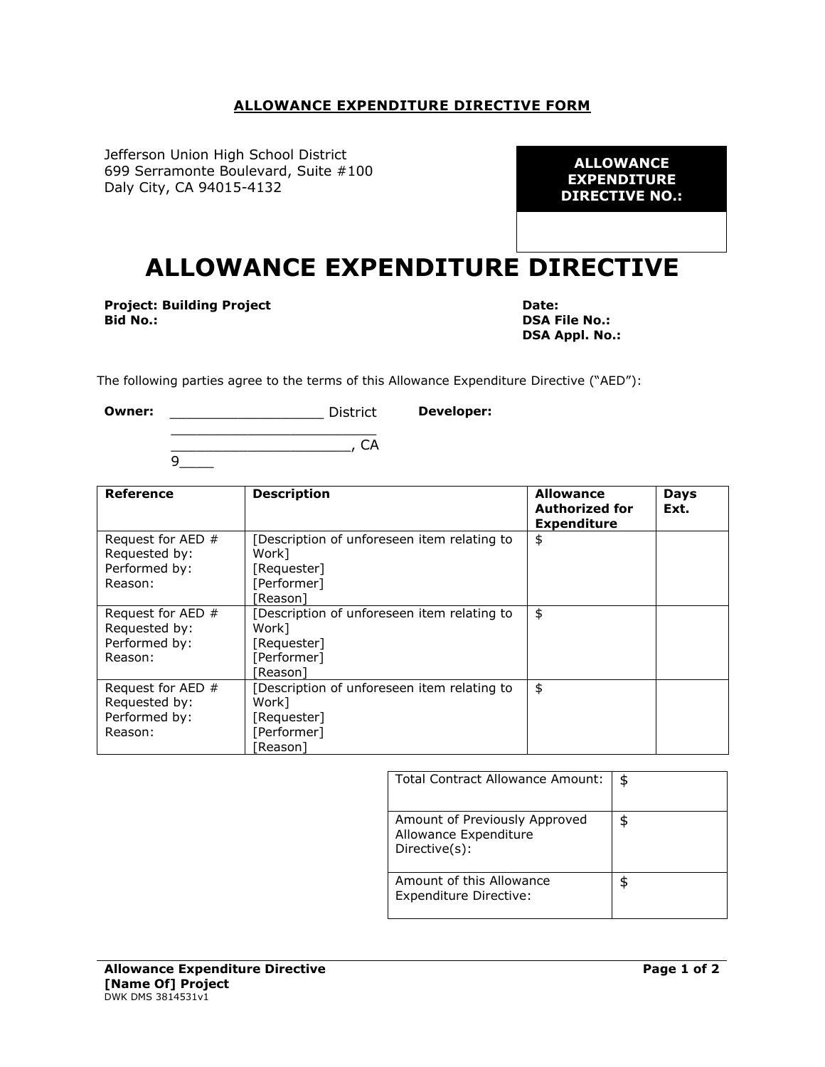**ALLOWANCE EXPENDITURE DIRECTIVE FORM**

Jefferson Union High School District
699 Serramonte Boulevard, Suite #100
Daly City, CA 94015-4132

| ALLOWANCE EXPENDITURE DIRECTIVE NO.: |
|---|
| |

# ALLOWANCE EXPENDITURE DIRECTIVE

**Project: Building Project**
**Bid No.:**

**Date:**
**DSA File No.:**
**DSA Appl. No.:**

The following parties agree to the terms of this Allowance Expenditure Directive ("AED"):

**Owner:** ___________________ District
__________________________
______________________, CA
9____

**Developer:**

| Reference | Description | Allowance Authorized for Expenditure | Days Ext. |
|---|---|---|---|
| Request for AED #<br>Requested by:<br>Performed by:<br>Reason: | [Description of unforeseen item relating to Work]<br>[Requester]<br>[Performer]<br>[Reason] | $ | |
| Request for AED #<br>Requested by:<br>Performed by:<br>Reason: | [Description of unforeseen item relating to Work]<br>[Requester]<br>[Performer]<br>[Reason] | $ | |
| Request for AED #<br>Requested by:<br>Performed by:<br>Reason: | [Description of unforeseen item relating to Work]<br>[Requester]<br>[Performer]<br>[Reason] | $ | |

| | |
|---|---|
| Total Contract Allowance Amount: | $ |
| Amount of Previously Approved Allowance Expenditure Directive(s): | $ |
| Amount of this Allowance Expenditure Directive: | $ |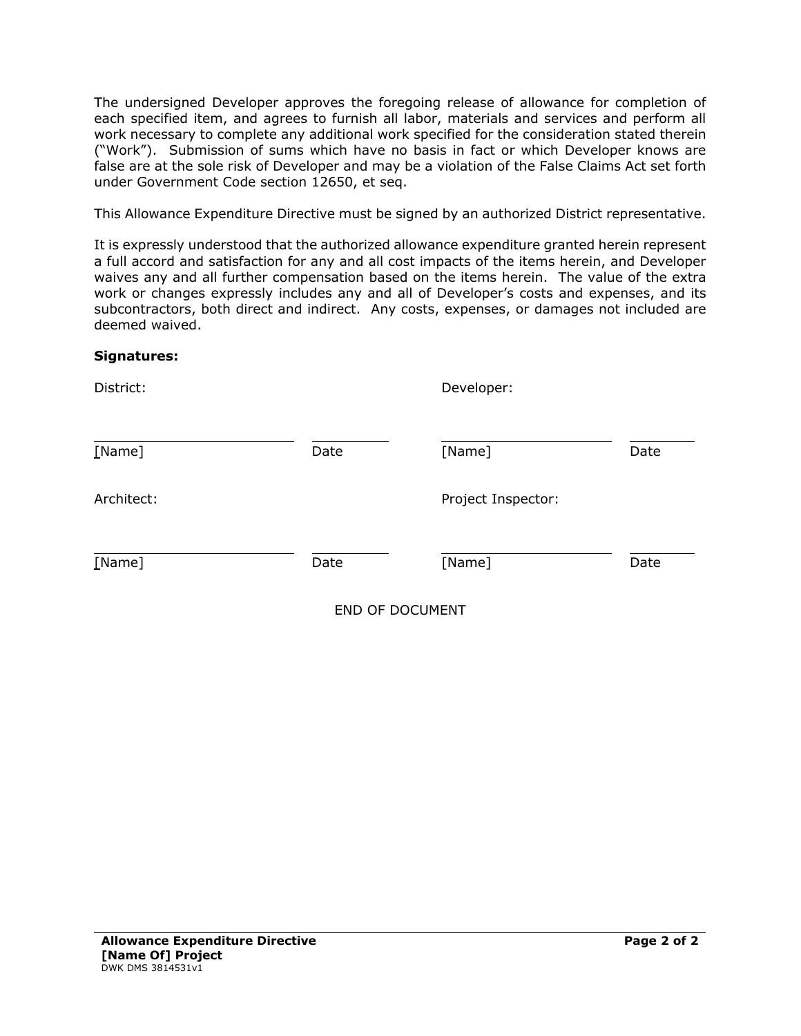The undersigned Developer approves the foregoing release of allowance for completion of each specified item, and agrees to furnish all labor, materials and services and perform all work necessary to complete any additional work specified for the consideration stated therein ("Work"). Submission of sums which have no basis in fact or which Developer knows are false are at the sole risk of Developer and may be a violation of the False Claims Act set forth under Government Code section 12650, et seq.

This Allowance Expenditure Directive must be signed by an authorized District representative.

It is expressly understood that the authorized allowance expenditure granted herein represent a full accord and satisfaction for any and all cost impacts of the items herein, and Developer waives any and all further compensation based on the items herein. The value of the extra work or changes expressly includes any and all of Developer's costs and expenses, and its subcontractors, both direct and indirect. Any costs, expenses, or damages not included are deemed waived.

**Signatures:**

| District: | | Developer: | |
|---|---|---|---|
| ______________________ | ________ | ______________________ | ________ |
| [Name] | Date | [Name] | Date |
| Architect: | | Project Inspector: | |
| ______________________ | ________ | ______________________ | ________ |
| [Name] | Date | [Name] | Date |

END OF DOCUMENT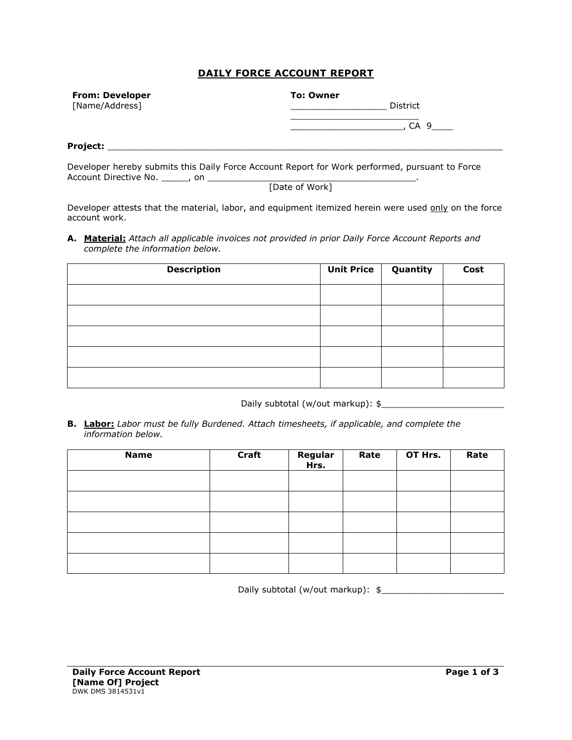# DAILY FORCE ACCOUNT REPORT

**From: Developer**
[Name/Address]

**To: Owner**
__________________ District
_________________________
_____________________, CA 9____

**Project:** ___________________________________________________________________________

Developer hereby submits this Daily Force Account Report for Work performed, pursuant to Force Account Directive No. _____, on _________________________________________.
[Date of Work]

Developer attests that the material, labor, and equipment itemized herein were used only on the force account work.

**A. Material:** *Attach all applicable invoices not provided in prior Daily Force Account Reports and complete the information below.*

| Description | Unit Price | Quantity | Cost |
|---|---|---|---|
| | | | |
| | | | |
| | | | |
| | | | |
| | | | |

Daily subtotal (w/out markup): $_______________________

**B. Labor:** *Labor must be fully Burdened. Attach timesheets, if applicable, and complete the information below.*

| Name | Craft | Regular Hrs. | Rate | OT Hrs. | Rate |
|---|---|---|---|---|---|
| | | | | | |
| | | | | | |
| | | | | | |
| | | | | | |
| | | | | | |

Daily subtotal (w/out markup): $_______________________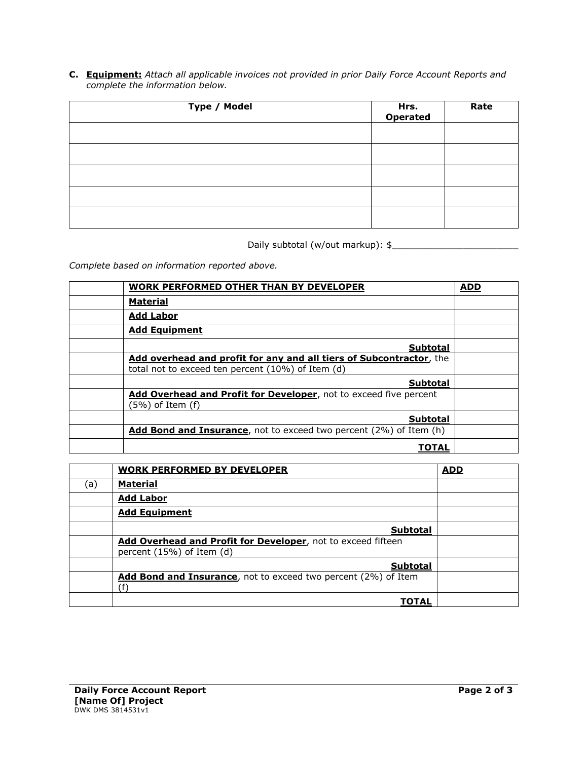**C. Equipment:** *Attach all applicable invoices not provided in prior Daily Force Account Reports and complete the information below.*

| Type / Model | Hrs. Operated | Rate |
|---|---|---|
| | | |
| | | |
| | | |
| | | |
| | | |

Daily subtotal (w/out markup): $_______________________

*Complete based on information reported above.*

| | **WORK PERFORMED OTHER THAN BY DEVELOPER** | **ADD** |
|---|---|---|
| | **Material** | |
| | **Add Labor** | |
| | **Add Equipment** | |
| | **Subtotal** | |
| | **Add overhead and profit for any and all tiers of Subcontractor**, the total not to exceed ten percent (10%) of Item (d) | |
| | **Subtotal** | |
| | **Add Overhead and Profit for Developer**, not to exceed five percent (5%) of Item (f) | |
| | **Subtotal** | |
| | **Add Bond and Insurance**, not to exceed two percent (2%) of Item (h) | |
| | **TOTAL** | |

| | **WORK PERFORMED BY DEVELOPER** | **ADD** |
|---|---|---|
| (a) | **Material** | |
| | **Add Labor** | |
| | **Add Equipment** | |
| | **Subtotal** | |
| | **Add Overhead and Profit for Developer**, not to exceed fifteen percent (15%) of Item (d) | |
| | **Subtotal** | |
| | **Add Bond and Insurance**, not to exceed two percent (2%) of Item (f) | |
| | **TOTAL** | |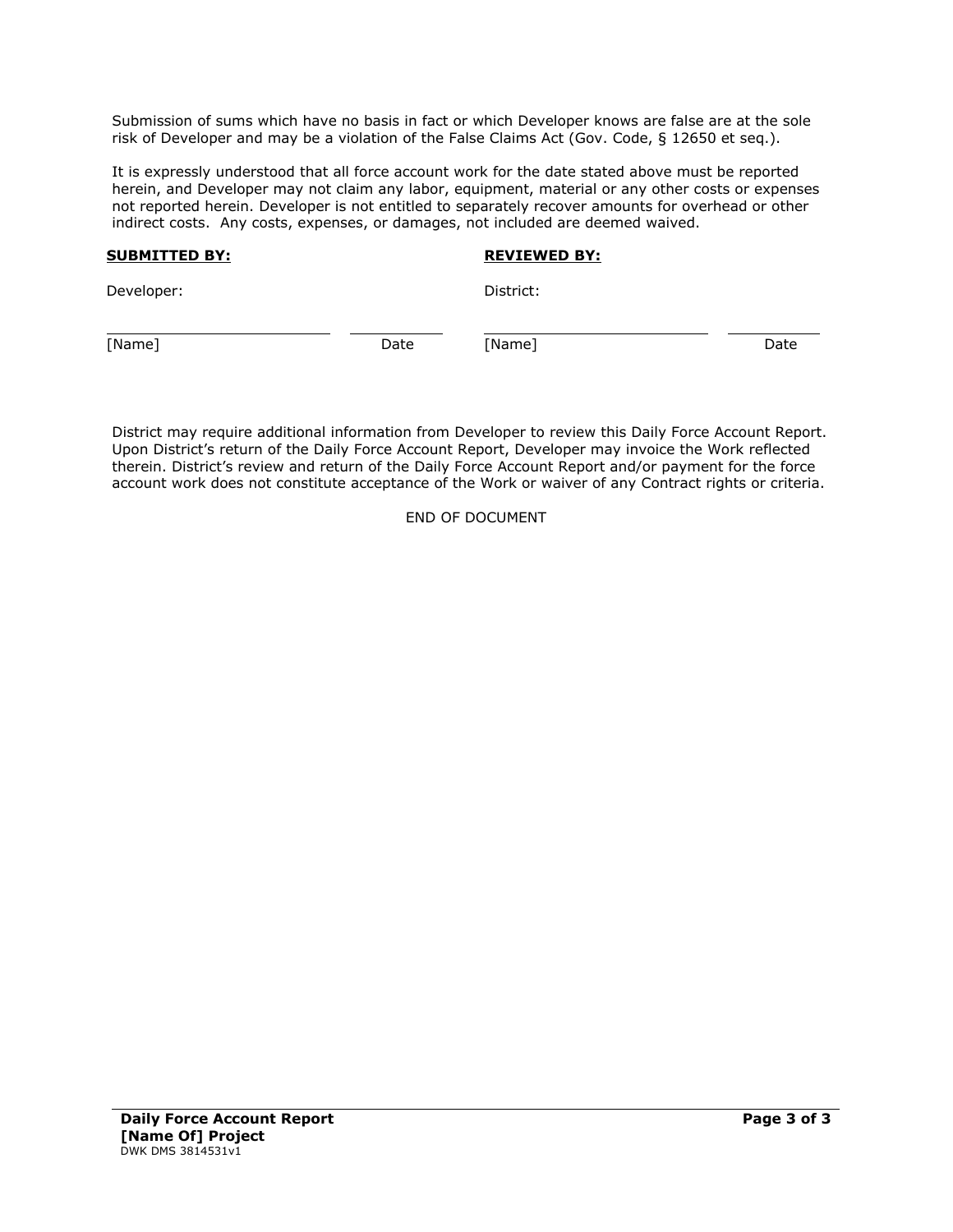Submission of sums which have no basis in fact or which Developer knows are false are at the sole risk of Developer and may be a violation of the False Claims Act (Gov. Code, § 12650 et seq.).

It is expressly understood that all force account work for the date stated above must be reported herein, and Developer may not claim any labor, equipment, material or any other costs or expenses not reported herein. Developer is not entitled to separately recover amounts for overhead or other indirect costs. Any costs, expenses, or damages, not included are deemed waived.

| **SUBMITTED BY:** | | **REVIEWED BY:** | |
|---|---|---|---|
| Developer: | | District: | |
| [Name] | Date | [Name] | Date |

District may require additional information from Developer to review this Daily Force Account Report. Upon District's return of the Daily Force Account Report, Developer may invoice the Work reflected therein. District's review and return of the Daily Force Account Report and/or payment for the force account work does not constitute acceptance of the Work or waiver of any Contract rights or criteria.

END OF DOCUMENT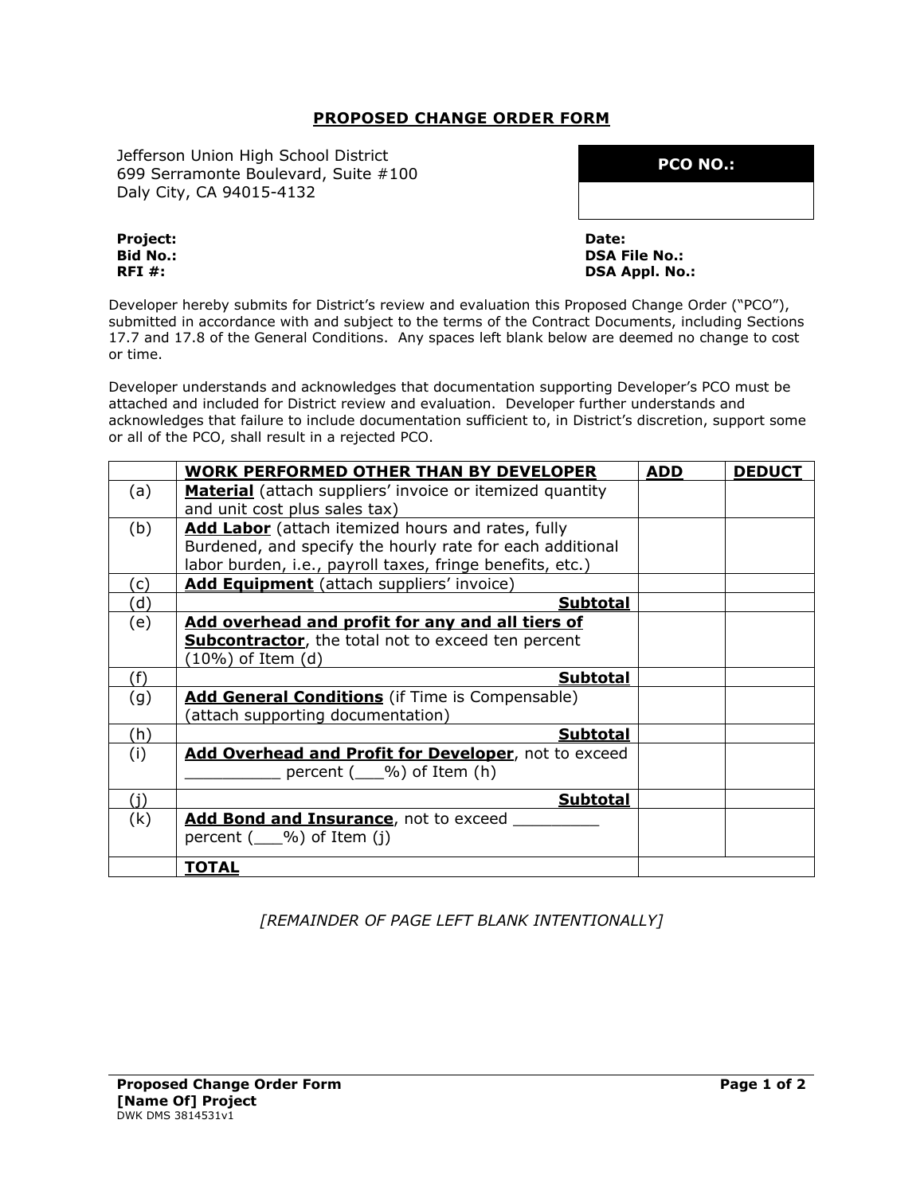## PROPOSED CHANGE ORDER FORM

Jefferson Union High School District
699 Serramonte Boulevard, Suite #100
Daly City, CA 94015-4132

| PCO NO.: |
|---|
| |

**Project:**
**Bid No.:**
**RFI #:**

**Date:**
**DSA File No.:**
**DSA Appl. No.:**

Developer hereby submits for District's review and evaluation this Proposed Change Order ("PCO"), submitted in accordance with and subject to the terms of the Contract Documents, including Sections 17.7 and 17.8 of the General Conditions. Any spaces left blank below are deemed no change to cost or time.

Developer understands and acknowledges that documentation supporting Developer's PCO must be attached and included for District review and evaluation. Developer further understands and acknowledges that failure to include documentation sufficient to, in District's discretion, support some or all of the PCO, shall result in a rejected PCO.

| | **WORK PERFORMED OTHER THAN BY DEVELOPER** | **ADD** | **DEDUCT** |
|---|---|---|---|
| (a) | **Material** (attach suppliers' invoice or itemized quantity and unit cost plus sales tax) | | |
| (b) | **Add Labor** (attach itemized hours and rates, fully Burdened, and specify the hourly rate for each additional labor burden, i.e., payroll taxes, fringe benefits, etc.) | | |
| (c) | **Add Equipment** (attach suppliers' invoice) | | |
| (d) | **Subtotal** | | |
| (e) | **Add overhead and profit for any and all tiers of Subcontractor**, the total not to exceed ten percent (10%) of Item (d) | | |
| (f) | **Subtotal** | | |
| (g) | **Add General Conditions** (if Time is Compensable) (attach supporting documentation) | | |
| (h) | **Subtotal** | | |
| (i) | **Add Overhead and Profit for Developer**, not to exceed __________ percent (___%) of Item (h) | | |
| (j) | **Subtotal** | | |
| (k) | **Add Bond and Insurance**, not to exceed _________ percent (___%) of Item (j) | | |
| | **TOTAL** | | |

*[REMAINDER OF PAGE LEFT BLANK INTENTIONALLY]*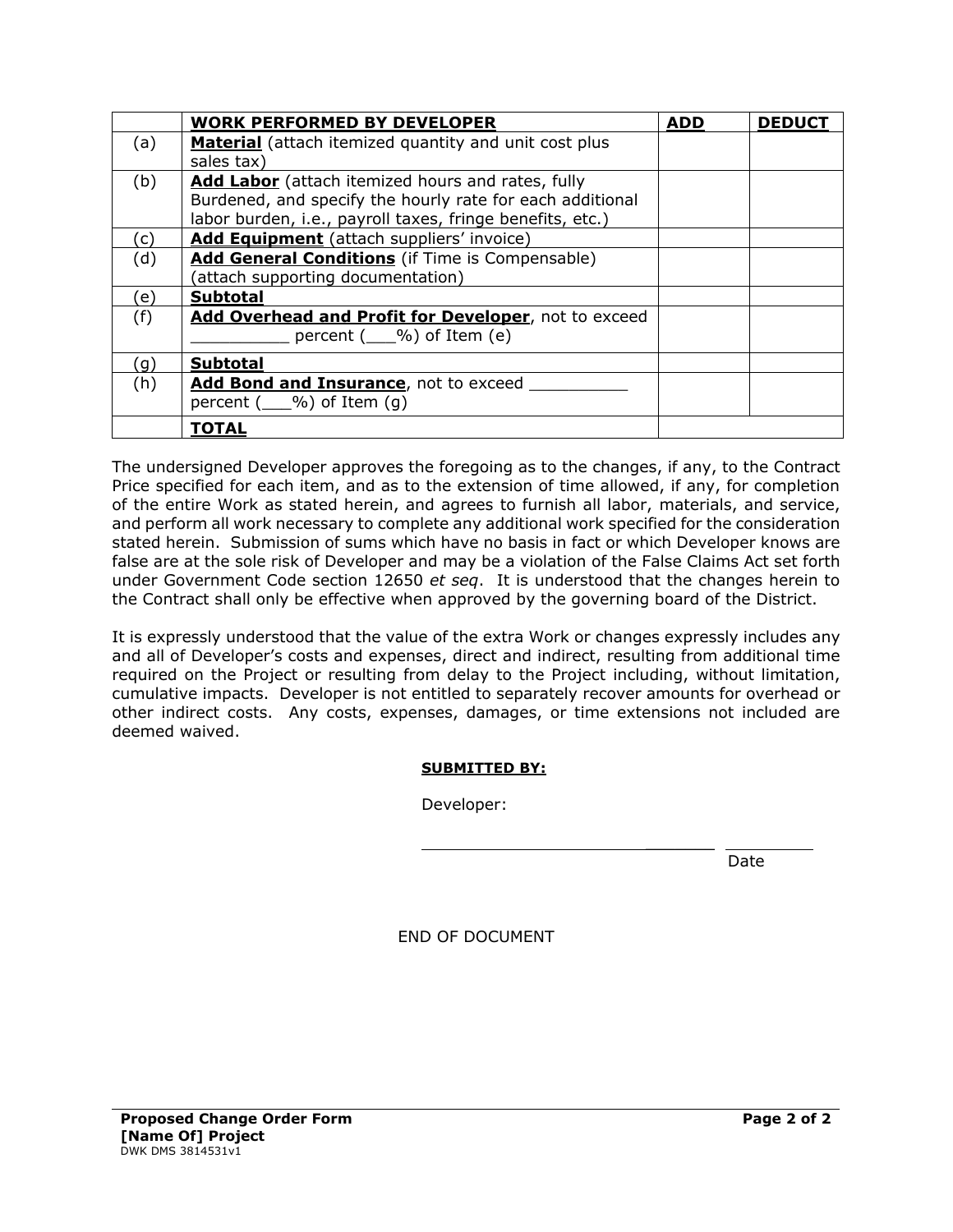| | **WORK PERFORMED BY DEVELOPER** | **ADD** | **DEDUCT** |
|---|---|---|---|
| (a) | **Material** (attach itemized quantity and unit cost plus sales tax) | | |
| (b) | **Add Labor** (attach itemized hours and rates, fully Burdened, and specify the hourly rate for each additional labor burden, i.e., payroll taxes, fringe benefits, etc.) | | |
| (c) | **Add Equipment** (attach suppliers' invoice) | | |
| (d) | **Add General Conditions** (if Time is Compensable) (attach supporting documentation) | | |
| (e) | **Subtotal** | | |
| (f) | **Add Overhead and Profit for Developer**, not to exceed __________ percent (___%) of Item (e) | | |
| (g) | **Subtotal** | | |
| (h) | **Add Bond and Insurance**, not to exceed __________ percent (___%) of Item (g) | | |
| | **TOTAL** | | |

The undersigned Developer approves the foregoing as to the changes, if any, to the Contract Price specified for each item, and as to the extension of time allowed, if any, for completion of the entire Work as stated herein, and agrees to furnish all labor, materials, and service, and perform all work necessary to complete any additional work specified for the consideration stated herein. Submission of sums which have no basis in fact or which Developer knows are false are at the sole risk of Developer and may be a violation of the False Claims Act set forth under Government Code section 12650 *et seq*. It is understood that the changes herein to the Contract shall only be effective when approved by the governing board of the District.

It is expressly understood that the value of the extra Work or changes expressly includes any and all of Developer's costs and expenses, direct and indirect, resulting from additional time required on the Project or resulting from delay to the Project including, without limitation, cumulative impacts. Developer is not entitled to separately recover amounts for overhead or other indirect costs. Any costs, expenses, damages, or time extensions not included are deemed waived.

**SUBMITTED BY:**

Developer:

________________________________ __________
Date

END OF DOCUMENT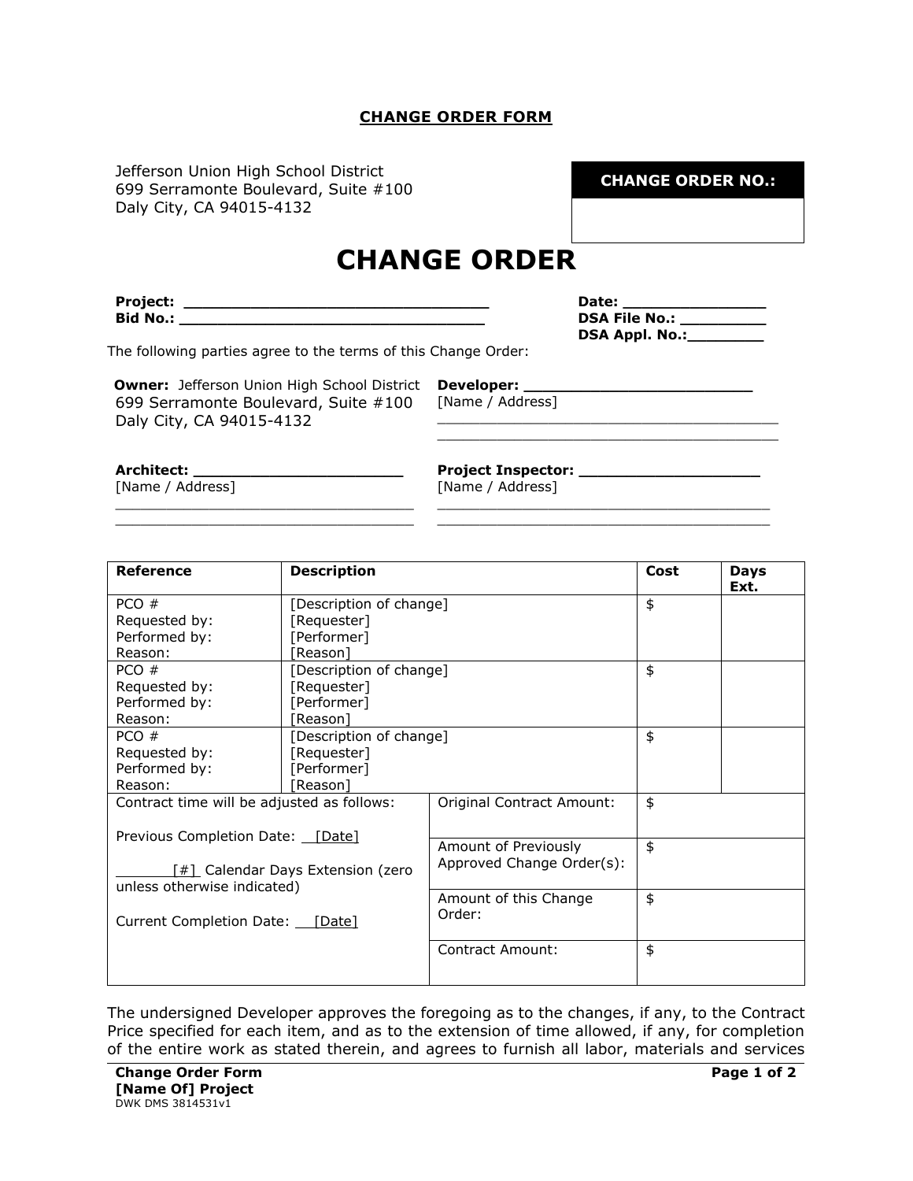## CHANGE ORDER FORM

Jefferson Union High School District
699 Serramonte Boulevard, Suite #100
Daly City, CA 94015-4132

| CHANGE ORDER NO.: |
|---|
| |

# CHANGE ORDER

**Project:** ________________________________ **Date:** _______________
**Bid No.:** ________________________________ **DSA File No.:** _________
**DSA Appl. No.:**________

The following parties agree to the terms of this Change Order:

**Owner:** Jefferson Union High School District
699 Serramonte Boulevard, Suite #100
Daly City, CA 94015-4132

**Developer:** ________________________
[Name / Address]
______________________________________
______________________________________

**Architect:** ______________________
[Name / Address]
________________________________
________________________________

**Project Inspector:** ___________________
[Name / Address]
______________________________________
______________________________________

| Reference | Description | Cost | Days Ext. |
|---|---|---|---|
| PCO #<br>Requested by:<br>Performed by:<br>Reason: | [Description of change]<br>[Requester]<br>[Performer]<br>[Reason] | $ | |
| PCO #<br>Requested by:<br>Performed by:<br>Reason: | [Description of change]<br>[Requester]<br>[Performer]<br>[Reason] | $ | |
| PCO #<br>Requested by:<br>Performed by:<br>Reason: | [Description of change]<br>[Requester]<br>[Performer]<br>[Reason] | $ | |

| Contract time will be adjusted as follows: | | |
|---|---|---|
| Previous Completion Date: ___[Date] | Original Contract Amount: | $ |
| _______[#]_ Calendar Days Extension (zero unless otherwise indicated) | Amount of Previously Approved Change Order(s): | $ |
| Current Completion Date: ___[Date] | Amount of this Change Order: | $ |
| | Contract Amount: | $ |

The undersigned Developer approves the foregoing as to the changes, if any, to the Contract Price specified for each item, and as to the extension of time allowed, if any, for completion of the entire work as stated therein, and agrees to furnish all labor, materials and services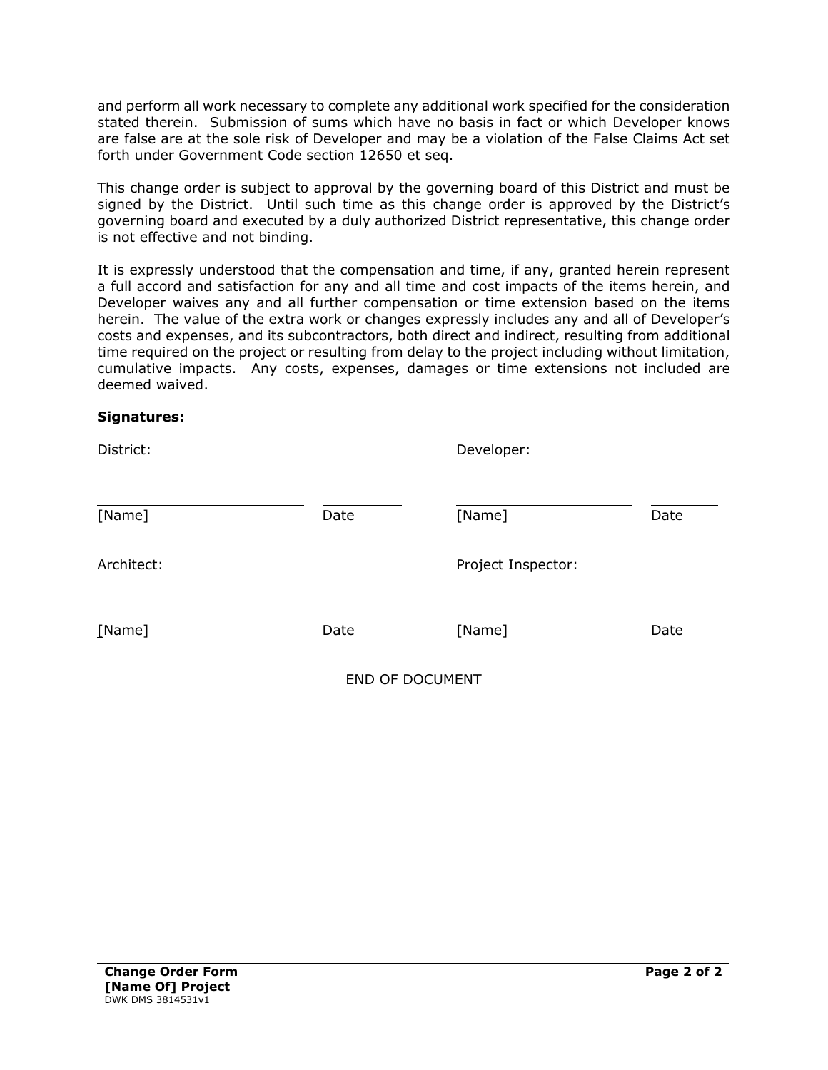and perform all work necessary to complete any additional work specified for the consideration stated therein. Submission of sums which have no basis in fact or which Developer knows are false are at the sole risk of Developer and may be a violation of the False Claims Act set forth under Government Code section 12650 et seq.

This change order is subject to approval by the governing board of this District and must be signed by the District. Until such time as this change order is approved by the District's governing board and executed by a duly authorized District representative, this change order is not effective and not binding.

It is expressly understood that the compensation and time, if any, granted herein represent a full accord and satisfaction for any and all time and cost impacts of the items herein, and Developer waives any and all further compensation or time extension based on the items herein. The value of the extra work or changes expressly includes any and all of Developer's costs and expenses, and its subcontractors, both direct and indirect, resulting from additional time required on the project or resulting from delay to the project including without limitation, cumulative impacts. Any costs, expenses, damages or time extensions not included are deemed waived.

**Signatures:**

| District: | | Developer: | |
|---|---|---|---|
| ______________________ | ________ | ______________________ | ________ |
| [Name] | Date | [Name] | Date |
| Architect: | | Project Inspector: | |
| ______________________ | ________ | ______________________ | ________ |
| [Name] | Date | [Name] | Date |

END OF DOCUMENT

**Change Order Form**
**[Name Of] Project**
DWK DMS 3814531v1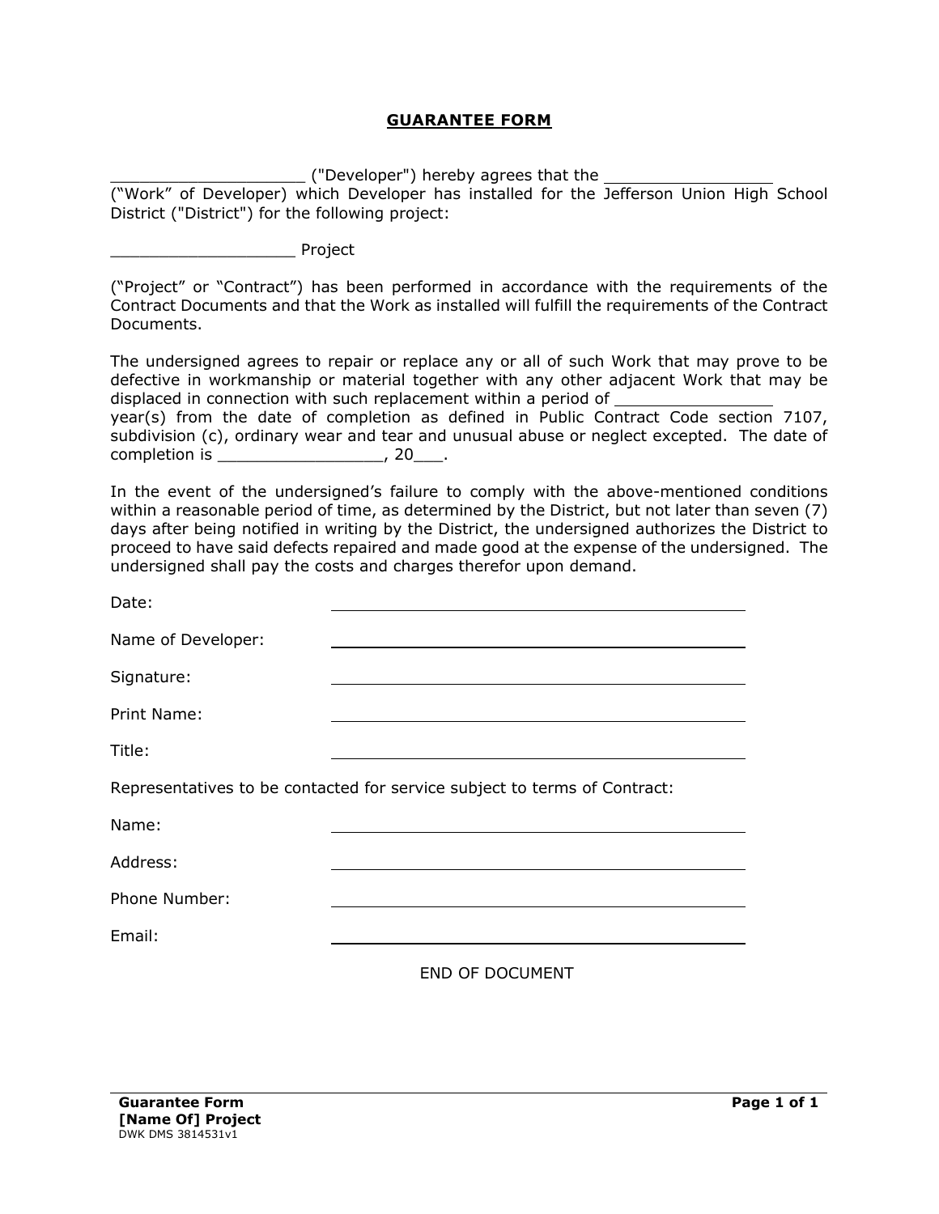# GUARANTEE FORM

____________________ ("Developer") hereby agrees that the _________________ ("Work" of Developer) which Developer has installed for the Jefferson Union High School District ("District") for the following project:

___________________ Project

("Project" or "Contract") has been performed in accordance with the requirements of the Contract Documents and that the Work as installed will fulfill the requirements of the Contract Documents.

The undersigned agrees to repair or replace any or all of such Work that may prove to be defective in workmanship or material together with any other adjacent Work that may be displaced in connection with such replacement within a period of ________________ year(s) from the date of completion as defined in Public Contract Code section 7107, subdivision (c), ordinary wear and tear and unusual abuse or neglect excepted. The date of completion is _________________, 20___.

In the event of the undersigned's failure to comply with the above-mentioned conditions within a reasonable period of time, as determined by the District, but not later than seven (7) days after being notified in writing by the District, the undersigned authorizes the District to proceed to have said defects repaired and made good at the expense of the undersigned. The undersigned shall pay the costs and charges therefor upon demand.

Date: ________________________________

Name of Developer: ________________________________

Signature: ________________________________

Print Name: ________________________________

Title: ________________________________

Representatives to be contacted for service subject to terms of Contract:

Name: ________________________________

Address: ________________________________

Phone Number: ________________________________

Email: ________________________________

END OF DOCUMENT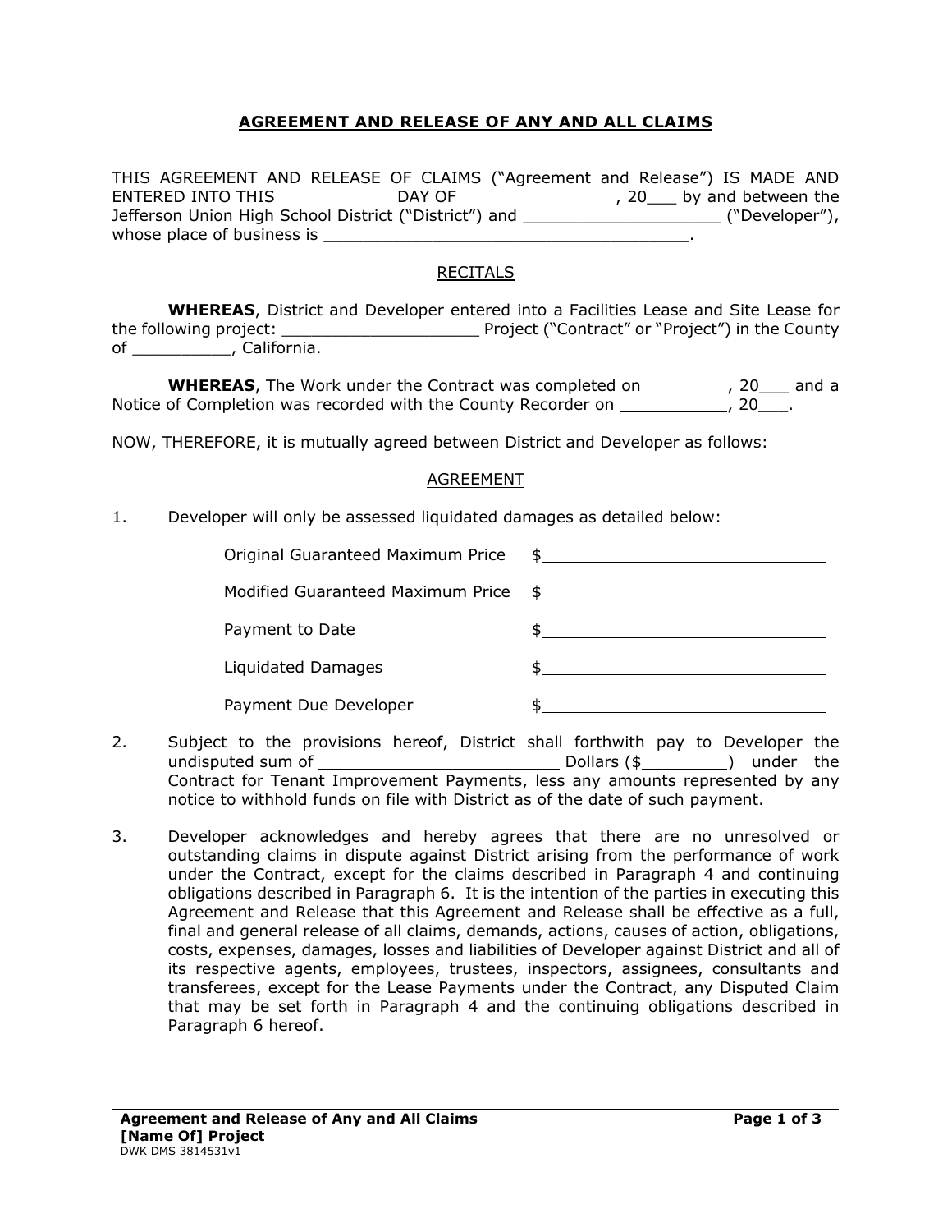## AGREEMENT AND RELEASE OF ANY AND ALL CLAIMS

THIS AGREEMENT AND RELEASE OF CLAIMS ("Agreement and Release") IS MADE AND ENTERED INTO THIS ___________ DAY OF _______________, 20___ by and between the Jefferson Union High School District ("District") and ____________________ ("Developer"), whose place of business is _______________________________________.

### RECITALS

**WHEREAS**, District and Developer entered into a Facilities Lease and Site Lease for the following project: ____________________ Project ("Contract" or "Project") in the County of __________, California.

**WHEREAS**, The Work under the Contract was completed on ________, 20___ and a Notice of Completion was recorded with the County Recorder on ___________, 20___.

NOW, THEREFORE, it is mutually agreed between District and Developer as follows:

### AGREEMENT

1. Developer will only be assessed liquidated damages as detailed below:

| | |
|---|---|
| Original Guaranteed Maximum Price | $______________________________ |
| Modified Guaranteed Maximum Price | $______________________________ |
| Payment to Date | $______________________________ |
| Liquidated Damages | $______________________________ |
| Payment Due Developer | $______________________________ |

2. Subject to the provisions hereof, District shall forthwith pay to Developer the undisputed sum of _________________________ Dollars ($_________) under the Contract for Tenant Improvement Payments, less any amounts represented by any notice to withhold funds on file with District as of the date of such payment.

3. Developer acknowledges and hereby agrees that there are no unresolved or outstanding claims in dispute against District arising from the performance of work under the Contract, except for the claims described in Paragraph 4 and continuing obligations described in Paragraph 6. It is the intention of the parties in executing this Agreement and Release that this Agreement and Release shall be effective as a full, final and general release of all claims, demands, actions, causes of action, obligations, costs, expenses, damages, losses and liabilities of Developer against District and all of its respective agents, employees, trustees, inspectors, assignees, consultants and transferees, except for the Lease Payments under the Contract, any Disputed Claim that may be set forth in Paragraph 4 and the continuing obligations described in Paragraph 6 hereof.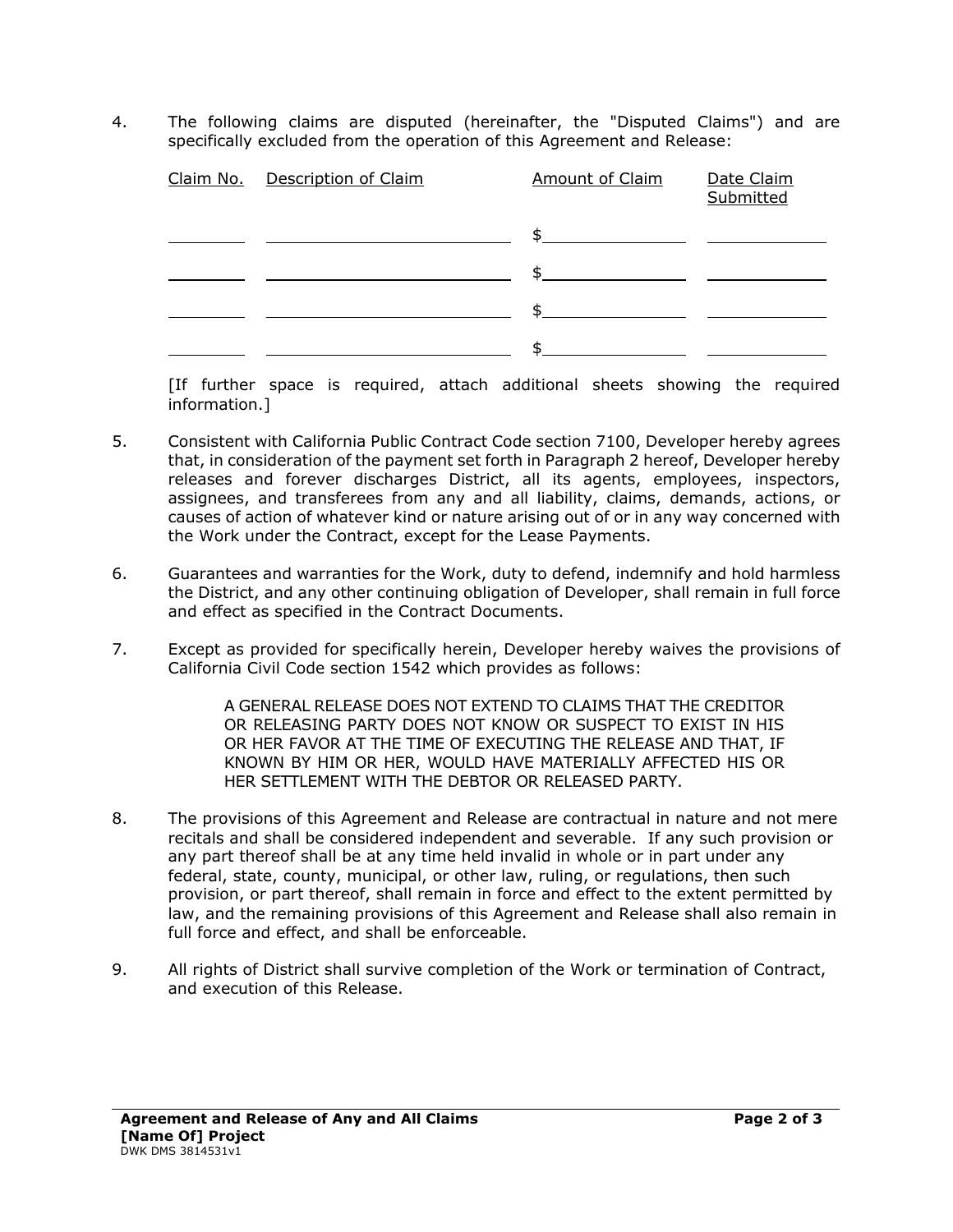4. The following claims are disputed (hereinafter, the "Disputed Claims") and are specifically excluded from the operation of this Agreement and Release:

| Claim No. | Description of Claim | Amount of Claim | Date Claim Submitted |
|---|---|---|---|
| | | $ | |
| | | $ | |
| | | $ | |
| | | $ | |

[If further space is required, attach additional sheets showing the required information.]

5. Consistent with California Public Contract Code section 7100, Developer hereby agrees that, in consideration of the payment set forth in Paragraph 2 hereof, Developer hereby releases and forever discharges District, all its agents, employees, inspectors, assignees, and transferees from any and all liability, claims, demands, actions, or causes of action of whatever kind or nature arising out of or in any way concerned with the Work under the Contract, except for the Lease Payments.

6. Guarantees and warranties for the Work, duty to defend, indemnify and hold harmless the District, and any other continuing obligation of Developer, shall remain in full force and effect as specified in the Contract Documents.

7. Except as provided for specifically herein, Developer hereby waives the provisions of California Civil Code section 1542 which provides as follows:

   > A GENERAL RELEASE DOES NOT EXTEND TO CLAIMS THAT THE CREDITOR OR RELEASING PARTY DOES NOT KNOW OR SUSPECT TO EXIST IN HIS OR HER FAVOR AT THE TIME OF EXECUTING THE RELEASE AND THAT, IF KNOWN BY HIM OR HER, WOULD HAVE MATERIALLY AFFECTED HIS OR HER SETTLEMENT WITH THE DEBTOR OR RELEASED PARTY.

8. The provisions of this Agreement and Release are contractual in nature and not mere recitals and shall be considered independent and severable. If any such provision or any part thereof shall be at any time held invalid in whole or in part under any federal, state, county, municipal, or other law, ruling, or regulations, then such provision, or part thereof, shall remain in force and effect to the extent permitted by law, and the remaining provisions of this Agreement and Release shall also remain in full force and effect, and shall be enforceable.

9. All rights of District shall survive completion of the Work or termination of Contract, and execution of this Release.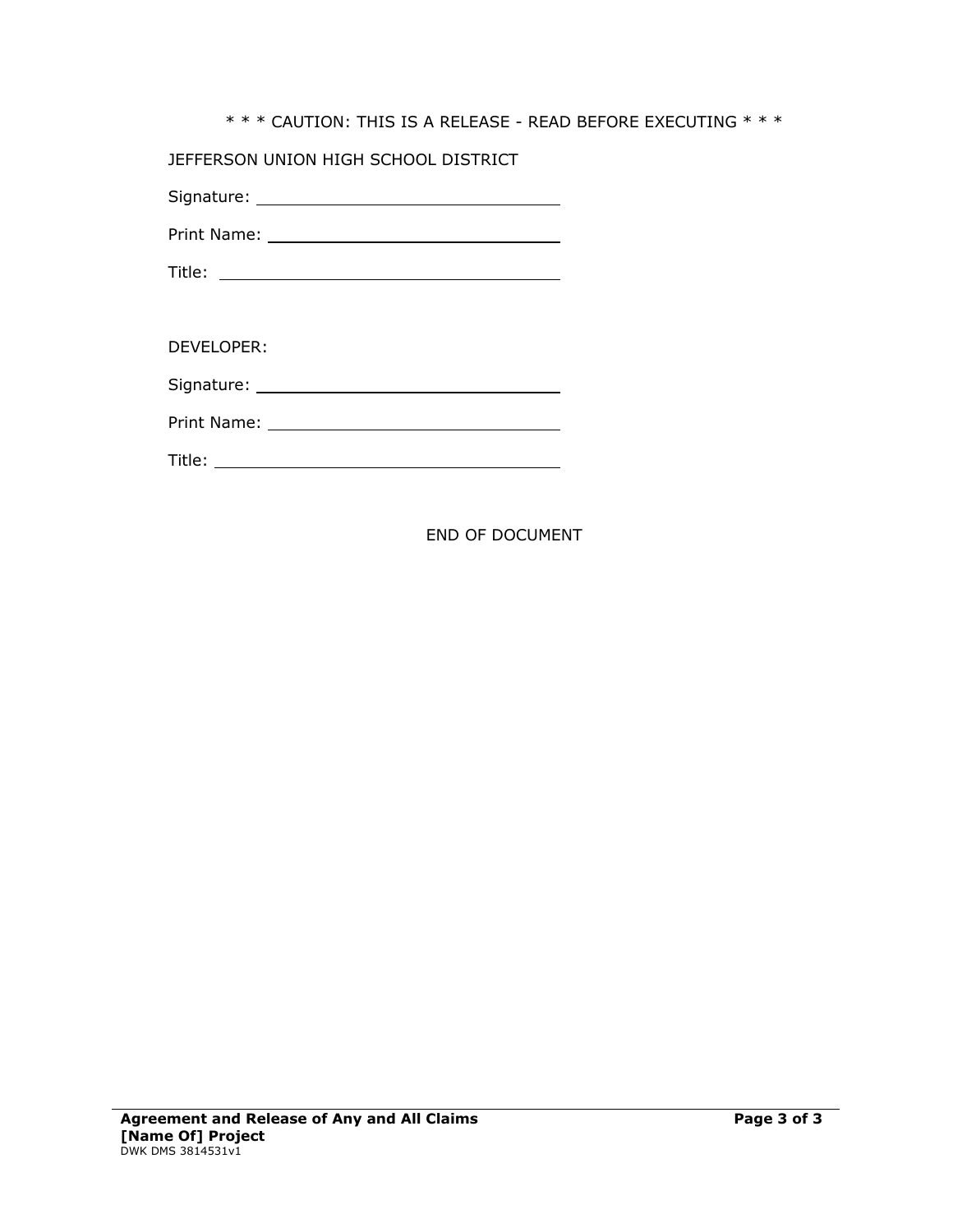\* \* \* CAUTION: THIS IS A RELEASE - READ BEFORE EXECUTING \* \* \*

JEFFERSON UNION HIGH SCHOOL DISTRICT

Signature: ______________________________

Print Name: ______________________________

Title: ______________________________

DEVELOPER:

Signature: ______________________________

Print Name: ______________________________

Title: ______________________________

END OF DOCUMENT